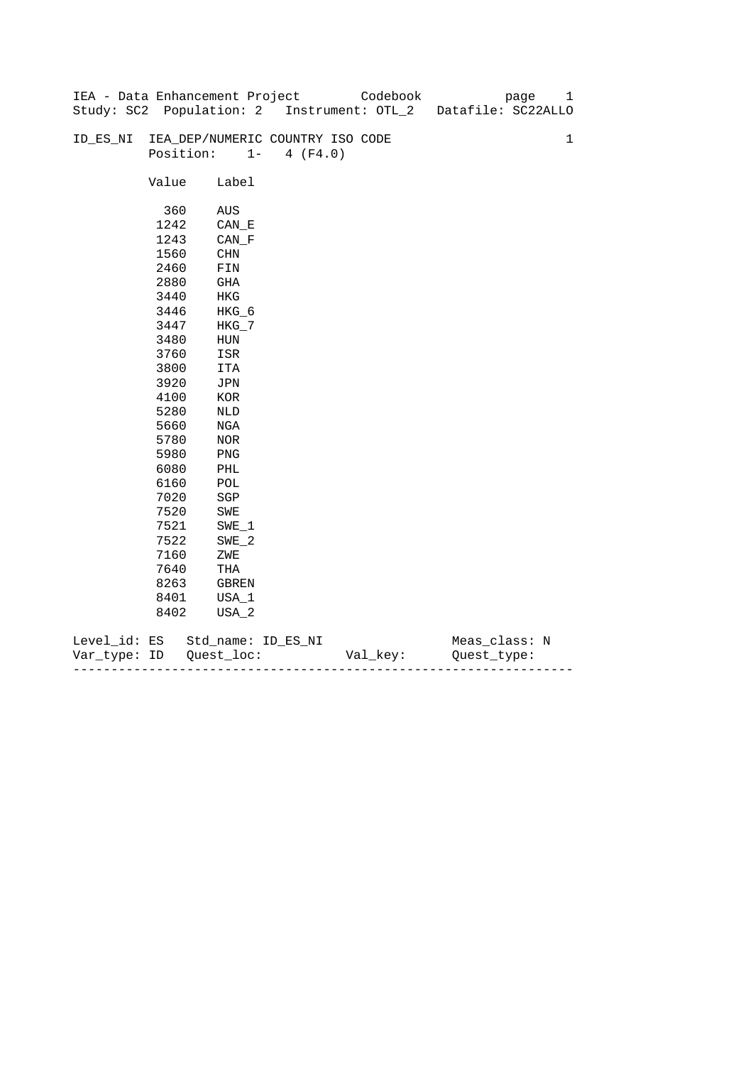IEA - Data Enhancement Project        Codebook
Study: SC2  Population: 2   Instrument: OTL_2   Datafile: SC22ALLO

ID_ES_NI  IEA_DEP/NUMERIC COUNTRY ISO CODE                              1
Position:    1-   4 (F4.0)

| Value | Label |
|---|---|
| 360 | AUS |
| 1242 | CAN_E |
| 1243 | CAN_F |
| 1560 | CHN |
| 2460 | FIN |
| 2880 | GHA |
| 3440 | HKG |
| 3446 | HKG_6 |
| 3447 | HKG_7 |
| 3480 | HUN |
| 3760 | ISR |
| 3800 | ITA |
| 3920 | JPN |
| 4100 | KOR |
| 5280 | NLD |
| 5660 | NGA |
| 5780 | NOR |
| 5980 | PNG |
| 6080 | PHL |
| 6160 | POL |
| 7020 | SGP |
| 7520 | SWE |
| 7521 | SWE_1 |
| 7522 | SWE_2 |
| 7160 | ZWE |
| 7640 | THA |
| 8263 | GBREN |
| 8401 | USA_1 |
| 8402 | USA_2 |

Level_id: ES   Std_name: ID_ES_NI                    Meas_class: N
Var_type: ID   Quest_loc:           Val_key:        Quest_type:

---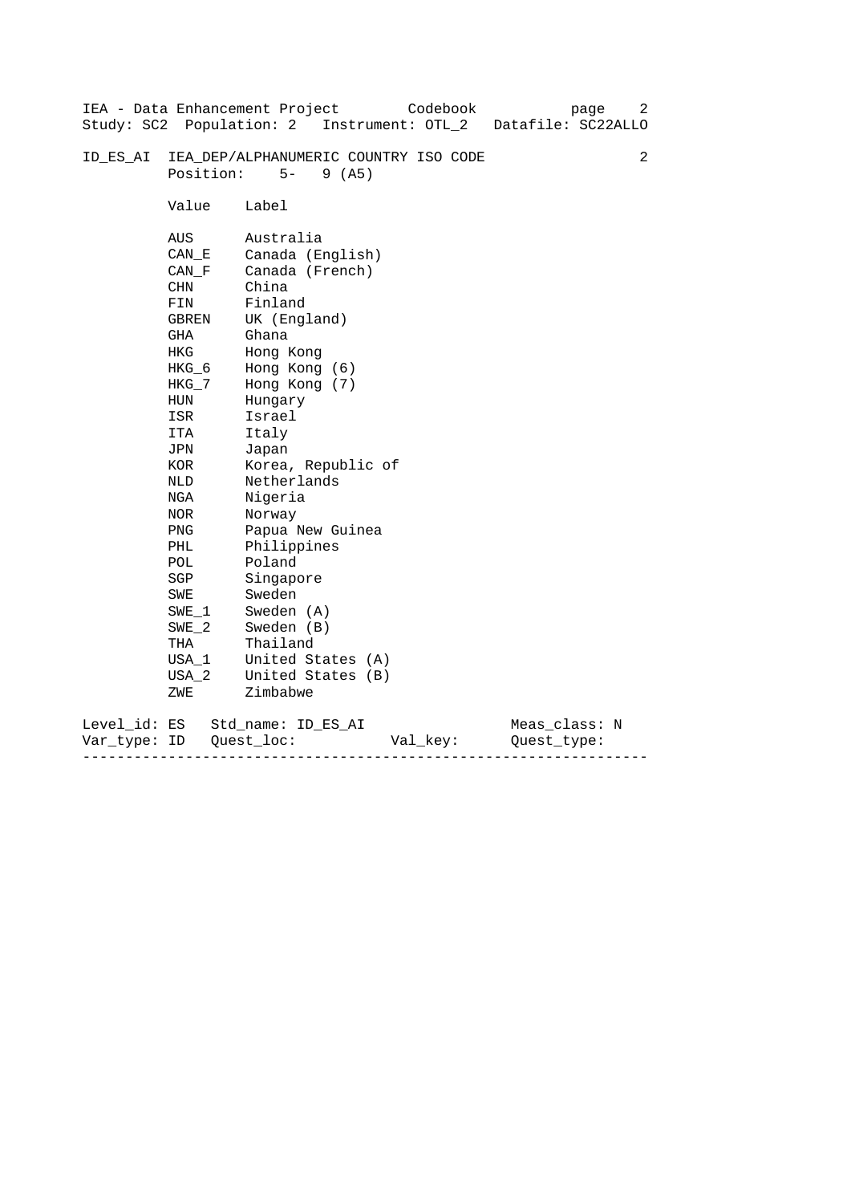IEA - Data Enhancement Project Codebook
Study: SC2 Population: 2 Instrument: OTL_2 Datafile: SC22ALLO

ID_ES_AI IEA_DEP/ALPHANUMERIC COUNTRY ISO CODE 2
Position: 5- 9 (A5)

| Value | Label |
|---|---|
| AUS | Australia |
| CAN_E | Canada (English) |
| CAN_F | Canada (French) |
| CHN | China |
| FIN | Finland |
| GBREN | UK (England) |
| GHA | Ghana |
| HKG | Hong Kong |
| HKG_6 | Hong Kong (6) |
| HKG_7 | Hong Kong (7) |
| HUN | Hungary |
| ISR | Israel |
| ITA | Italy |
| JPN | Japan |
| KOR | Korea, Republic of |
| NLD | Netherlands |
| NGA | Nigeria |
| NOR | Norway |
| PNG | Papua New Guinea |
| PHL | Philippines |
| POL | Poland |
| SGP | Singapore |
| SWE | Sweden |
| SWE_1 | Sweden (A) |
| SWE_2 | Sweden (B) |
| THA | Thailand |
| USA_1 | United States (A) |
| USA_2 | United States (B) |
| ZWE | Zimbabwe |

Level_id: ES Std_name: ID_ES_AI Meas_class: N
Var_type: ID Quest_loc: Val_key: Quest_type:

---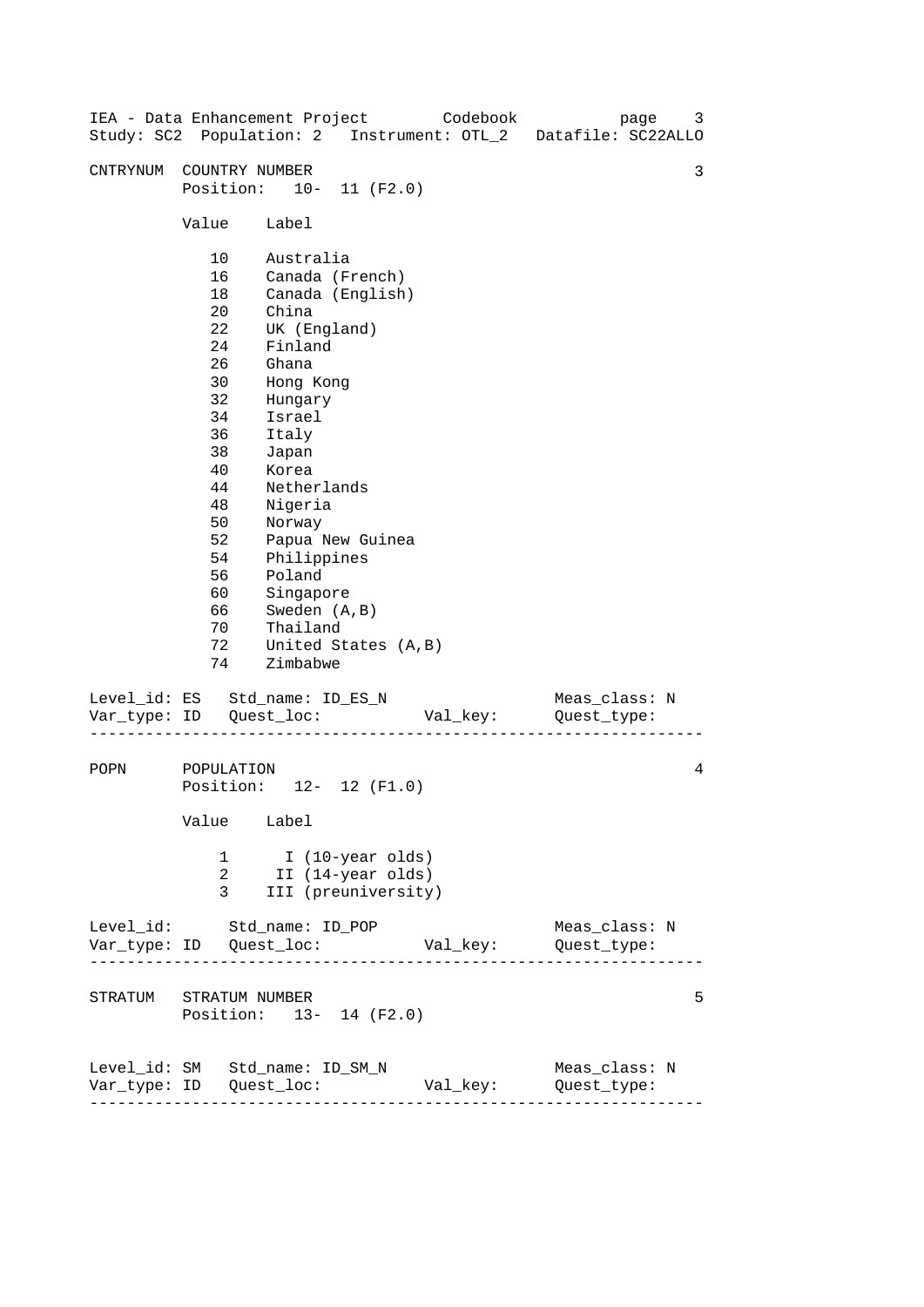CNTRYNUM  COUNTRY NUMBER                                              3
          Position:   10-  11 (F2.0)

| Value | Label |
|---|---|
| 10 | Australia |
| 16 | Canada (French) |
| 18 | Canada (English) |
| 20 | China |
| 22 | UK (England) |
| 24 | Finland |
| 26 | Ghana |
| 30 | Hong Kong |
| 32 | Hungary |
| 34 | Israel |
| 36 | Italy |
| 38 | Japan |
| 40 | Korea |
| 44 | Netherlands |
| 48 | Nigeria |
| 50 | Norway |
| 52 | Papua New Guinea |
| 54 | Philippines |
| 56 | Poland |
| 60 | Singapore |
| 66 | Sweden (A,B) |
| 70 | Thailand |
| 72 | United States (A,B) |
| 74 | Zimbabwe |

Level_id: ES   Std_name: ID_ES_N                  Meas_class: N
Var_type: ID   Quest_loc:           Val_key:      Quest_type:

---

POPN      POPULATION                                                  4
          Position:   12-  12 (F1.0)

| Value | Label |
|---|---|
| 1 | I (10-year olds) |
| 2 | II (14-year olds) |
| 3 | III (preuniversity) |

Level_id:      Std_name: ID_POP                   Meas_class: N
Var_type: ID   Quest_loc:           Val_key:      Quest_type:

---

STRATUM   STRATUM NUMBER                                              5
          Position:   13-  14 (F2.0)

Level_id: SM   Std_name: ID_SM_N                  Meas_class: N
Var_type: ID   Quest_loc:           Val_key:      Quest_type:

---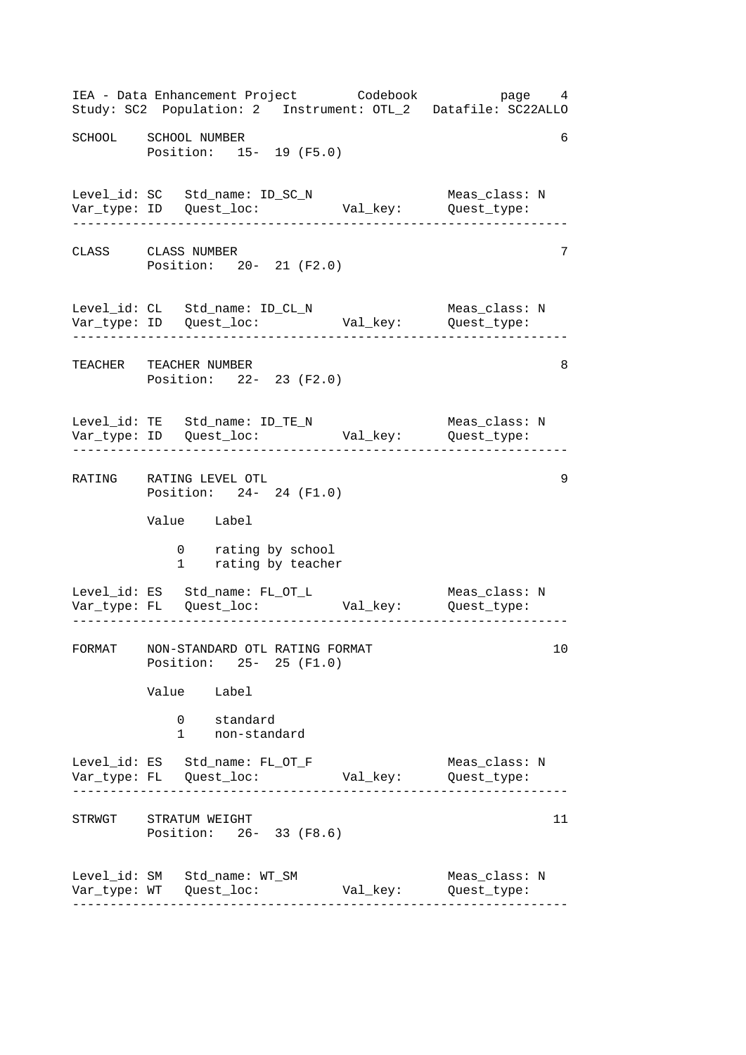```
SCHOOL    SCHOOL NUMBER                                           6
          Position:   15-  19 (F5.0)


Level_id: SC   Std_name: ID_SC_N                  Meas_class: N
Var_type: ID   Quest_loc:          Val_key:      Quest_type:
-----------------------------------------------------------------

CLASS     CLASS NUMBER                                            7
          Position:   20-  21 (F2.0)


Level_id: CL   Std_name: ID_CL_N                  Meas_class: N
Var_type: ID   Quest_loc:          Val_key:      Quest_type:
-----------------------------------------------------------------

TEACHER   TEACHER NUMBER                                          8
          Position:   22-  23 (F2.0)


Level_id: TE   Std_name: ID_TE_N                  Meas_class: N
Var_type: ID   Quest_loc:          Val_key:      Quest_type:
-----------------------------------------------------------------

RATING    RATING LEVEL OTL                                        9
          Position:   24-  24 (F1.0)

          Value    Label

              0    rating by school
              1    rating by teacher

Level_id: ES   Std_name: FL_OT_L                  Meas_class: N
Var_type: FL   Quest_loc:          Val_key:      Quest_type:
-----------------------------------------------------------------

FORMAT    NON-STANDARD OTL RATING FORMAT                         10
          Position:   25-  25 (F1.0)

          Value    Label

              0    standard
              1    non-standard

Level_id: ES   Std_name: FL_OT_F                  Meas_class: N
Var_type: FL   Quest_loc:          Val_key:      Quest_type:
-----------------------------------------------------------------

STRWGT    STRATUM WEIGHT                                         11
          Position:   26-  33 (F8.6)


Level_id: SM   Std_name: WT_SM                    Meas_class: N
Var_type: WT   Quest_loc:          Val_key:      Quest_type:
-----------------------------------------------------------------
```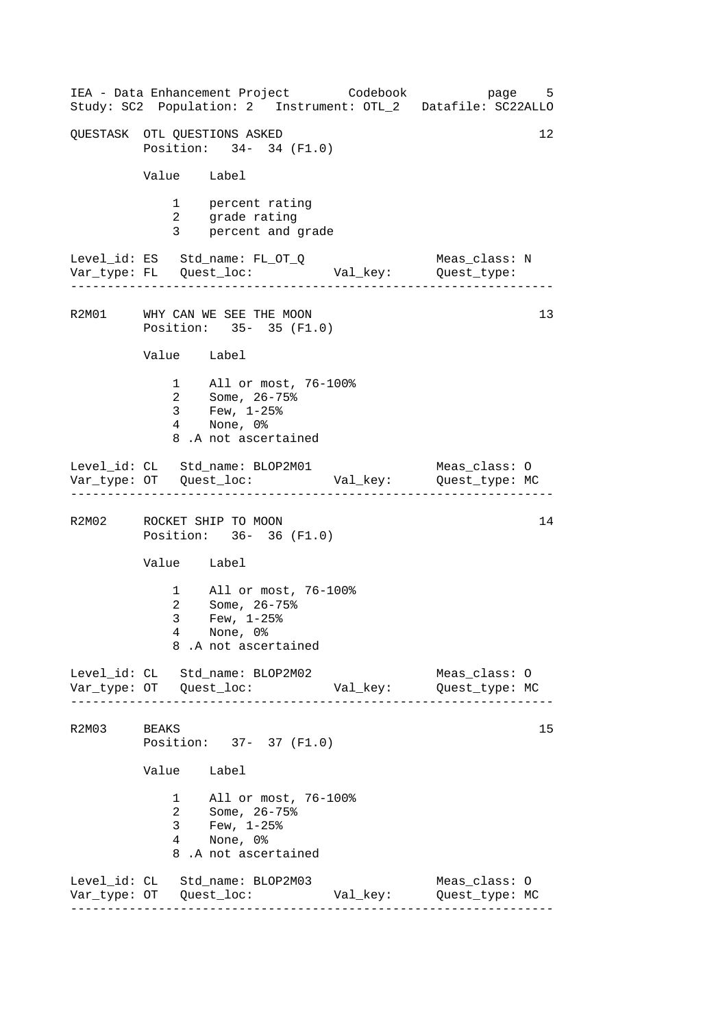QUESTASK  OTL QUESTIONS ASKED  12

Position: 34- 34 (F1.0)

| Value | Label |
|---|---|
| 1 | percent rating |
| 2 | grade rating |
| 3 | percent and grade |

Level_id: ES   Std_name: FL_OT_Q   Meas_class: N
Var_type: FL   Quest_loc:   Val_key:   Quest_type:

---

R2M01  WHY CAN WE SEE THE MOON  13

Position: 35- 35 (F1.0)

| Value | Label |
|---|---|
| 1 | All or most, 76-100% |
| 2 | Some, 26-75% |
| 3 | Few, 1-25% |
| 4 | None, 0% |
| 8 | .A not ascertained |

Level_id: CL   Std_name: BLOP2M01   Meas_class: O
Var_type: OT   Quest_loc:   Val_key:   Quest_type: MC

---

R2M02  ROCKET SHIP TO MOON  14

Position: 36- 36 (F1.0)

| Value | Label |
|---|---|
| 1 | All or most, 76-100% |
| 2 | Some, 26-75% |
| 3 | Few, 1-25% |
| 4 | None, 0% |
| 8 | .A not ascertained |

Level_id: CL   Std_name: BLOP2M02   Meas_class: O
Var_type: OT   Quest_loc:   Val_key:   Quest_type: MC

---

R2M03  BEAKS  15

Position: 37- 37 (F1.0)

| Value | Label |
|---|---|
| 1 | All or most, 76-100% |
| 2 | Some, 26-75% |
| 3 | Few, 1-25% |
| 4 | None, 0% |
| 8 | .A not ascertained |

Level_id: CL   Std_name: BLOP2M03   Meas_class: O
Var_type: OT   Quest_loc:   Val_key:   Quest_type: MC

---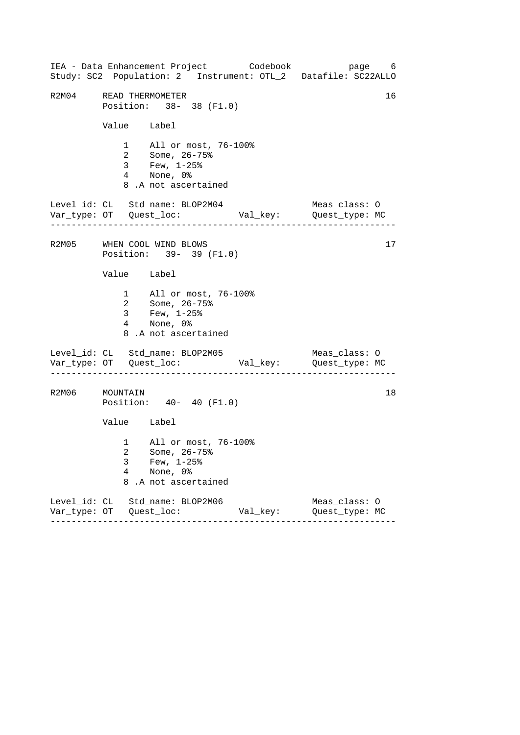## R2M04 READ THERMOMETER — 16

Position: 38- 38 (F1.0)

| Value | Label |
|---|---|
| 1 | All or most, 76-100% |
| 2 | Some, 26-75% |
| 3 | Few, 1-25% |
| 4 | None, 0% |
| 8 | .A not ascertained |

Level_id: CL   Std_name: BLOP2M04   Meas_class: O
Var_type: OT   Quest_loc:   Val_key:   Quest_type: MC

---

## R2M05 WHEN COOL WIND BLOWS — 17

Position: 39- 39 (F1.0)

| Value | Label |
|---|---|
| 1 | All or most, 76-100% |
| 2 | Some, 26-75% |
| 3 | Few, 1-25% |
| 4 | None, 0% |
| 8 | .A not ascertained |

Level_id: CL   Std_name: BLOP2M05   Meas_class: O
Var_type: OT   Quest_loc:   Val_key:   Quest_type: MC

---

## R2M06 MOUNTAIN — 18

Position: 40- 40 (F1.0)

| Value | Label |
|---|---|
| 1 | All or most, 76-100% |
| 2 | Some, 26-75% |
| 3 | Few, 1-25% |
| 4 | None, 0% |
| 8 | .A not ascertained |

Level_id: CL   Std_name: BLOP2M06   Meas_class: O
Var_type: OT   Quest_loc:   Val_key:   Quest_type: MC

---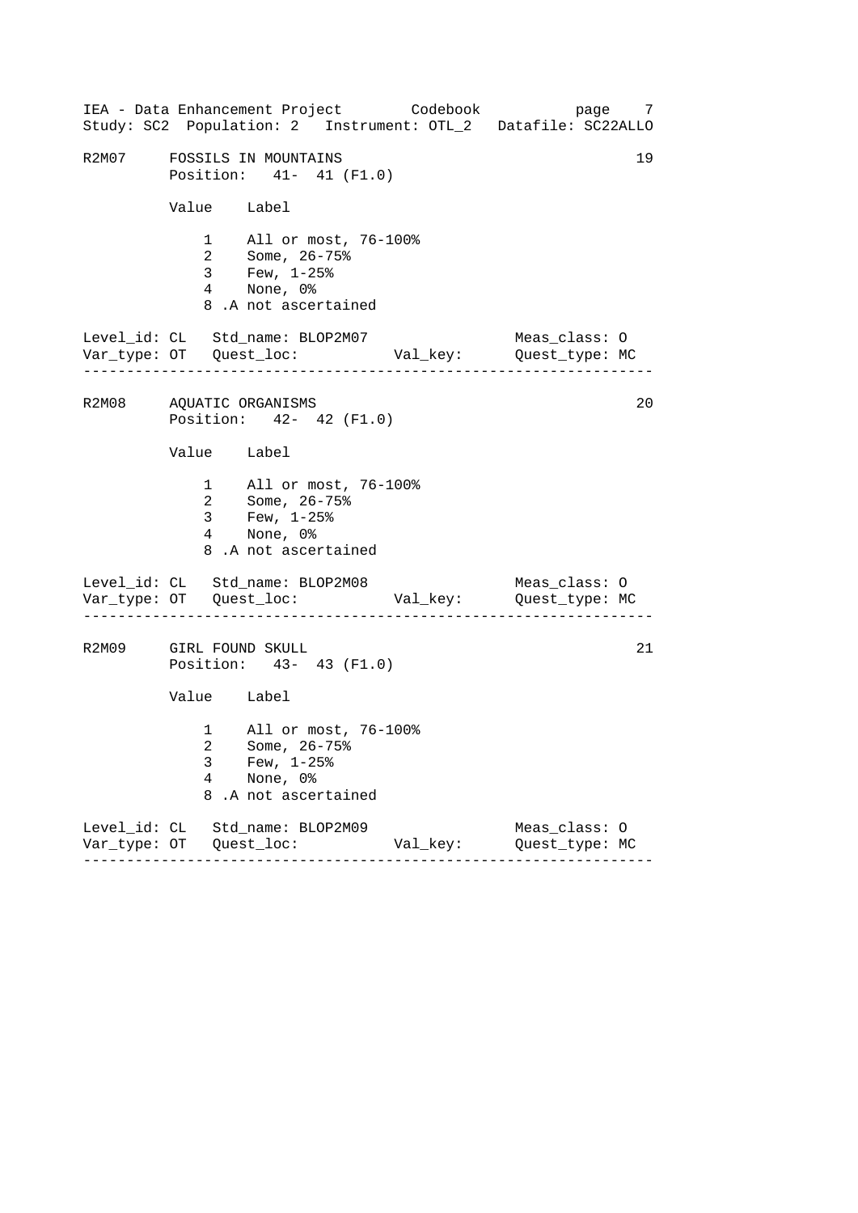R2M07 FOSSILS IN MOUNTAINS 19
Position: 41- 41 (F1.0)

| Value | Label |
|---|---|
| 1 | All or most, 76-100% |
| 2 | Some, 26-75% |
| 3 | Few, 1-25% |
| 4 | None, 0% |
| 8 | .A not ascertained |

Level_id: CL Std_name: BLOP2M07 Meas_class: O
Var_type: OT Quest_loc: Val_key: Quest_type: MC

---

R2M08 AQUATIC ORGANISMS 20
Position: 42- 42 (F1.0)

| Value | Label |
|---|---|
| 1 | All or most, 76-100% |
| 2 | Some, 26-75% |
| 3 | Few, 1-25% |
| 4 | None, 0% |
| 8 | .A not ascertained |

Level_id: CL Std_name: BLOP2M08 Meas_class: O
Var_type: OT Quest_loc: Val_key: Quest_type: MC

---

R2M09 GIRL FOUND SKULL 21
Position: 43- 43 (F1.0)

| Value | Label |
|---|---|
| 1 | All or most, 76-100% |
| 2 | Some, 26-75% |
| 3 | Few, 1-25% |
| 4 | None, 0% |
| 8 | .A not ascertained |

Level_id: CL Std_name: BLOP2M09 Meas_class: O
Var_type: OT Quest_loc: Val_key: Quest_type: MC

---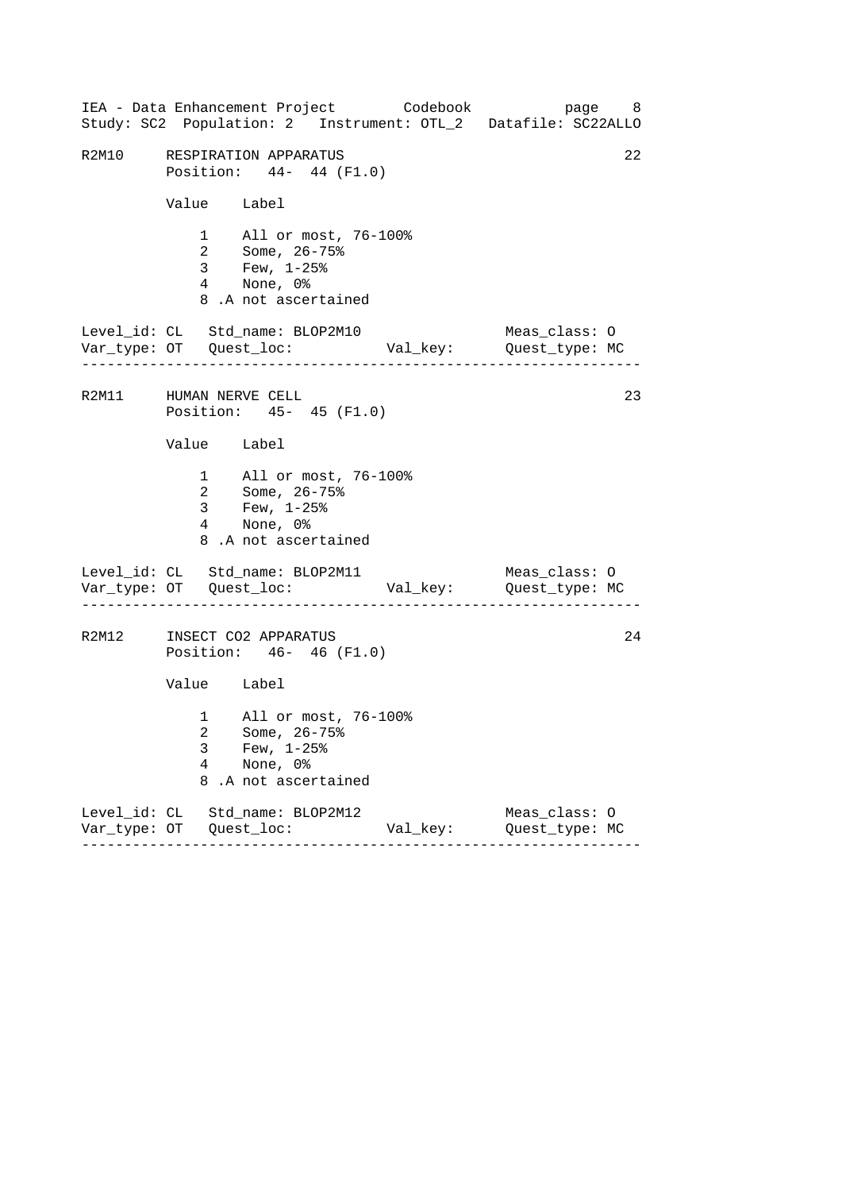## R2M10 RESPIRATION APPARATUS

22

Position: 44- 44 (F1.0)

| Value | Label |
|---|---|
| 1 | All or most, 76-100% |
| 2 | Some, 26-75% |
| 3 | Few, 1-25% |
| 4 | None, 0% |
| 8 | .A not ascertained |

Level_id: CL   Std_name: BLOP2M10   Meas_class: O
Var_type: OT   Quest_loc:   Val_key:   Quest_type: MC

---

## R2M11 HUMAN NERVE CELL

23

Position: 45- 45 (F1.0)

| Value | Label |
|---|---|
| 1 | All or most, 76-100% |
| 2 | Some, 26-75% |
| 3 | Few, 1-25% |
| 4 | None, 0% |
| 8 | .A not ascertained |

Level_id: CL   Std_name: BLOP2M11   Meas_class: O
Var_type: OT   Quest_loc:   Val_key:   Quest_type: MC

---

## R2M12 INSECT CO2 APPARATUS

24

Position: 46- 46 (F1.0)

| Value | Label |
|---|---|
| 1 | All or most, 76-100% |
| 2 | Some, 26-75% |
| 3 | Few, 1-25% |
| 4 | None, 0% |
| 8 | .A not ascertained |

Level_id: CL   Std_name: BLOP2M12   Meas_class: O
Var_type: OT   Quest_loc:   Val_key:   Quest_type: MC

---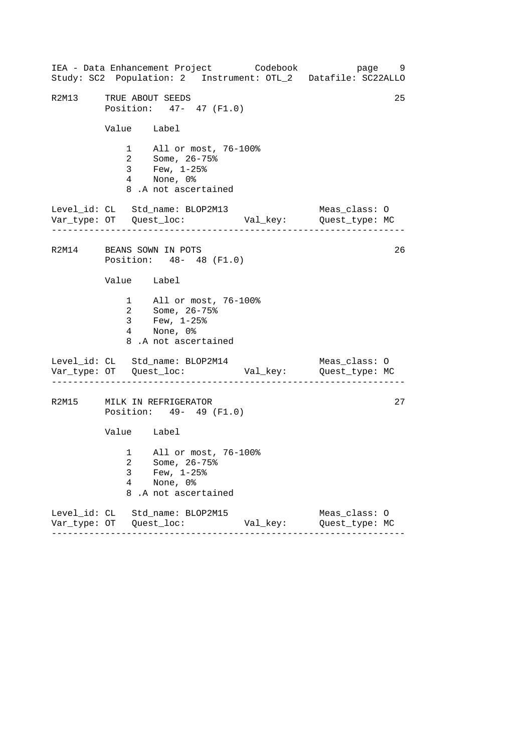R2M13 TRUE ABOUT SEEDS 25
Position: 47- 47 (F1.0)

| Value | Label |
|---|---|
| 1 | All or most, 76-100% |
| 2 | Some, 26-75% |
| 3 | Few, 1-25% |
| 4 | None, 0% |
| 8 | .A not ascertained |

Level_id: CL Std_name: BLOP2M13 Meas_class: O
Var_type: OT Quest_loc: Val_key: Quest_type: MC

---

R2M14 BEANS SOWN IN POTS 26
Position: 48- 48 (F1.0)

| Value | Label |
|---|---|
| 1 | All or most, 76-100% |
| 2 | Some, 26-75% |
| 3 | Few, 1-25% |
| 4 | None, 0% |
| 8 | .A not ascertained |

Level_id: CL Std_name: BLOP2M14 Meas_class: O
Var_type: OT Quest_loc: Val_key: Quest_type: MC

---

R2M15 MILK IN REFRIGERATOR 27
Position: 49- 49 (F1.0)

| Value | Label |
|---|---|
| 1 | All or most, 76-100% |
| 2 | Some, 26-75% |
| 3 | Few, 1-25% |
| 4 | None, 0% |
| 8 | .A not ascertained |

Level_id: CL Std_name: BLOP2M15 Meas_class: O
Var_type: OT Quest_loc: Val_key: Quest_type: MC

---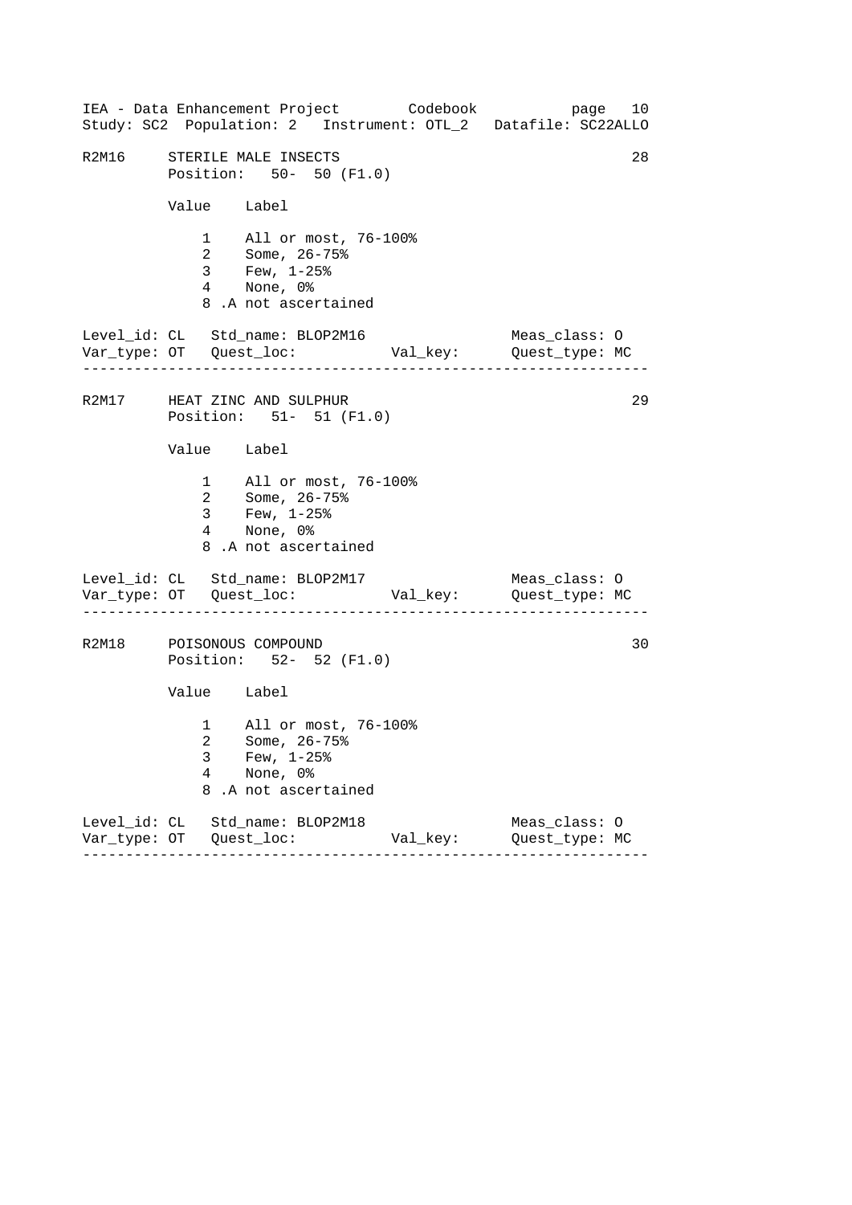R2M16     STERILE MALE INSECTS                                        28
          Position:   50-  50 (F1.0)

| Value | Label |
|---|---|
| 1 | All or most, 76-100% |
| 2 | Some, 26-75% |
| 3 | Few, 1-25% |
| 4 | None, 0% |
| 8 | .A not ascertained |

Level_id: CL   Std_name: BLOP2M16                    Meas_class: O
Var_type: OT   Quest_loc:           Val_key:      Quest_type: MC

---

R2M17     HEAT ZINC AND SULPHUR                                       29
          Position:   51-  51 (F1.0)

| Value | Label |
|---|---|
| 1 | All or most, 76-100% |
| 2 | Some, 26-75% |
| 3 | Few, 1-25% |
| 4 | None, 0% |
| 8 | .A not ascertained |

Level_id: CL   Std_name: BLOP2M17                    Meas_class: O
Var_type: OT   Quest_loc:           Val_key:      Quest_type: MC

---

R2M18     POISONOUS COMPOUND                                          30
          Position:   52-  52 (F1.0)

| Value | Label |
|---|---|
| 1 | All or most, 76-100% |
| 2 | Some, 26-75% |
| 3 | Few, 1-25% |
| 4 | None, 0% |
| 8 | .A not ascertained |

Level_id: CL   Std_name: BLOP2M18                    Meas_class: O
Var_type: OT   Quest_loc:           Val_key:      Quest_type: MC

---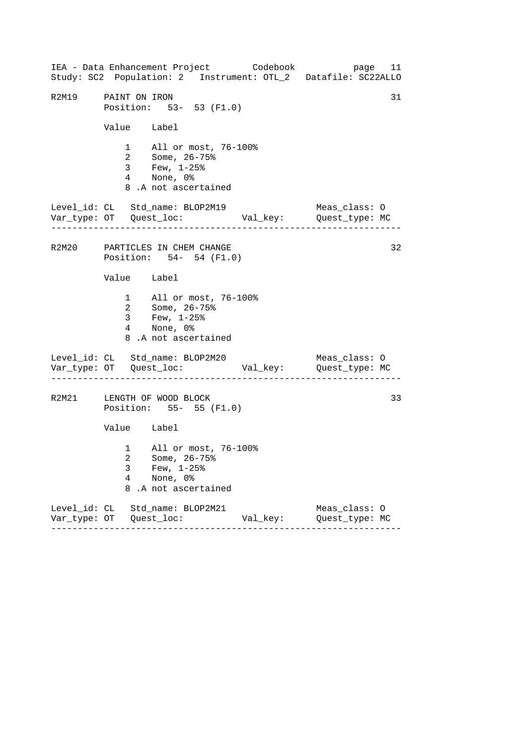R2M19 PAINT ON IRON 31
Position: 53- 53 (F1.0)

| Value | Label |
|---|---|
| 1 | All or most, 76-100% |
| 2 | Some, 26-75% |
| 3 | Few, 1-25% |
| 4 | None, 0% |
| 8 | .A not ascertained |

Level_id: CL Std_name: BLOP2M19 Meas_class: O
Var_type: OT Quest_loc: Val_key: Quest_type: MC

---

R2M20 PARTICLES IN CHEM CHANGE 32
Position: 54- 54 (F1.0)

| Value | Label |
|---|---|
| 1 | All or most, 76-100% |
| 2 | Some, 26-75% |
| 3 | Few, 1-25% |
| 4 | None, 0% |
| 8 | .A not ascertained |

Level_id: CL Std_name: BLOP2M20 Meas_class: O
Var_type: OT Quest_loc: Val_key: Quest_type: MC

---

R2M21 LENGTH OF WOOD BLOCK 33
Position: 55- 55 (F1.0)

| Value | Label |
|---|---|
| 1 | All or most, 76-100% |
| 2 | Some, 26-75% |
| 3 | Few, 1-25% |
| 4 | None, 0% |
| 8 | .A not ascertained |

Level_id: CL Std_name: BLOP2M21 Meas_class: O
Var_type: OT Quest_loc: Val_key: Quest_type: MC

---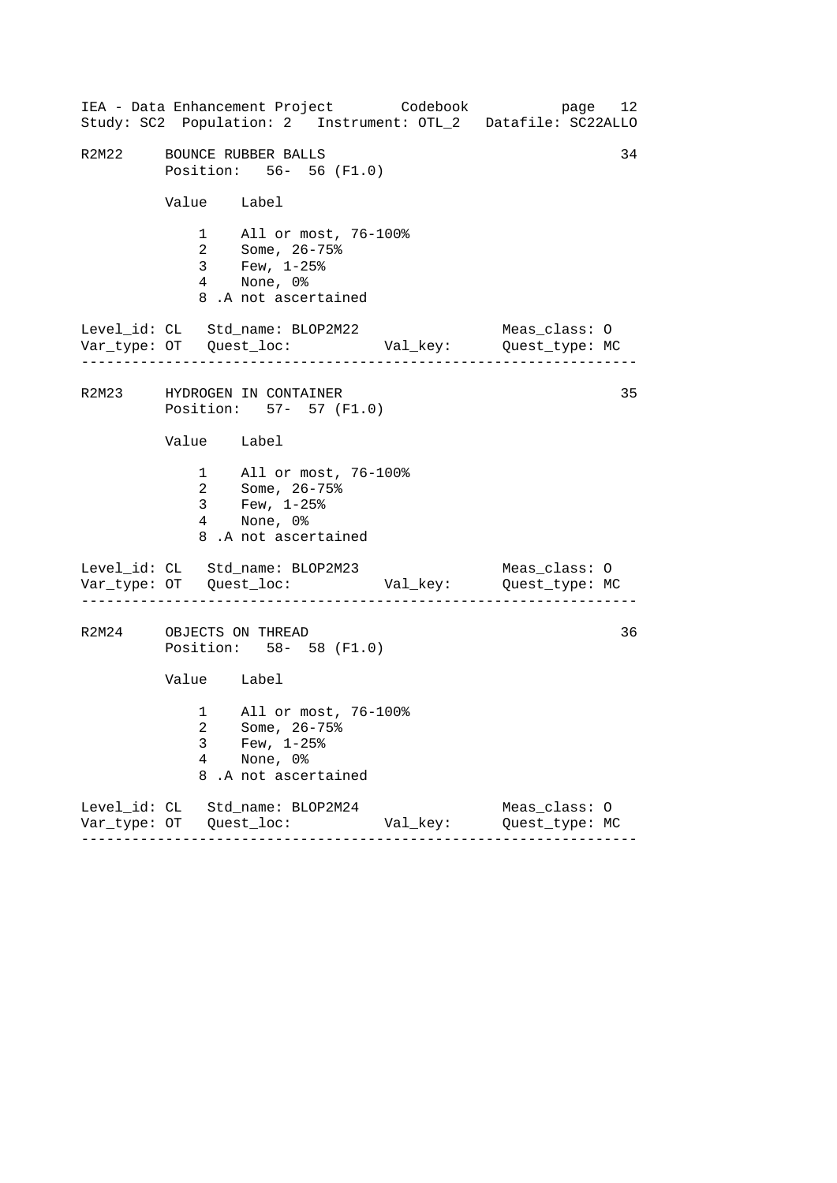R2M22     BOUNCE RUBBER BALLS                                    34
          Position:   56-  56 (F1.0)

| Value | Label |
|---|---|
| 1 | All or most, 76-100% |
| 2 | Some, 26-75% |
| 3 | Few, 1-25% |
| 4 | None, 0% |
| 8 | .A not ascertained |

Level_id: CL   Std_name: BLOP2M22                 Meas_class: O
Var_type: OT   Quest_loc:           Val_key:      Quest_type: MC

---

R2M23     HYDROGEN IN CONTAINER                                  35
          Position:   57-  57 (F1.0)

| Value | Label |
|---|---|
| 1 | All or most, 76-100% |
| 2 | Some, 26-75% |
| 3 | Few, 1-25% |
| 4 | None, 0% |
| 8 | .A not ascertained |

Level_id: CL   Std_name: BLOP2M23                 Meas_class: O
Var_type: OT   Quest_loc:           Val_key:      Quest_type: MC

---

R2M24     OBJECTS ON THREAD                                      36
          Position:   58-  58 (F1.0)

| Value | Label |
|---|---|
| 1 | All or most, 76-100% |
| 2 | Some, 26-75% |
| 3 | Few, 1-25% |
| 4 | None, 0% |
| 8 | .A not ascertained |

Level_id: CL   Std_name: BLOP2M24                 Meas_class: O
Var_type: OT   Quest_loc:           Val_key:      Quest_type: MC

---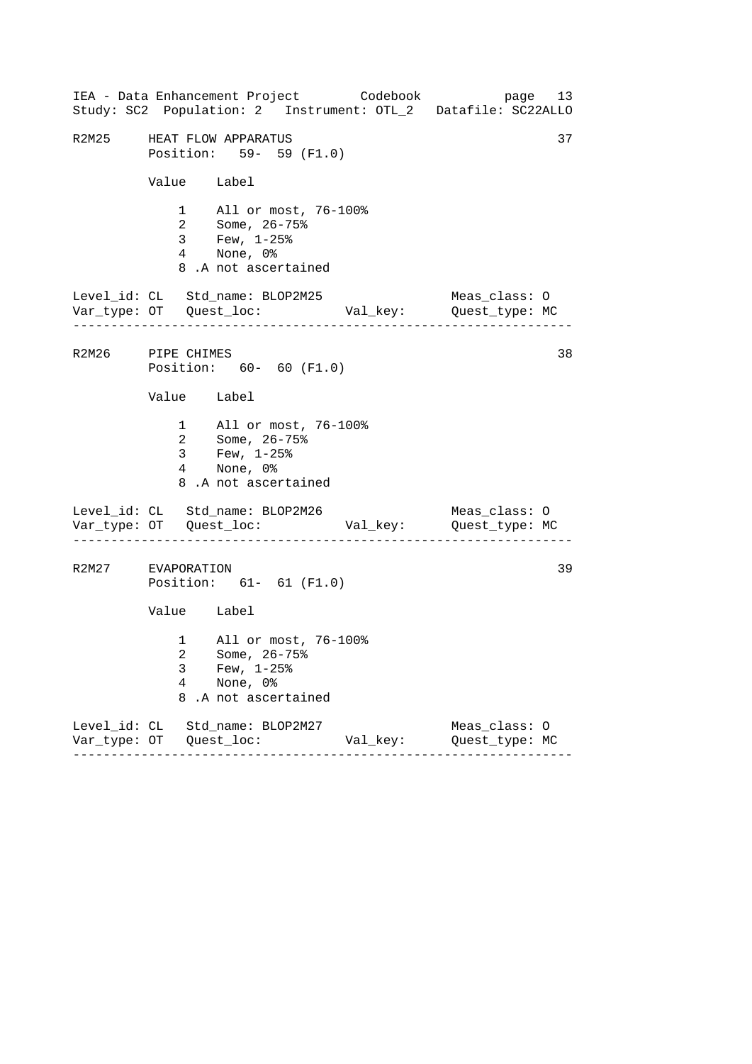R2M25 HEAT FLOW APPARATUS 37

Position: 59- 59 (F1.0)

| Value | Label |
|---|---|
| 1 | All or most, 76-100% |
| 2 | Some, 26-75% |
| 3 | Few, 1-25% |
| 4 | None, 0% |
| 8 | .A not ascertained |

Level_id: CL Std_name: BLOP2M25 Meas_class: O
Var_type: OT Quest_loc: Val_key: Quest_type: MC

---

R2M26 PIPE CHIMES 38

Position: 60- 60 (F1.0)

| Value | Label |
|---|---|
| 1 | All or most, 76-100% |
| 2 | Some, 26-75% |
| 3 | Few, 1-25% |
| 4 | None, 0% |
| 8 | .A not ascertained |

Level_id: CL Std_name: BLOP2M26 Meas_class: O
Var_type: OT Quest_loc: Val_key: Quest_type: MC

---

R2M27 EVAPORATION 39

Position: 61- 61 (F1.0)

| Value | Label |
|---|---|
| 1 | All or most, 76-100% |
| 2 | Some, 26-75% |
| 3 | Few, 1-25% |
| 4 | None, 0% |
| 8 | .A not ascertained |

Level_id: CL Std_name: BLOP2M27 Meas_class: O
Var_type: OT Quest_loc: Val_key: Quest_type: MC

---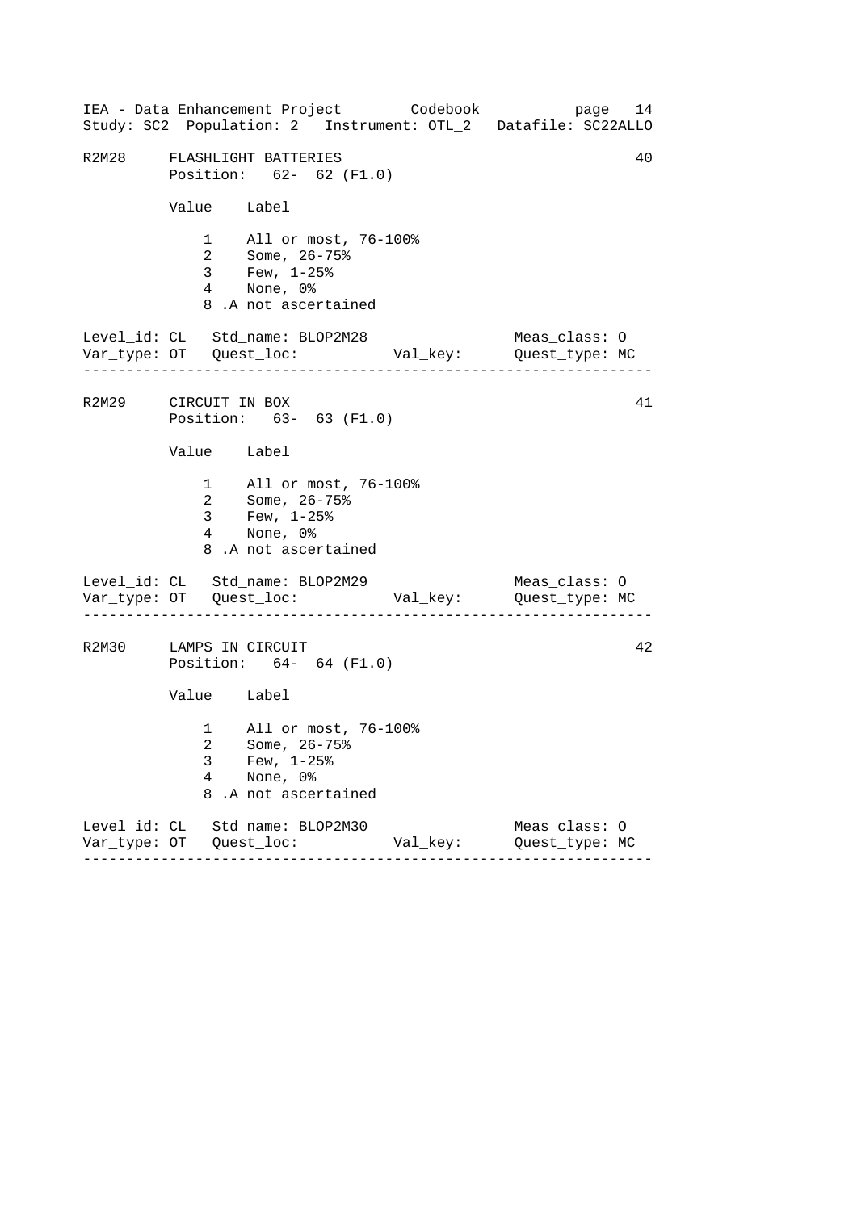R2M28     FLASHLIGHT BATTERIES                                    40
          Position:   62-  62 (F1.0)

Value    Label

| Value | Label |
|---|---|
| 1 | All or most, 76-100% |
| 2 | Some, 26-75% |
| 3 | Few, 1-25% |
| 4 | None, 0% |
| 8 | .A not ascertained |

Level_id: CL   Std_name: BLOP2M28                    Meas_class: O
Var_type: OT   Quest_loc:           Val_key:         Quest_type: MC

---

R2M29     CIRCUIT IN BOX                                          41
          Position:   63-  63 (F1.0)

| Value | Label |
|---|---|
| 1 | All or most, 76-100% |
| 2 | Some, 26-75% |
| 3 | Few, 1-25% |
| 4 | None, 0% |
| 8 | .A not ascertained |

Level_id: CL   Std_name: BLOP2M29                    Meas_class: O
Var_type: OT   Quest_loc:           Val_key:         Quest_type: MC

---

R2M30     LAMPS IN CIRCUIT                                        42
          Position:   64-  64 (F1.0)

| Value | Label |
|---|---|
| 1 | All or most, 76-100% |
| 2 | Some, 26-75% |
| 3 | Few, 1-25% |
| 4 | None, 0% |
| 8 | .A not ascertained |

Level_id: CL   Std_name: BLOP2M30                    Meas_class: O
Var_type: OT   Quest_loc:           Val_key:         Quest_type: MC

---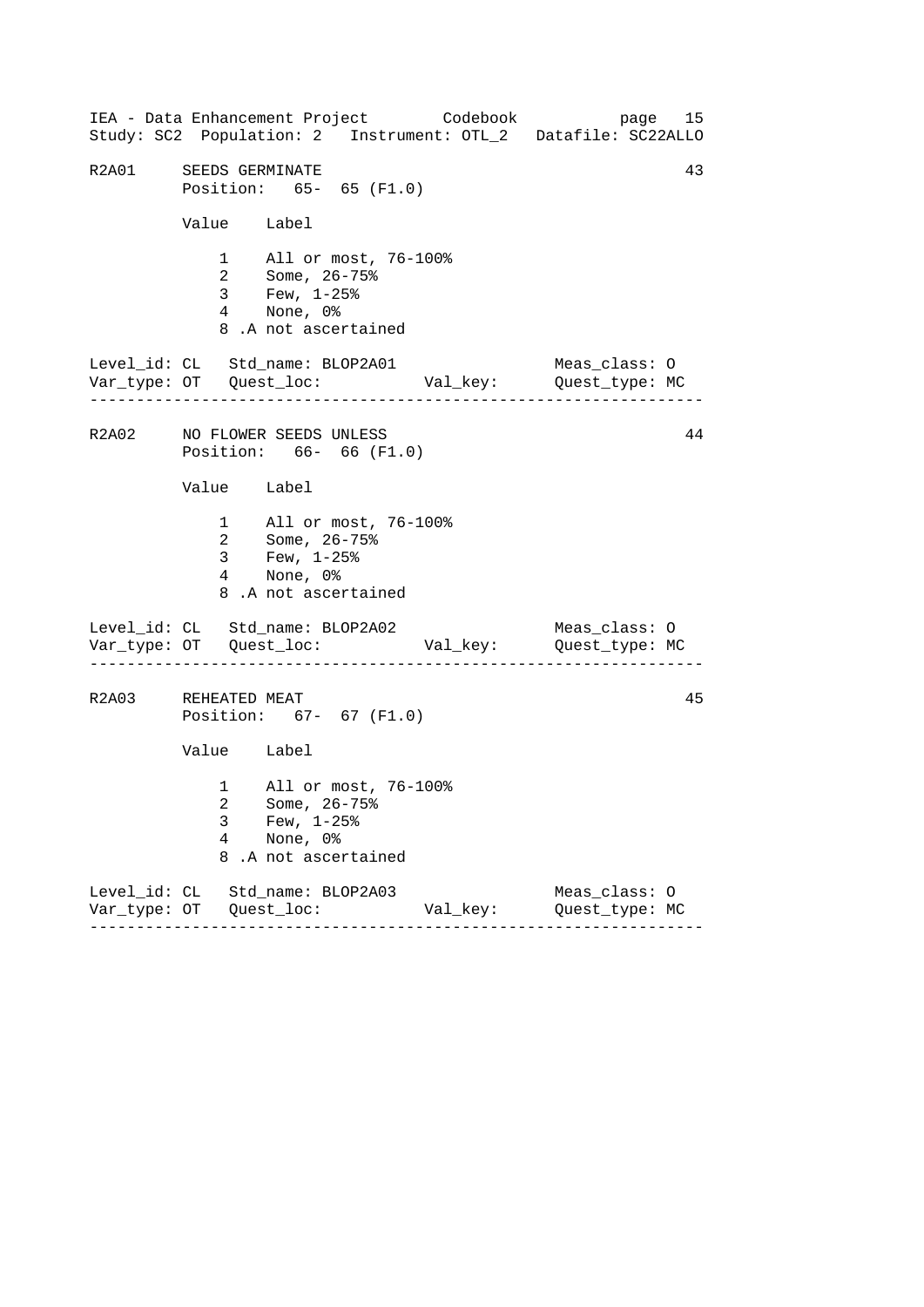IEA - Data Enhancement Project        Codebook           page  15
Study: SC2  Population: 2   Instrument: OTL_2   Datafile: SC22ALLO

```
R2A01     SEEDS GERMINATE                                         43
          Position:   65-  65 (F1.0)

          Value    Label

              1    All or most, 76-100%
              2    Some, 26-75%
              3    Few, 1-25%
              4    None, 0%
              8 .A not ascertained

Level_id: CL   Std_name: BLOP2A01                 Meas_class: O
Var_type: OT   Quest_loc:           Val_key:      Quest_type: MC
-----------------------------------------------------------------

R2A02     NO FLOWER SEEDS UNLESS                                  44
          Position:   66-  66 (F1.0)

          Value    Label

              1    All or most, 76-100%
              2    Some, 26-75%
              3    Few, 1-25%
              4    None, 0%
              8 .A not ascertained

Level_id: CL   Std_name: BLOP2A02                 Meas_class: O
Var_type: OT   Quest_loc:           Val_key:      Quest_type: MC
-----------------------------------------------------------------

R2A03     REHEATED MEAT                                           45
          Position:   67-  67 (F1.0)

          Value    Label

              1    All or most, 76-100%
              2    Some, 26-75%
              3    Few, 1-25%
              4    None, 0%
              8 .A not ascertained

Level_id: CL   Std_name: BLOP2A03                 Meas_class: O
Var_type: OT   Quest_loc:           Val_key:      Quest_type: MC
-----------------------------------------------------------------
```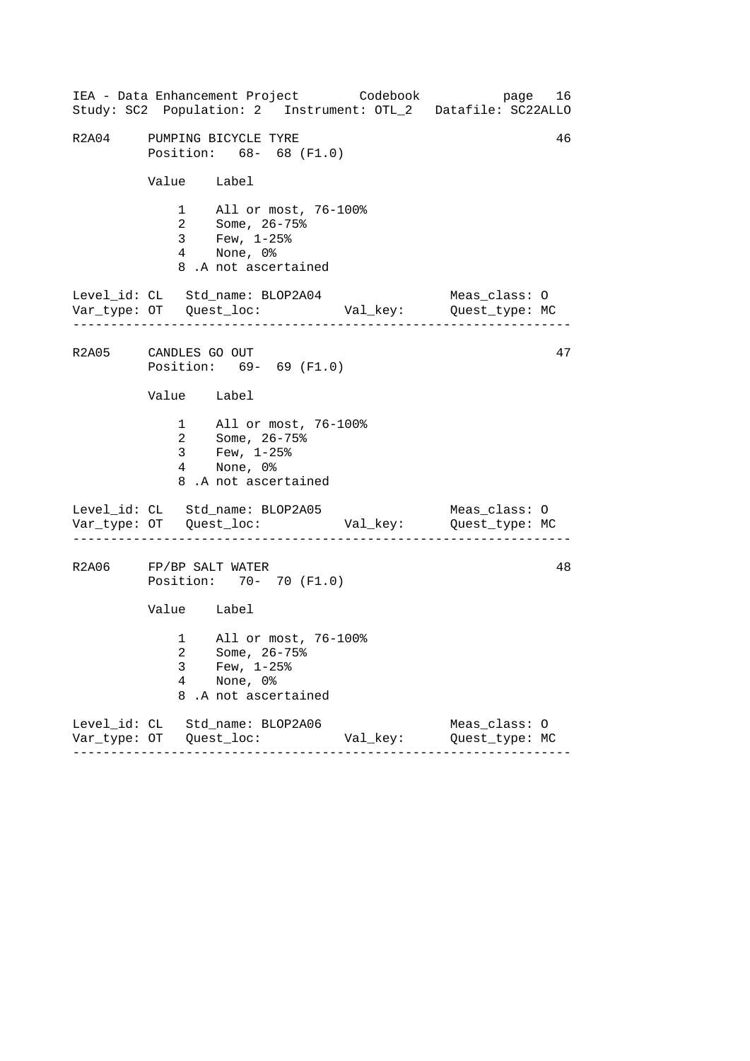R2A04 PUMPING BICYCLE TYRE 46

Position: 68- 68 (F1.0)

| Value | Label |
|---|---|
| 1 | All or most, 76-100% |
| 2 | Some, 26-75% |
| 3 | Few, 1-25% |
| 4 | None, 0% |
| 8 | .A not ascertained |

Level_id: CL   Std_name: BLOP2A04   Meas_class: O
Var_type: OT   Quest_loc:   Val_key:   Quest_type: MC

---

R2A05 CANDLES GO OUT 47

Position: 69- 69 (F1.0)

| Value | Label |
|---|---|
| 1 | All or most, 76-100% |
| 2 | Some, 26-75% |
| 3 | Few, 1-25% |
| 4 | None, 0% |
| 8 | .A not ascertained |

Level_id: CL   Std_name: BLOP2A05   Meas_class: O
Var_type: OT   Quest_loc:   Val_key:   Quest_type: MC

---

R2A06 FP/BP SALT WATER 48

Position: 70- 70 (F1.0)

| Value | Label |
|---|---|
| 1 | All or most, 76-100% |
| 2 | Some, 26-75% |
| 3 | Few, 1-25% |
| 4 | None, 0% |
| 8 | .A not ascertained |

Level_id: CL   Std_name: BLOP2A06   Meas_class: O
Var_type: OT   Quest_loc:   Val_key:   Quest_type: MC

---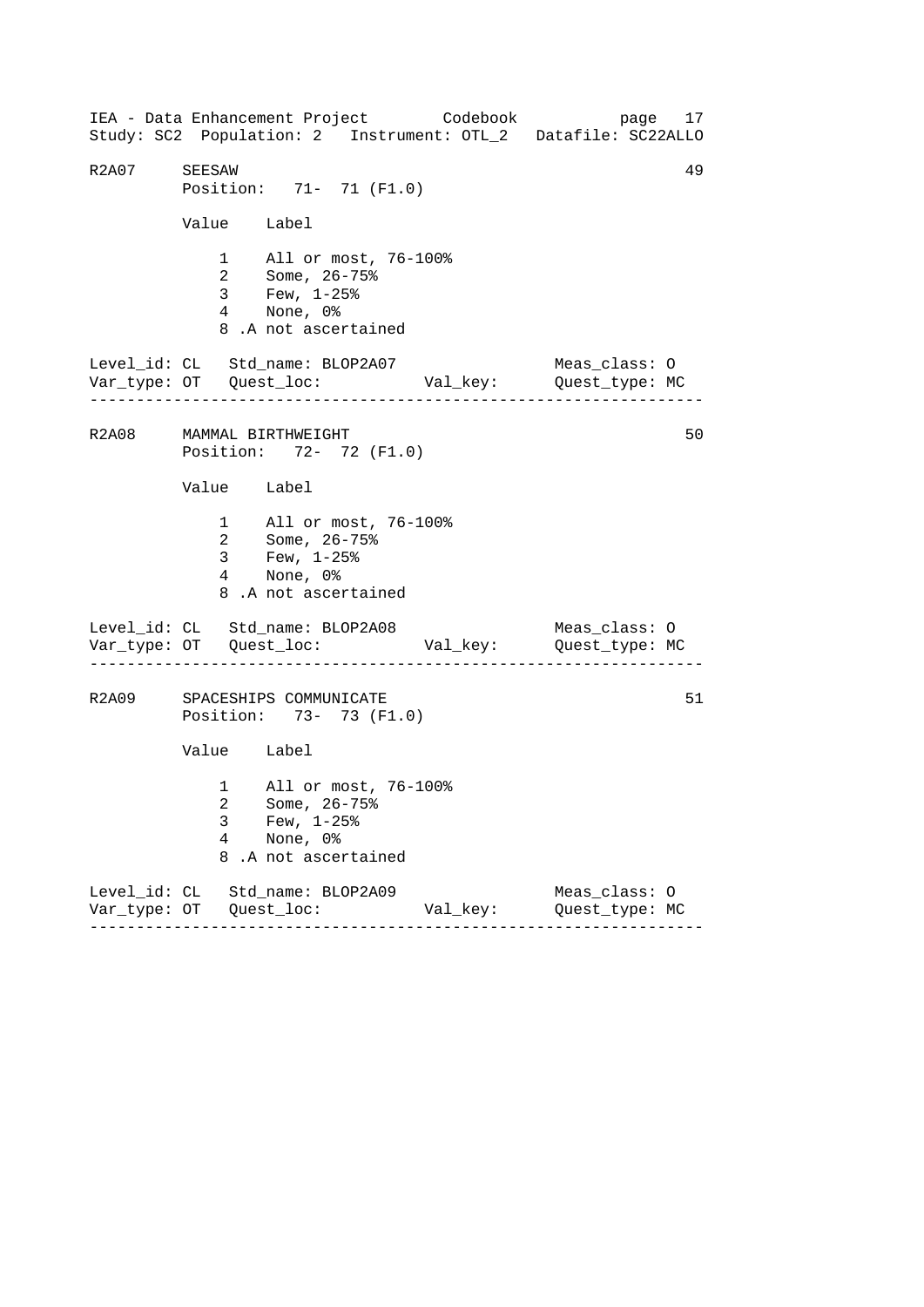R2A07 SEESAW 49
Position: 71- 71 (F1.0)

| Value | Label |
|---|---|
| 1 | All or most, 76-100% |
| 2 | Some, 26-75% |
| 3 | Few, 1-25% |
| 4 | None, 0% |
| 8 | .A not ascertained |

Level_id: CL   Std_name: BLOP2A07   Meas_class: O
Var_type: OT   Quest_loc:   Val_key:   Quest_type: MC

---

R2A08 MAMMAL BIRTHWEIGHT 50
Position: 72- 72 (F1.0)

| Value | Label |
|---|---|
| 1 | All or most, 76-100% |
| 2 | Some, 26-75% |
| 3 | Few, 1-25% |
| 4 | None, 0% |
| 8 | .A not ascertained |

Level_id: CL   Std_name: BLOP2A08   Meas_class: O
Var_type: OT   Quest_loc:   Val_key:   Quest_type: MC

---

R2A09 SPACESHIPS COMMUNICATE 51
Position: 73- 73 (F1.0)

| Value | Label |
|---|---|
| 1 | All or most, 76-100% |
| 2 | Some, 26-75% |
| 3 | Few, 1-25% |
| 4 | None, 0% |
| 8 | .A not ascertained |

Level_id: CL   Std_name: BLOP2A09   Meas_class: O
Var_type: OT   Quest_loc:   Val_key:   Quest_type: MC

---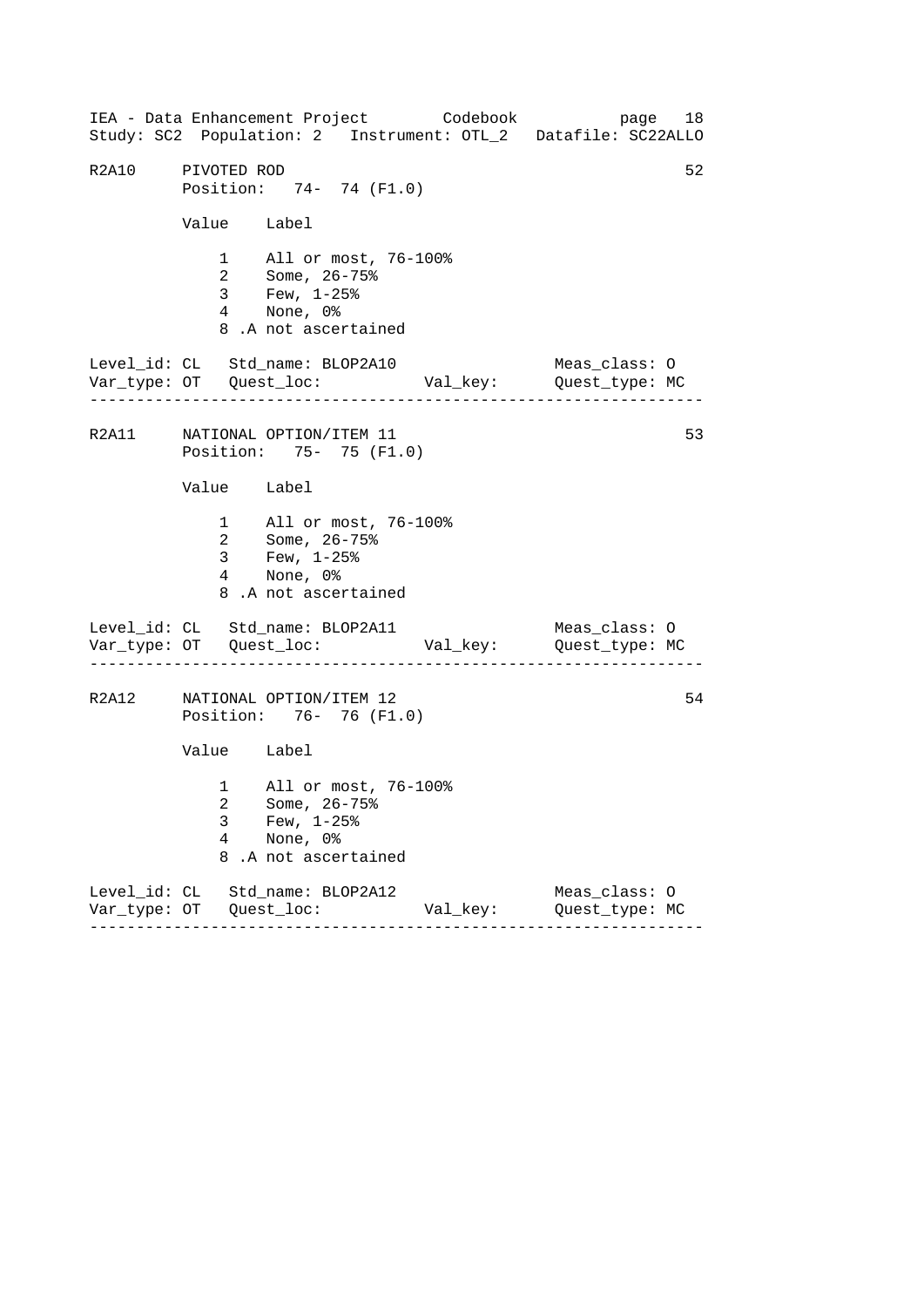R2A10 PIVOTED ROD 52
Position: 74- 74 (F1.0)

| Value | Label |
|---|---|
| 1 | All or most, 76-100% |
| 2 | Some, 26-75% |
| 3 | Few, 1-25% |
| 4 | None, 0% |
| 8 | .A not ascertained |

Level_id: CL Std_name: BLOP2A10 Meas_class: O
Var_type: OT Quest_loc: Val_key: Quest_type: MC

---

R2A11 NATIONAL OPTION/ITEM 11 53
Position: 75- 75 (F1.0)

| Value | Label |
|---|---|
| 1 | All or most, 76-100% |
| 2 | Some, 26-75% |
| 3 | Few, 1-25% |
| 4 | None, 0% |
| 8 | .A not ascertained |

Level_id: CL Std_name: BLOP2A11 Meas_class: O
Var_type: OT Quest_loc: Val_key: Quest_type: MC

---

R2A12 NATIONAL OPTION/ITEM 12 54
Position: 76- 76 (F1.0)

| Value | Label |
|---|---|
| 1 | All or most, 76-100% |
| 2 | Some, 26-75% |
| 3 | Few, 1-25% |
| 4 | None, 0% |
| 8 | .A not ascertained |

Level_id: CL Std_name: BLOP2A12 Meas_class: O
Var_type: OT Quest_loc: Val_key: Quest_type: MC

---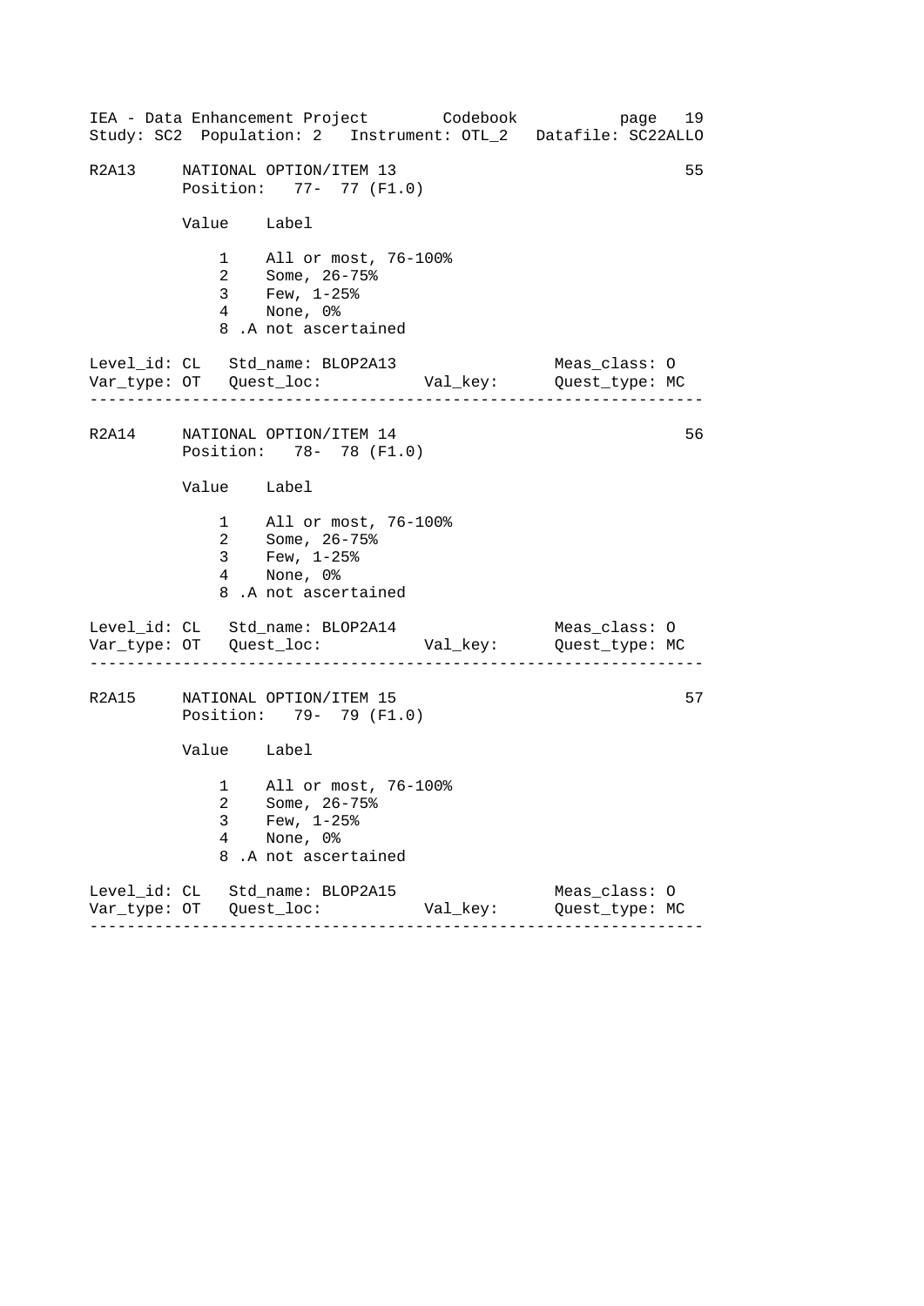```
R2A13     NATIONAL OPTION/ITEM 13                                  55
          Position:   77-  77 (F1.0)

          Value    Label

              1    All or most, 76-100%
              2    Some, 26-75%
              3    Few, 1-25%
              4    None, 0%
              8 .A not ascertained

Level_id: CL   Std_name: BLOP2A13                  Meas_class: O
Var_type: OT   Quest_loc:            Val_key:      Quest_type: MC
-----------------------------------------------------------------

R2A14     NATIONAL OPTION/ITEM 14                                  56
          Position:   78-  78 (F1.0)

          Value    Label

              1    All or most, 76-100%
              2    Some, 26-75%
              3    Few, 1-25%
              4    None, 0%
              8 .A not ascertained

Level_id: CL   Std_name: BLOP2A14                  Meas_class: O
Var_type: OT   Quest_loc:            Val_key:      Quest_type: MC
-----------------------------------------------------------------

R2A15     NATIONAL OPTION/ITEM 15                                  57
          Position:   79-  79 (F1.0)

          Value    Label

              1    All or most, 76-100%
              2    Some, 26-75%
              3    Few, 1-25%
              4    None, 0%
              8 .A not ascertained

Level_id: CL   Std_name: BLOP2A15                  Meas_class: O
Var_type: OT   Quest_loc:            Val_key:      Quest_type: MC
-----------------------------------------------------------------
```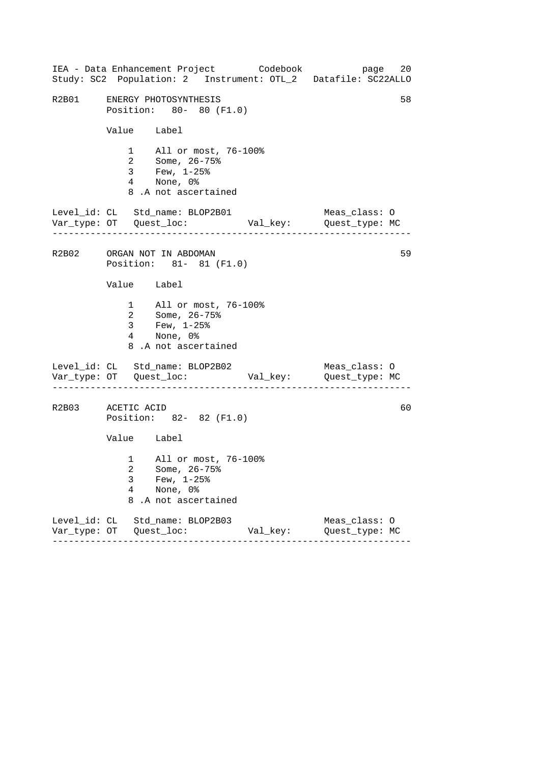R2B01 ENERGY PHOTOSYNTHESIS 58
Position: 80- 80 (F1.0)

| Value | Label |
|---|---|
| 1 | All or most, 76-100% |
| 2 | Some, 26-75% |
| 3 | Few, 1-25% |
| 4 | None, 0% |
| 8 | .A not ascertained |

Level_id: CL Std_name: BLOP2B01 Meas_class: O
Var_type: OT Quest_loc: Val_key: Quest_type: MC

---

R2B02 ORGAN NOT IN ABDOMAN 59
Position: 81- 81 (F1.0)

| Value | Label |
|---|---|
| 1 | All or most, 76-100% |
| 2 | Some, 26-75% |
| 3 | Few, 1-25% |
| 4 | None, 0% |
| 8 | .A not ascertained |

Level_id: CL Std_name: BLOP2B02 Meas_class: O
Var_type: OT Quest_loc: Val_key: Quest_type: MC

---

R2B03 ACETIC ACID 60
Position: 82- 82 (F1.0)

| Value | Label |
|---|---|
| 1 | All or most, 76-100% |
| 2 | Some, 26-75% |
| 3 | Few, 1-25% |
| 4 | None, 0% |
| 8 | .A not ascertained |

Level_id: CL Std_name: BLOP2B03 Meas_class: O
Var_type: OT Quest_loc: Val_key: Quest_type: MC

---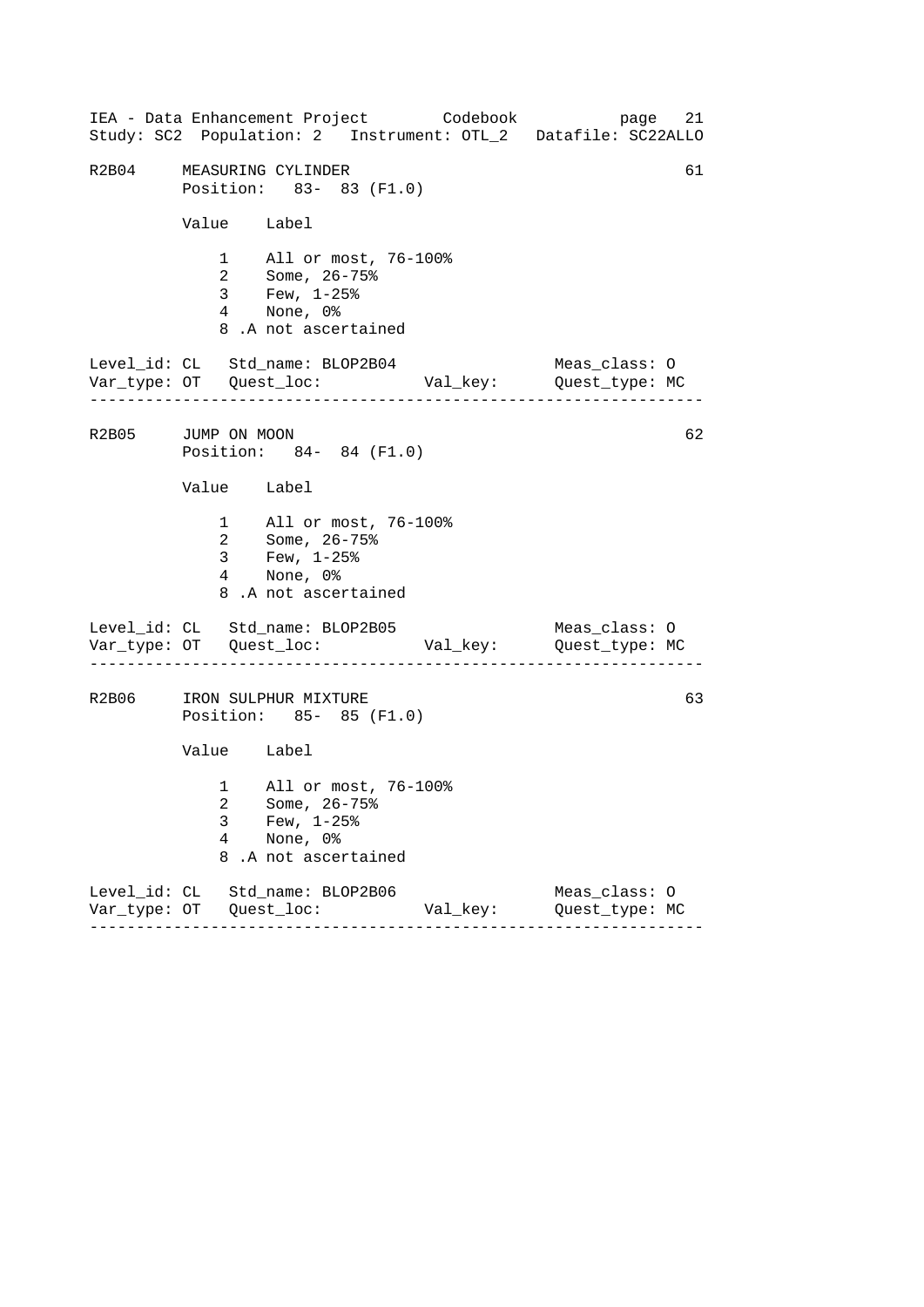R2B04     MEASURING CYLINDER                                        61
          Position:   83-  83 (F1.0)

          Value    Label

              1    All or most, 76-100%
              2    Some, 26-75%
              3    Few, 1-25%
              4    None, 0%
              8 .A not ascertained

Level_id: CL   Std_name: BLOP2B04                    Meas_class: O
Var_type: OT   Quest_loc:            Val_key:        Quest_type: MC

---

R2B05     JUMP ON MOON                                              62
          Position:   84-  84 (F1.0)

          Value    Label

              1    All or most, 76-100%
              2    Some, 26-75%
              3    Few, 1-25%
              4    None, 0%
              8 .A not ascertained

Level_id: CL   Std_name: BLOP2B05                    Meas_class: O
Var_type: OT   Quest_loc:            Val_key:        Quest_type: MC

---

R2B06     IRON SULPHUR MIXTURE                                      63
          Position:   85-  85 (F1.0)

          Value    Label

              1    All or most, 76-100%
              2    Some, 26-75%
              3    Few, 1-25%
              4    None, 0%
              8 .A not ascertained

Level_id: CL   Std_name: BLOP2B06                    Meas_class: O
Var_type: OT   Quest_loc:            Val_key:        Quest_type: MC

---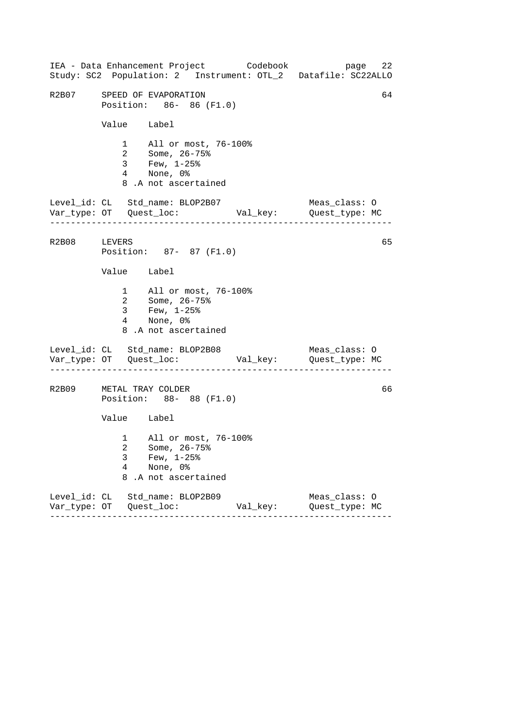R2B07 SPEED OF EVAPORATION 64
Position: 86- 86 (F1.0)

| Value | Label |
|---|---|
| 1 | All or most, 76-100% |
| 2 | Some, 26-75% |
| 3 | Few, 1-25% |
| 4 | None, 0% |
| 8 | .A not ascertained |

Level_id: CL Std_name: BLOP2B07 Meas_class: O
Var_type: OT Quest_loc: Val_key: Quest_type: MC

---

R2B08 LEVERS 65
Position: 87- 87 (F1.0)

| Value | Label |
|---|---|
| 1 | All or most, 76-100% |
| 2 | Some, 26-75% |
| 3 | Few, 1-25% |
| 4 | None, 0% |
| 8 | .A not ascertained |

Level_id: CL Std_name: BLOP2B08 Meas_class: O
Var_type: OT Quest_loc: Val_key: Quest_type: MC

---

R2B09 METAL TRAY COLDER 66
Position: 88- 88 (F1.0)

| Value | Label |
|---|---|
| 1 | All or most, 76-100% |
| 2 | Some, 26-75% |
| 3 | Few, 1-25% |
| 4 | None, 0% |
| 8 | .A not ascertained |

Level_id: CL Std_name: BLOP2B09 Meas_class: O
Var_type: OT Quest_loc: Val_key: Quest_type: MC

---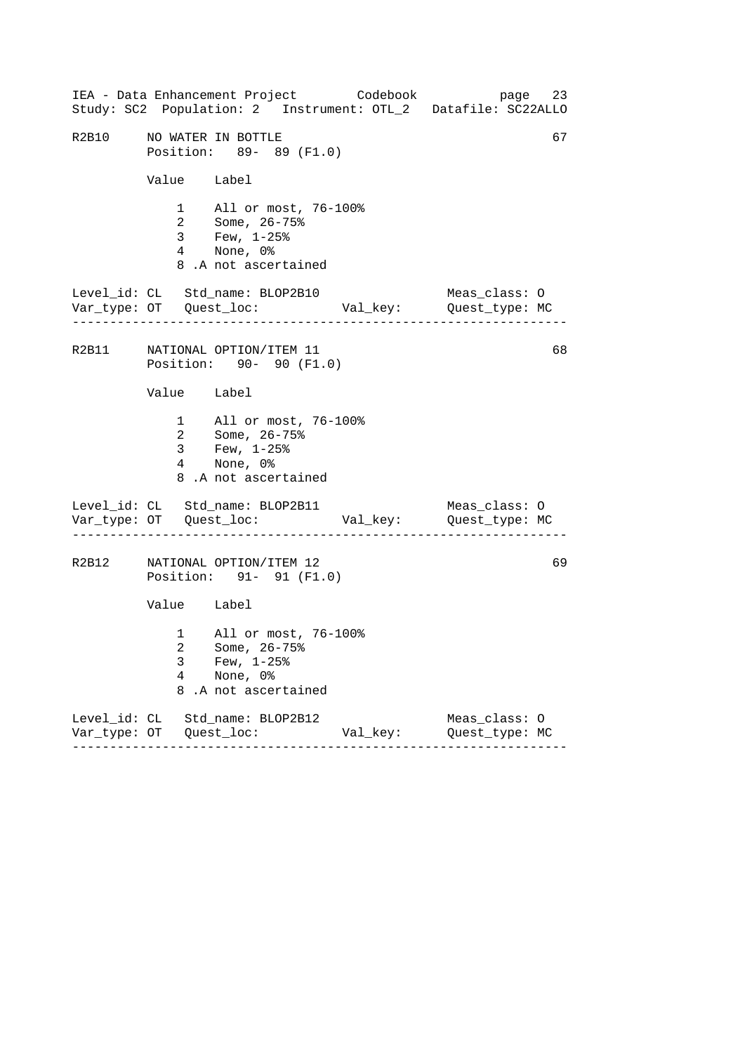R2B10 NO WATER IN BOTTLE 67
Position: 89- 89 (F1.0)

| Value | Label |
|---|---|
| 1 | All or most, 76-100% |
| 2 | Some, 26-75% |
| 3 | Few, 1-25% |
| 4 | None, 0% |
| 8 | .A not ascertained |

Level_id: CL   Std_name: BLOP2B10   Meas_class: O
Var_type: OT   Quest_loc:   Val_key:   Quest_type: MC

---

R2B11 NATIONAL OPTION/ITEM 11 68
Position: 90- 90 (F1.0)

| Value | Label |
|---|---|
| 1 | All or most, 76-100% |
| 2 | Some, 26-75% |
| 3 | Few, 1-25% |
| 4 | None, 0% |
| 8 | .A not ascertained |

Level_id: CL   Std_name: BLOP2B11   Meas_class: O
Var_type: OT   Quest_loc:   Val_key:   Quest_type: MC

---

R2B12 NATIONAL OPTION/ITEM 12 69
Position: 91- 91 (F1.0)

| Value | Label |
|---|---|
| 1 | All or most, 76-100% |
| 2 | Some, 26-75% |
| 3 | Few, 1-25% |
| 4 | None, 0% |
| 8 | .A not ascertained |

Level_id: CL   Std_name: BLOP2B12   Meas_class: O
Var_type: OT   Quest_loc:   Val_key:   Quest_type: MC

---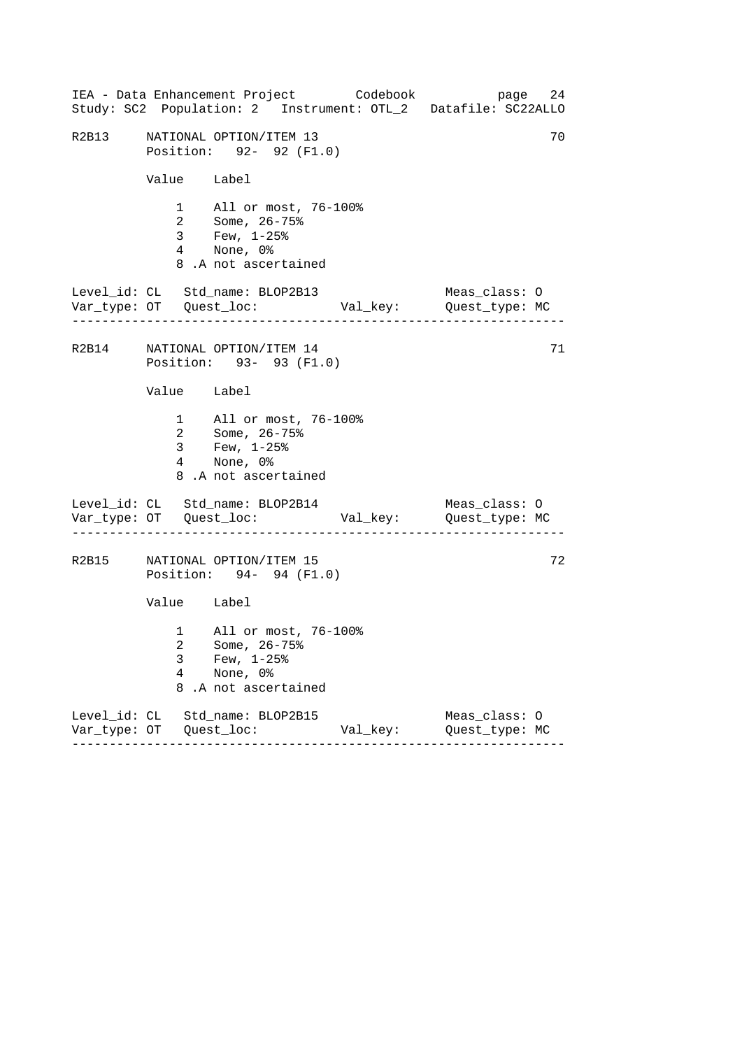R2B13     NATIONAL OPTION/ITEM 13                                    70
          Position:   92-  92 (F1.0)

| Value | Label |
|---|---|
| 1 | All or most, 76-100% |
| 2 | Some, 26-75% |
| 3 | Few, 1-25% |
| 4 | None, 0% |
| 8 | .A not ascertained |

Level_id: CL   Std_name: BLOP2B13                    Meas_class: O
Var_type: OT   Quest_loc:            Val_key:       Quest_type: MC

---

R2B14     NATIONAL OPTION/ITEM 14                                    71
          Position:   93-  93 (F1.0)

| Value | Label |
|---|---|
| 1 | All or most, 76-100% |
| 2 | Some, 26-75% |
| 3 | Few, 1-25% |
| 4 | None, 0% |
| 8 | .A not ascertained |

Level_id: CL   Std_name: BLOP2B14                    Meas_class: O
Var_type: OT   Quest_loc:            Val_key:       Quest_type: MC

---

R2B15     NATIONAL OPTION/ITEM 15                                    72
          Position:   94-  94 (F1.0)

| Value | Label |
|---|---|
| 1 | All or most, 76-100% |
| 2 | Some, 26-75% |
| 3 | Few, 1-25% |
| 4 | None, 0% |
| 8 | .A not ascertained |

Level_id: CL   Std_name: BLOP2B15                    Meas_class: O
Var_type: OT   Quest_loc:            Val_key:       Quest_type: MC

---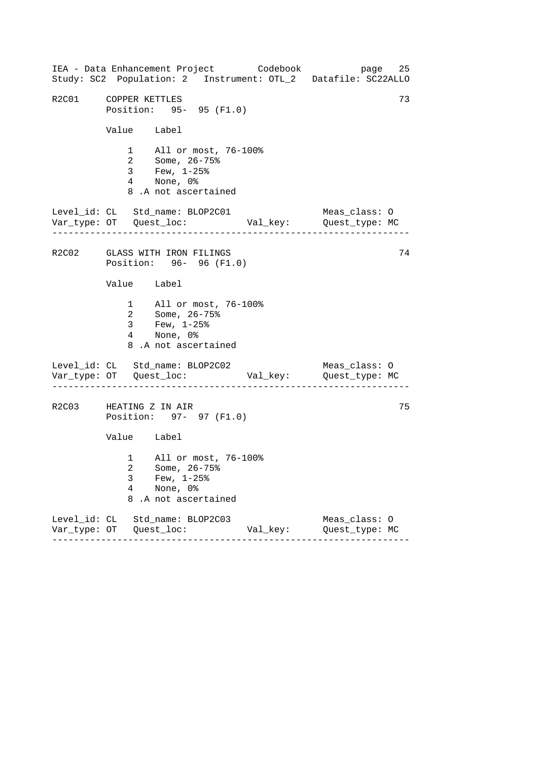R2C01 COPPER KETTLES 73

Position: 95- 95 (F1.0)

| Value | Label |
|---|---|
| 1 | All or most, 76-100% |
| 2 | Some, 26-75% |
| 3 | Few, 1-25% |
| 4 | None, 0% |
| 8 | .A not ascertained |

Level_id: CL Std_name: BLOP2C01 Meas_class: O
Var_type: OT Quest_loc: Val_key: Quest_type: MC

---

R2C02 GLASS WITH IRON FILINGS 74

Position: 96- 96 (F1.0)

| Value | Label |
|---|---|
| 1 | All or most, 76-100% |
| 2 | Some, 26-75% |
| 3 | Few, 1-25% |
| 4 | None, 0% |
| 8 | .A not ascertained |

Level_id: CL Std_name: BLOP2C02 Meas_class: O
Var_type: OT Quest_loc: Val_key: Quest_type: MC

---

R2C03 HEATING Z IN AIR 75

Position: 97- 97 (F1.0)

| Value | Label |
|---|---|
| 1 | All or most, 76-100% |
| 2 | Some, 26-75% |
| 3 | Few, 1-25% |
| 4 | None, 0% |
| 8 | .A not ascertained |

Level_id: CL Std_name: BLOP2C03 Meas_class: O
Var_type: OT Quest_loc: Val_key: Quest_type: MC

---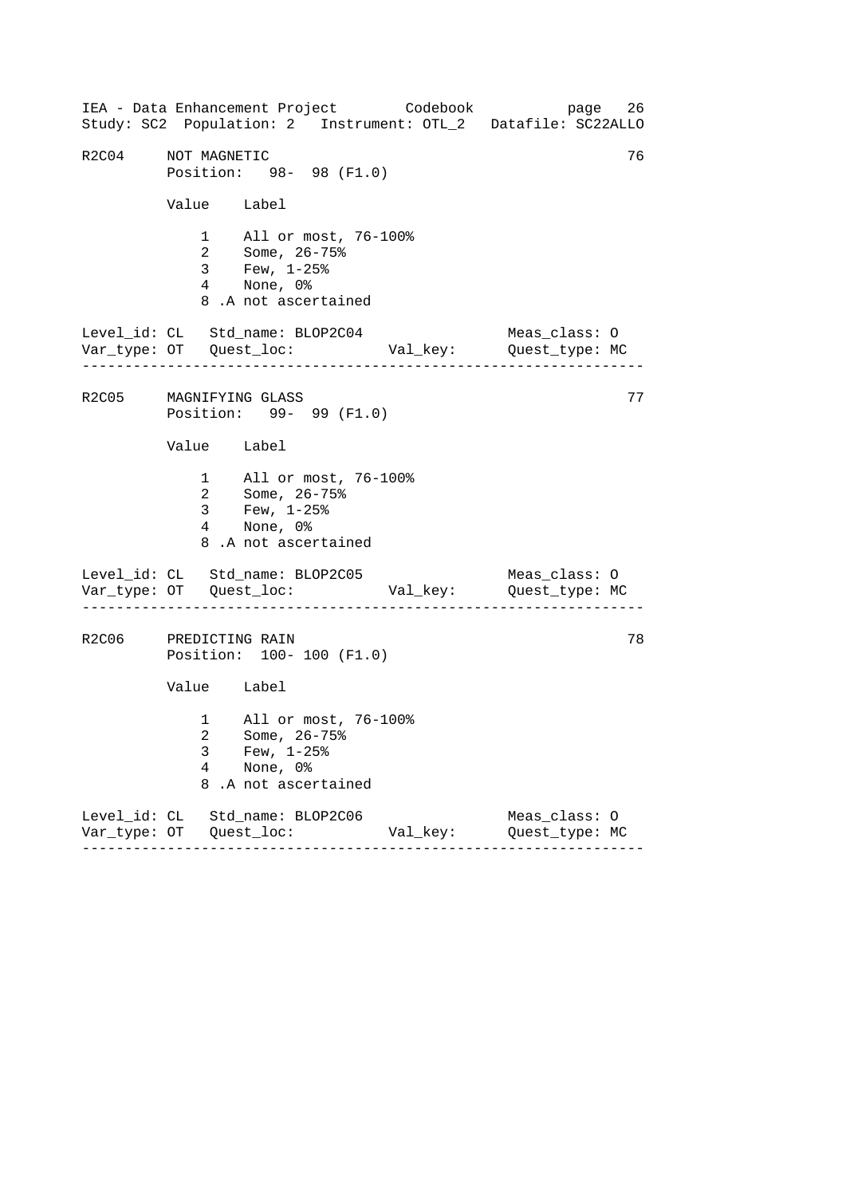## R2C04 NOT MAGNETIC — 76

Position: 98- 98 (F1.0)

| Value | Label |
|---|---|
| 1 | All or most, 76-100% |
| 2 | Some, 26-75% |
| 3 | Few, 1-25% |
| 4 | None, 0% |
| 8 | .A not ascertained |

Level_id: CL   Std_name: BLOP2C04   Meas_class: O
Var_type: OT   Quest_loc:   Val_key:   Quest_type: MC

---

## R2C05 MAGNIFYING GLASS — 77

Position: 99- 99 (F1.0)

| Value | Label |
|---|---|
| 1 | All or most, 76-100% |
| 2 | Some, 26-75% |
| 3 | Few, 1-25% |
| 4 | None, 0% |
| 8 | .A not ascertained |

Level_id: CL   Std_name: BLOP2C05   Meas_class: O
Var_type: OT   Quest_loc:   Val_key:   Quest_type: MC

---

## R2C06 PREDICTING RAIN — 78

Position: 100- 100 (F1.0)

| Value | Label |
|---|---|
| 1 | All or most, 76-100% |
| 2 | Some, 26-75% |
| 3 | Few, 1-25% |
| 4 | None, 0% |
| 8 | .A not ascertained |

Level_id: CL   Std_name: BLOP2C06   Meas_class: O
Var_type: OT   Quest_loc:   Val_key:   Quest_type: MC

---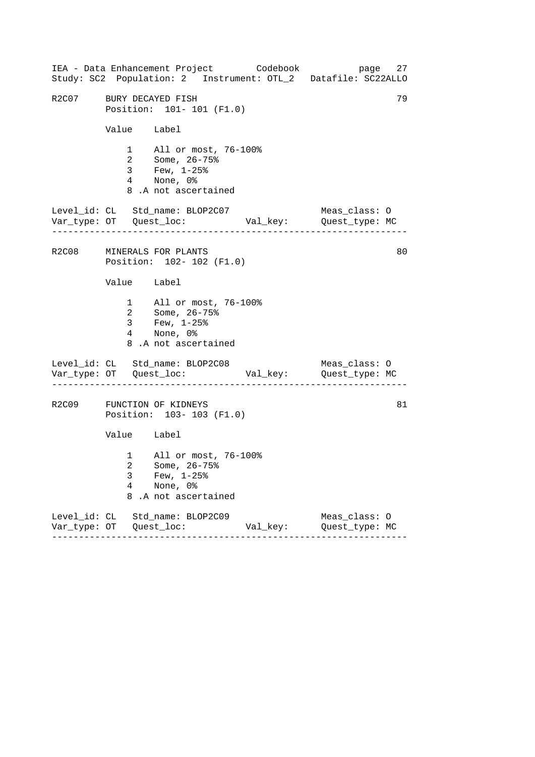## R2C07 BURY DECAYED FISH — 79

Position: 101- 101 (F1.0)

| Value | Label |
|---|---|
| 1 | All or most, 76-100% |
| 2 | Some, 26-75% |
| 3 | Few, 1-25% |
| 4 | None, 0% |
| 8 | .A not ascertained |

Level_id: CL   Std_name: BLOP2C07   Meas_class: O
Var_type: OT   Quest_loc:   Val_key:   Quest_type: MC

---

## R2C08 MINERALS FOR PLANTS — 80

Position: 102- 102 (F1.0)

| Value | Label |
|---|---|
| 1 | All or most, 76-100% |
| 2 | Some, 26-75% |
| 3 | Few, 1-25% |
| 4 | None, 0% |
| 8 | .A not ascertained |

Level_id: CL   Std_name: BLOP2C08   Meas_class: O
Var_type: OT   Quest_loc:   Val_key:   Quest_type: MC

---

## R2C09 FUNCTION OF KIDNEYS — 81

Position: 103- 103 (F1.0)

| Value | Label |
|---|---|
| 1 | All or most, 76-100% |
| 2 | Some, 26-75% |
| 3 | Few, 1-25% |
| 4 | None, 0% |
| 8 | .A not ascertained |

Level_id: CL   Std_name: BLOP2C09   Meas_class: O
Var_type: OT   Quest_loc:   Val_key:   Quest_type: MC

---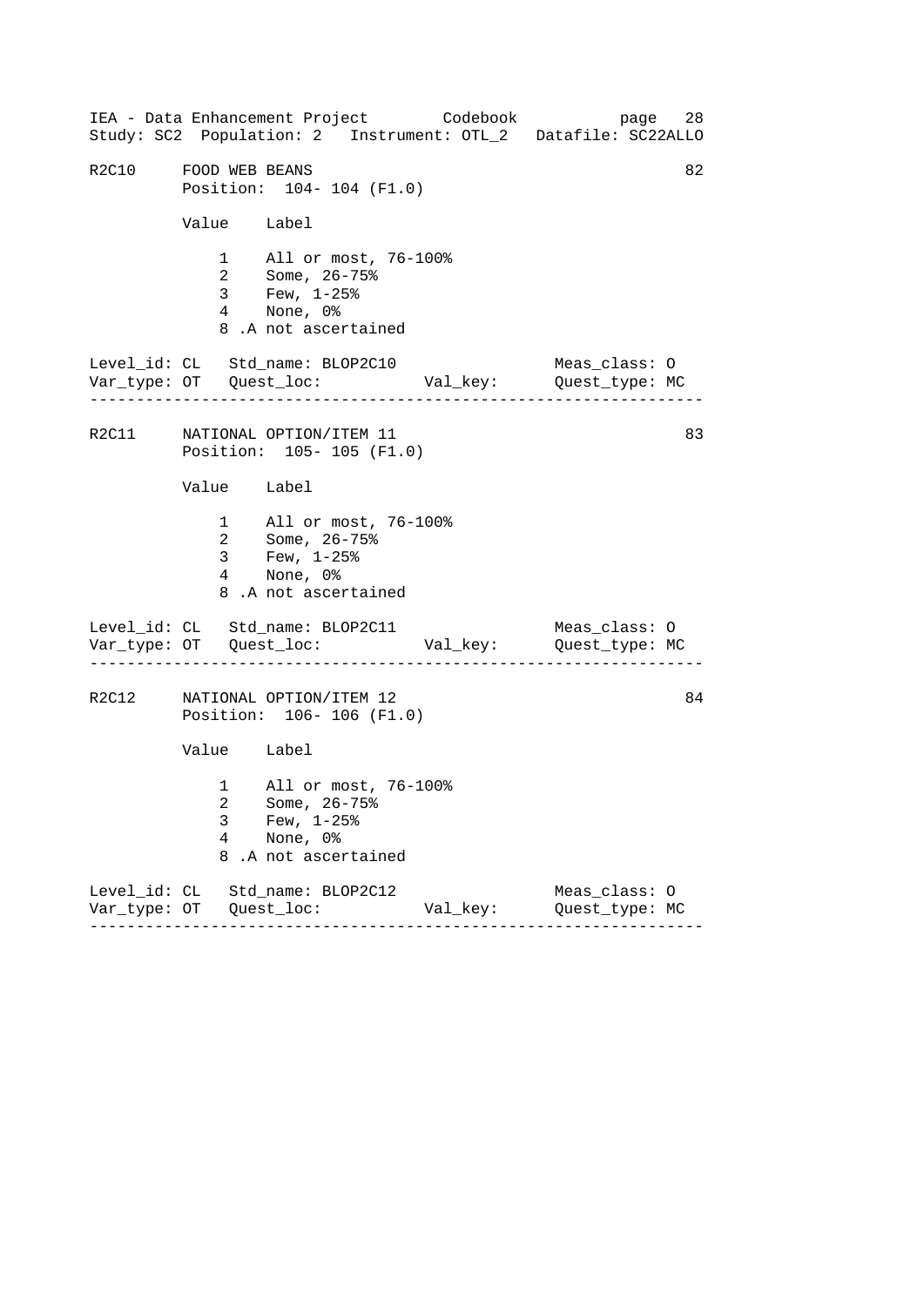R2C10 FOOD WEB BEANS 82
Position: 104- 104 (F1.0)

| Value | Label |
|---|---|
| 1 | All or most, 76-100% |
| 2 | Some, 26-75% |
| 3 | Few, 1-25% |
| 4 | None, 0% |
| 8 | .A not ascertained |

Level_id: CL Std_name: BLOP2C10 Meas_class: O
Var_type: OT Quest_loc: Val_key: Quest_type: MC

---

R2C11 NATIONAL OPTION/ITEM 11 83
Position: 105- 105 (F1.0)

| Value | Label |
|---|---|
| 1 | All or most, 76-100% |
| 2 | Some, 26-75% |
| 3 | Few, 1-25% |
| 4 | None, 0% |
| 8 | .A not ascertained |

Level_id: CL Std_name: BLOP2C11 Meas_class: O
Var_type: OT Quest_loc: Val_key: Quest_type: MC

---

R2C12 NATIONAL OPTION/ITEM 12 84
Position: 106- 106 (F1.0)

| Value | Label |
|---|---|
| 1 | All or most, 76-100% |
| 2 | Some, 26-75% |
| 3 | Few, 1-25% |
| 4 | None, 0% |
| 8 | .A not ascertained |

Level_id: CL Std_name: BLOP2C12 Meas_class: O
Var_type: OT Quest_loc: Val_key: Quest_type: MC

---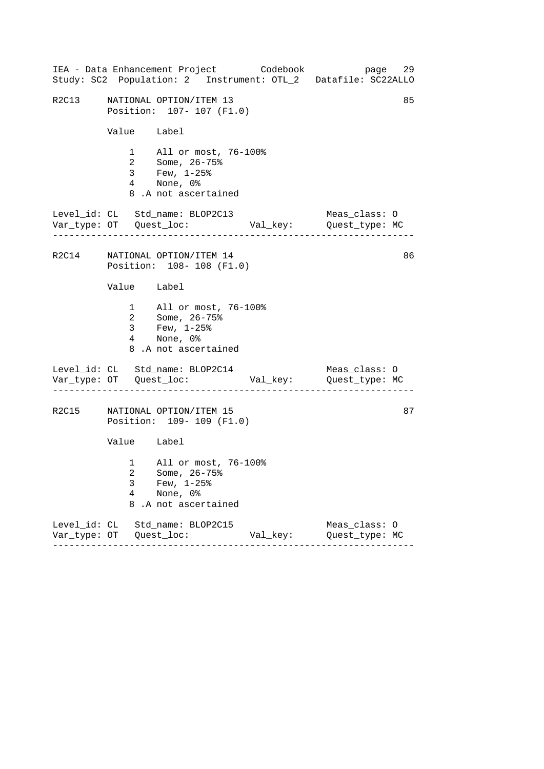```
R2C13     NATIONAL OPTION/ITEM 13                                  85
          Position:  107- 107 (F1.0)

          Value    Label

              1    All or most, 76-100%
              2    Some, 26-75%
              3    Few, 1-25%
              4    None, 0%
              8 .A not ascertained

Level_id: CL   Std_name: BLOP2C13                  Meas_class: O
Var_type: OT   Quest_loc:           Val_key:       Quest_type: MC
-------------------------------------------------------------------

R2C14     NATIONAL OPTION/ITEM 14                                  86
          Position:  108- 108 (F1.0)

          Value    Label

              1    All or most, 76-100%
              2    Some, 26-75%
              3    Few, 1-25%
              4    None, 0%
              8 .A not ascertained

Level_id: CL   Std_name: BLOP2C14                  Meas_class: O
Var_type: OT   Quest_loc:           Val_key:       Quest_type: MC
-------------------------------------------------------------------

R2C15     NATIONAL OPTION/ITEM 15                                  87
          Position:  109- 109 (F1.0)

          Value    Label

              1    All or most, 76-100%
              2    Some, 26-75%
              3    Few, 1-25%
              4    None, 0%
              8 .A not ascertained

Level_id: CL   Std_name: BLOP2C15                  Meas_class: O
Var_type: OT   Quest_loc:           Val_key:       Quest_type: MC
-------------------------------------------------------------------
```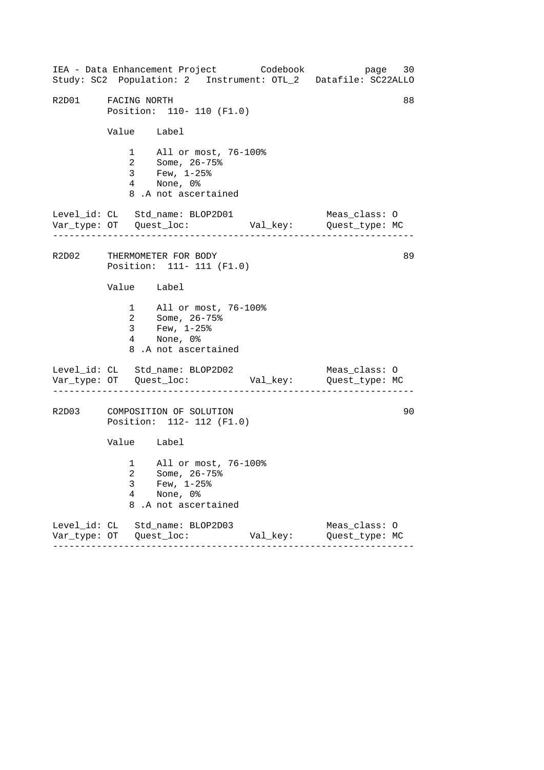IEA - Data Enhancement Project        Codebook
Study: SC2  Population: 2   Instrument: OTL_2   Datafile: SC22ALLO

## R2D01     FACING NORTH                                                     88

Position:  110- 110 (F1.0)

| Value | Label |
|---|---|
| 1 | All or most, 76-100% |
| 2 | Some, 26-75% |
| 3 | Few, 1-25% |
| 4 | None, 0% |
| 8 | .A not ascertained |

Level_id: CL   Std_name: BLOP2D01                    Meas_class: O
Var_type: OT   Quest_loc:            Val_key:        Quest_type: MC

---

## R2D02     THERMOMETER FOR BODY                                             89

Position:  111- 111 (F1.0)

| Value | Label |
|---|---|
| 1 | All or most, 76-100% |
| 2 | Some, 26-75% |
| 3 | Few, 1-25% |
| 4 | None, 0% |
| 8 | .A not ascertained |

Level_id: CL   Std_name: BLOP2D02                    Meas_class: O
Var_type: OT   Quest_loc:            Val_key:        Quest_type: MC

---

## R2D03     COMPOSITION OF SOLUTION                                          90

Position:  112- 112 (F1.0)

| Value | Label |
|---|---|
| 1 | All or most, 76-100% |
| 2 | Some, 26-75% |
| 3 | Few, 1-25% |
| 4 | None, 0% |
| 8 | .A not ascertained |

Level_id: CL   Std_name: BLOP2D03                    Meas_class: O
Var_type: OT   Quest_loc:            Val_key:        Quest_type: MC

---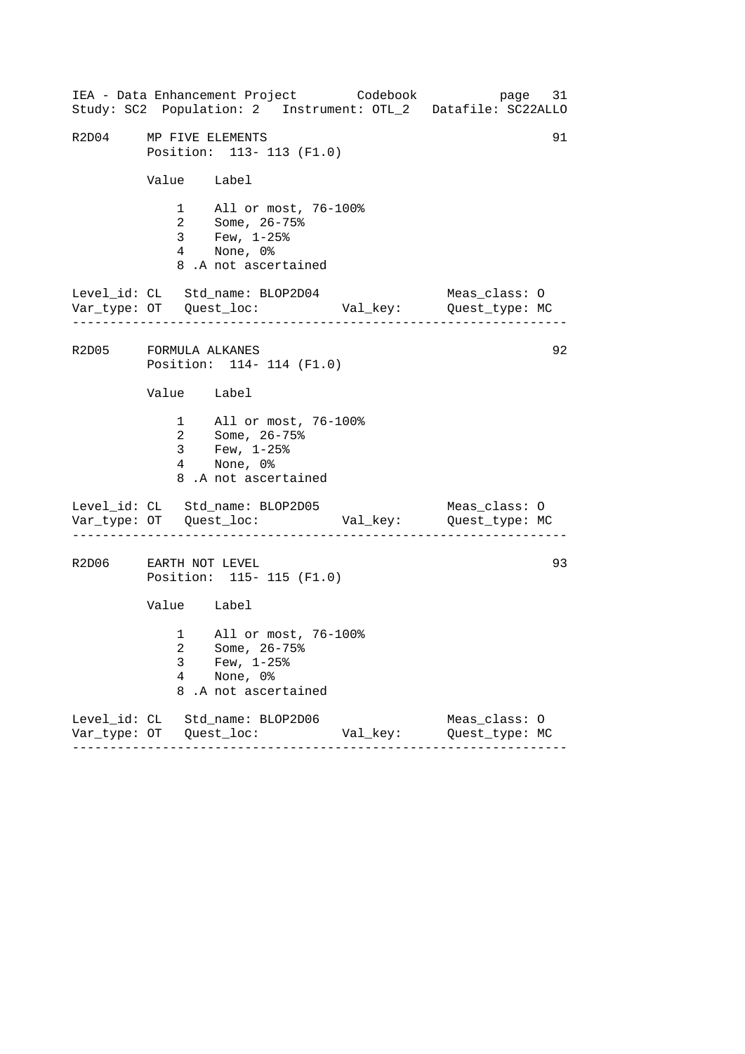R2D04 MP FIVE ELEMENTS 91

Position: 113- 113 (F1.0)

| Value | Label |
|---|---|
| 1 | All or most, 76-100% |
| 2 | Some, 26-75% |
| 3 | Few, 1-25% |
| 4 | None, 0% |
| 8 | .A not ascertained |

Level_id: CL   Std_name: BLOP2D04   Meas_class: O
Var_type: OT   Quest_loc:   Val_key:   Quest_type: MC

---

R2D05 FORMULA ALKANES 92

Position: 114- 114 (F1.0)

| Value | Label |
|---|---|
| 1 | All or most, 76-100% |
| 2 | Some, 26-75% |
| 3 | Few, 1-25% |
| 4 | None, 0% |
| 8 | .A not ascertained |

Level_id: CL   Std_name: BLOP2D05   Meas_class: O
Var_type: OT   Quest_loc:   Val_key:   Quest_type: MC

---

R2D06 EARTH NOT LEVEL 93

Position: 115- 115 (F1.0)

| Value | Label |
|---|---|
| 1 | All or most, 76-100% |
| 2 | Some, 26-75% |
| 3 | Few, 1-25% |
| 4 | None, 0% |
| 8 | .A not ascertained |

Level_id: CL   Std_name: BLOP2D06   Meas_class: O
Var_type: OT   Quest_loc:   Val_key:   Quest_type: MC

---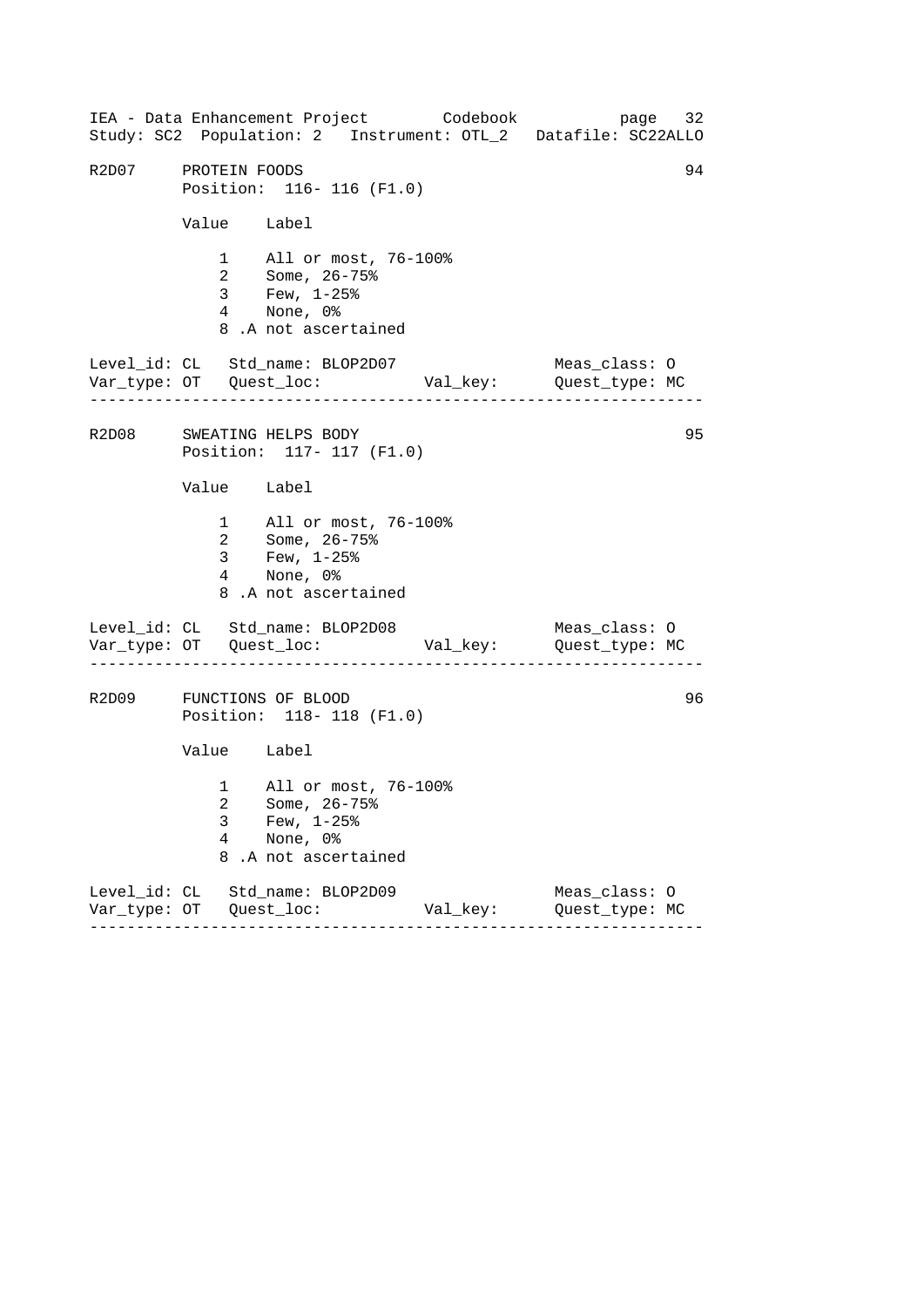R2D07 PROTEIN FOODS 94
Position: 116- 116 (F1.0)

| Value | Label |
|---|---|
| 1 | All or most, 76-100% |
| 2 | Some, 26-75% |
| 3 | Few, 1-25% |
| 4 | None, 0% |
| 8 | .A not ascertained |

Level_id: CL Std_name: BLOP2D07 Meas_class: O
Var_type: OT Quest_loc: Val_key: Quest_type: MC

---

R2D08 SWEATING HELPS BODY 95
Position: 117- 117 (F1.0)

| Value | Label |
|---|---|
| 1 | All or most, 76-100% |
| 2 | Some, 26-75% |
| 3 | Few, 1-25% |
| 4 | None, 0% |
| 8 | .A not ascertained |

Level_id: CL Std_name: BLOP2D08 Meas_class: O
Var_type: OT Quest_loc: Val_key: Quest_type: MC

---

R2D09 FUNCTIONS OF BLOOD 96
Position: 118- 118 (F1.0)

| Value | Label |
|---|---|
| 1 | All or most, 76-100% |
| 2 | Some, 26-75% |
| 3 | Few, 1-25% |
| 4 | None, 0% |
| 8 | .A not ascertained |

Level_id: CL Std_name: BLOP2D09 Meas_class: O
Var_type: OT Quest_loc: Val_key: Quest_type: MC

---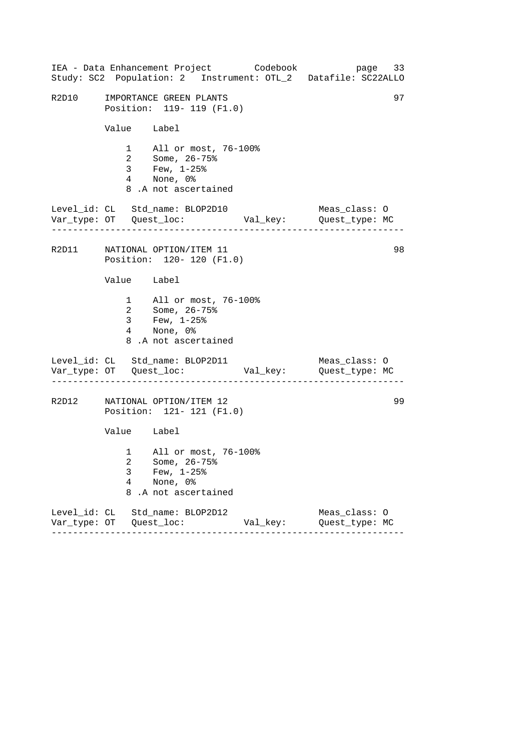R2D10 IMPORTANCE GREEN PLANTS 97
Position: 119- 119 (F1.0)

| Value | Label |
|---|---|
| 1 | All or most, 76-100% |
| 2 | Some, 26-75% |
| 3 | Few, 1-25% |
| 4 | None, 0% |
| 8 | .A not ascertained |

```
Level_id: CL   Std_name: BLOP2D10                Meas_class: O
Var_type: OT   Quest_loc:           Val_key:     Quest_type: MC
```

---

R2D11 NATIONAL OPTION/ITEM 11 98
Position: 120- 120 (F1.0)

| Value | Label |
|---|---|
| 1 | All or most, 76-100% |
| 2 | Some, 26-75% |
| 3 | Few, 1-25% |
| 4 | None, 0% |
| 8 | .A not ascertained |

```
Level_id: CL   Std_name: BLOP2D11                Meas_class: O
Var_type: OT   Quest_loc:           Val_key:     Quest_type: MC
```

---

R2D12 NATIONAL OPTION/ITEM 12 99
Position: 121- 121 (F1.0)

| Value | Label |
|---|---|
| 1 | All or most, 76-100% |
| 2 | Some, 26-75% |
| 3 | Few, 1-25% |
| 4 | None, 0% |
| 8 | .A not ascertained |

```
Level_id: CL   Std_name: BLOP2D12                Meas_class: O
Var_type: OT   Quest_loc:           Val_key:     Quest_type: MC
```

---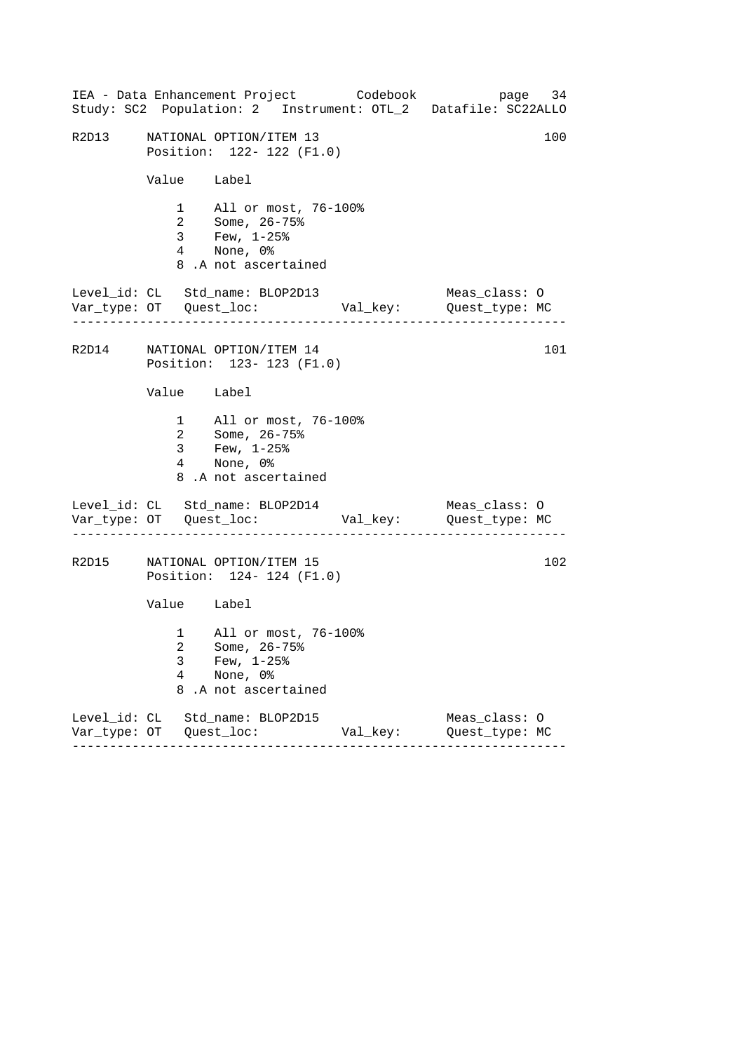R2D13 NATIONAL OPTION/ITEM 13 — 100

Position: 122- 122 (F1.0)

| Value | Label |
|---|---|
| 1 | All or most, 76-100% |
| 2 | Some, 26-75% |
| 3 | Few, 1-25% |
| 4 | None, 0% |
| 8 | .A not ascertained |

Level_id: CL   Std_name: BLOP2D13   Meas_class: O
Var_type: OT   Quest_loc:   Val_key:   Quest_type: MC

---

R2D14 NATIONAL OPTION/ITEM 14 — 101

Position: 123- 123 (F1.0)

| Value | Label |
|---|---|
| 1 | All or most, 76-100% |
| 2 | Some, 26-75% |
| 3 | Few, 1-25% |
| 4 | None, 0% |
| 8 | .A not ascertained |

Level_id: CL   Std_name: BLOP2D14   Meas_class: O
Var_type: OT   Quest_loc:   Val_key:   Quest_type: MC

---

R2D15 NATIONAL OPTION/ITEM 15 — 102

Position: 124- 124 (F1.0)

| Value | Label |
|---|---|
| 1 | All or most, 76-100% |
| 2 | Some, 26-75% |
| 3 | Few, 1-25% |
| 4 | None, 0% |
| 8 | .A not ascertained |

Level_id: CL   Std_name: BLOP2D15   Meas_class: O
Var_type: OT   Quest_loc:   Val_key:   Quest_type: MC

---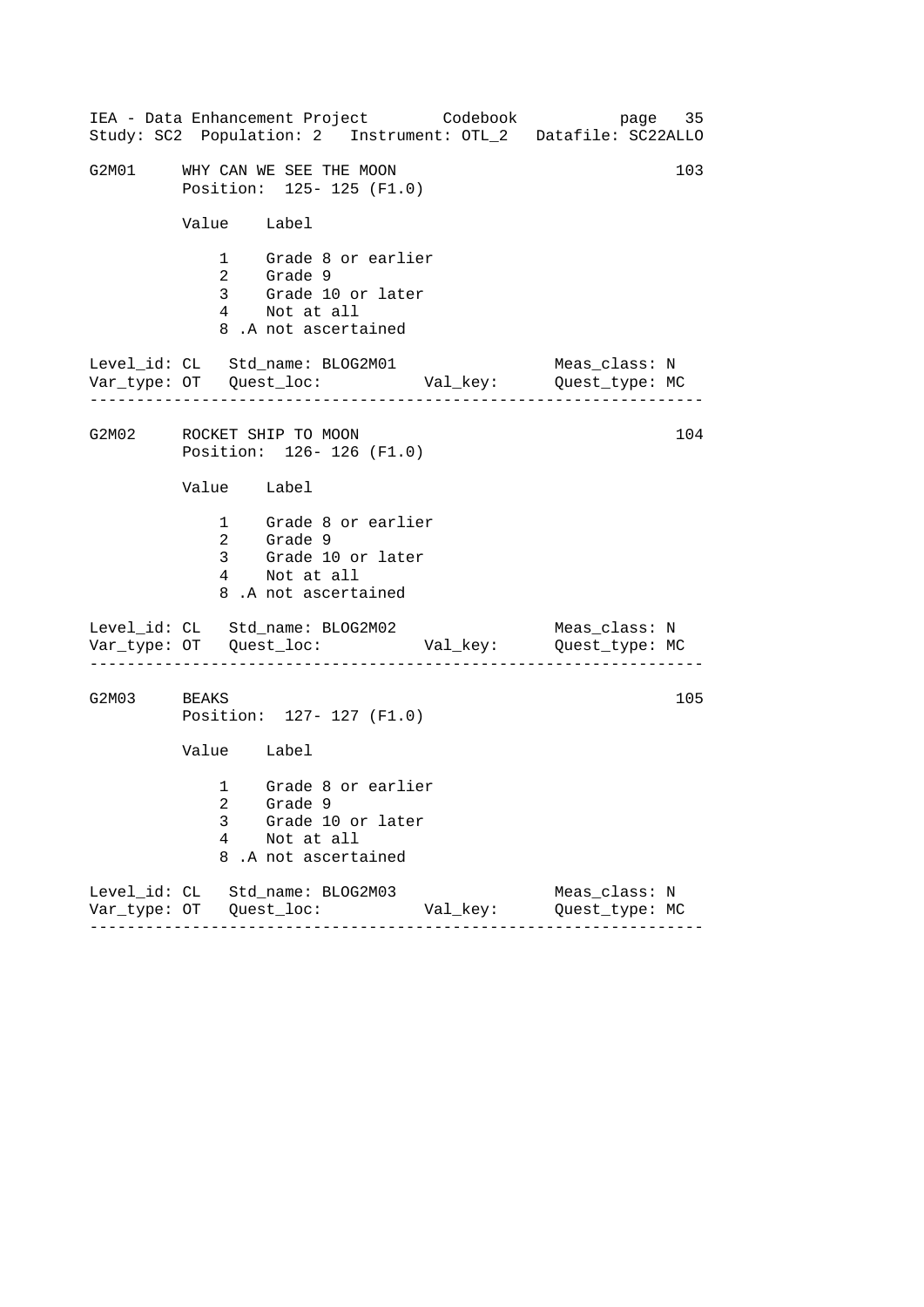Study: SC2 Population: 2 Instrument: OTL_2 Datafile: SC22ALLO

```
G2M01     WHY CAN WE SEE THE MOON                                  103
          Position:  125- 125 (F1.0)

          Value    Label

              1    Grade 8 or earlier
              2    Grade 9
              3    Grade 10 or later
              4    Not at all
              8 .A not ascertained

Level_id: CL   Std_name: BLOG2M01                    Meas_class: N
Var_type: OT   Quest_loc:           Val_key:         Quest_type: MC
--------------------------------------------------------------------

G2M02     ROCKET SHIP TO MOON                                      104
          Position:  126- 126 (F1.0)

          Value    Label

              1    Grade 8 or earlier
              2    Grade 9
              3    Grade 10 or later
              4    Not at all
              8 .A not ascertained

Level_id: CL   Std_name: BLOG2M02                    Meas_class: N
Var_type: OT   Quest_loc:           Val_key:         Quest_type: MC
--------------------------------------------------------------------

G2M03     BEAKS                                                    105
          Position:  127- 127 (F1.0)

          Value    Label

              1    Grade 8 or earlier
              2    Grade 9
              3    Grade 10 or later
              4    Not at all
              8 .A not ascertained

Level_id: CL   Std_name: BLOG2M03                    Meas_class: N
Var_type: OT   Quest_loc:           Val_key:         Quest_type: MC
--------------------------------------------------------------------
```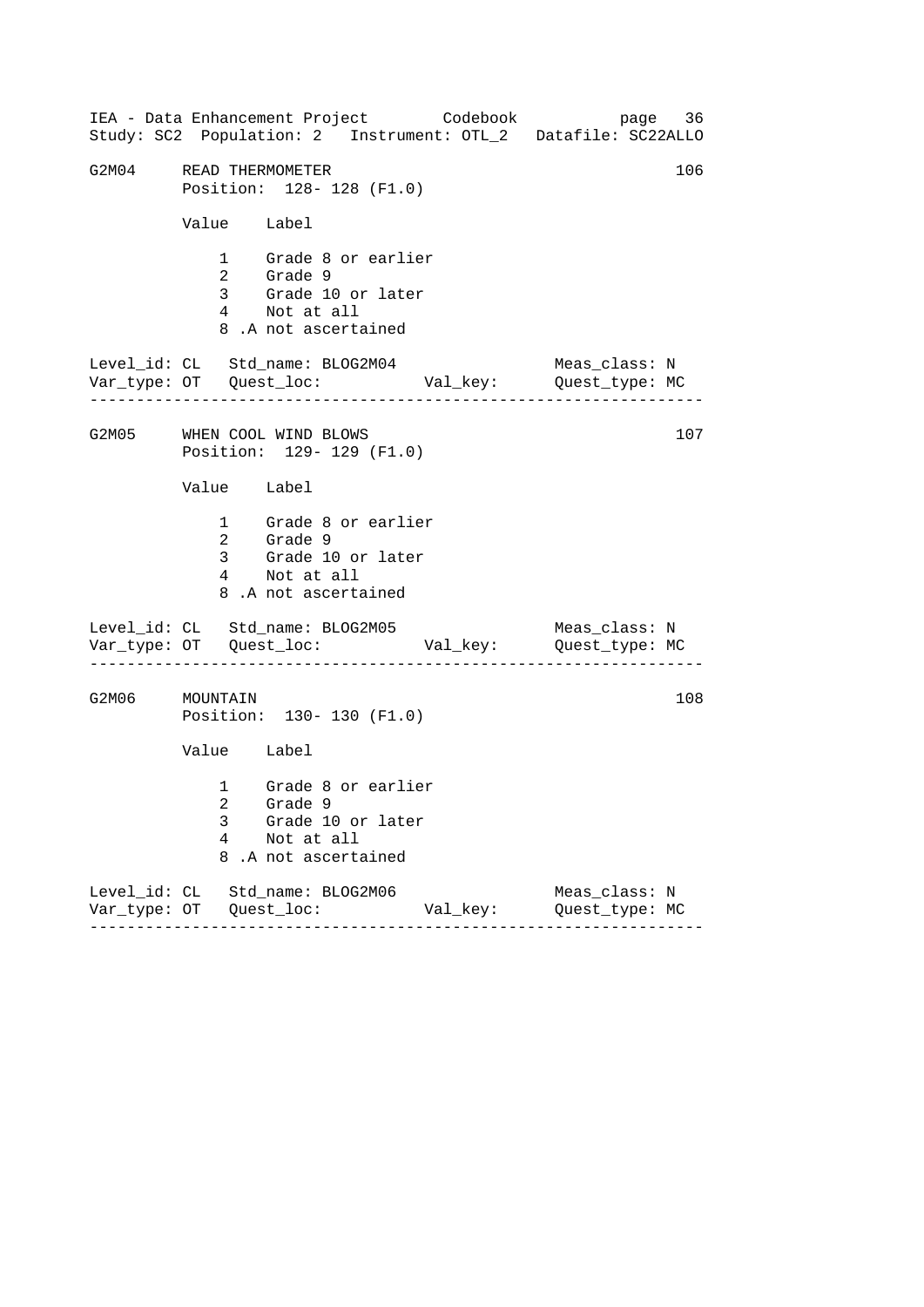## G2M04 READ THERMOMETER — 106

Position: 128- 128 (F1.0)

| Value | Label |
|---|---|
| 1 | Grade 8 or earlier |
| 2 | Grade 9 |
| 3 | Grade 10 or later |
| 4 | Not at all |
| 8 | .A not ascertained |

Level_id: CL Std_name: BLOG2M04 Meas_class: N
Var_type: OT Quest_loc: Val_key: Quest_type: MC

---

## G2M05 WHEN COOL WIND BLOWS — 107

Position: 129- 129 (F1.0)

| Value | Label |
|---|---|
| 1 | Grade 8 or earlier |
| 2 | Grade 9 |
| 3 | Grade 10 or later |
| 4 | Not at all |
| 8 | .A not ascertained |

Level_id: CL Std_name: BLOG2M05 Meas_class: N
Var_type: OT Quest_loc: Val_key: Quest_type: MC

---

## G2M06 MOUNTAIN — 108

Position: 130- 130 (F1.0)

| Value | Label |
|---|---|
| 1 | Grade 8 or earlier |
| 2 | Grade 9 |
| 3 | Grade 10 or later |
| 4 | Not at all |
| 8 | .A not ascertained |

Level_id: CL Std_name: BLOG2M06 Meas_class: N
Var_type: OT Quest_loc: Val_key: Quest_type: MC

---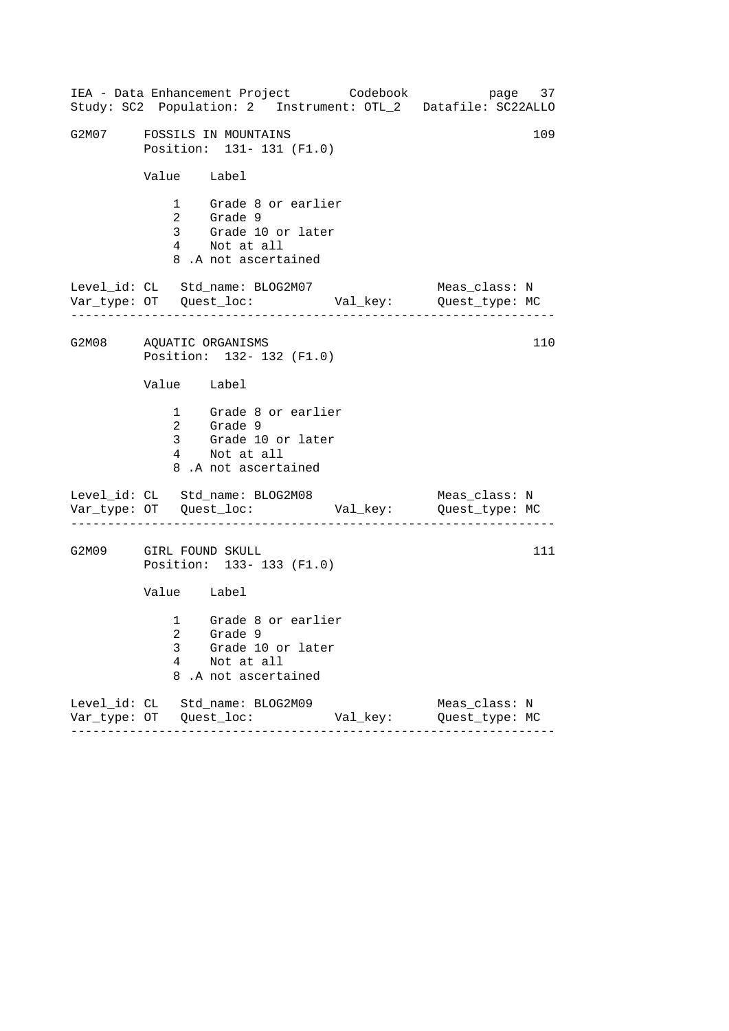G2M07 FOSSILS IN MOUNTAINS 109

Position: 131- 131 (F1.0)

| Value | Label |
|---|---|
| 1 | Grade 8 or earlier |
| 2 | Grade 9 |
| 3 | Grade 10 or later |
| 4 | Not at all |
| 8 | .A not ascertained |

Level_id: CL   Std_name: BLOG2M07   Meas_class: N
Var_type: OT   Quest_loc:   Val_key:   Quest_type: MC

---

G2M08 AQUATIC ORGANISMS 110

Position: 132- 132 (F1.0)

| Value | Label |
|---|---|
| 1 | Grade 8 or earlier |
| 2 | Grade 9 |
| 3 | Grade 10 or later |
| 4 | Not at all |
| 8 | .A not ascertained |

Level_id: CL   Std_name: BLOG2M08   Meas_class: N
Var_type: OT   Quest_loc:   Val_key:   Quest_type: MC

---

G2M09 GIRL FOUND SKULL 111

Position: 133- 133 (F1.0)

| Value | Label |
|---|---|
| 1 | Grade 8 or earlier |
| 2 | Grade 9 |
| 3 | Grade 10 or later |
| 4 | Not at all |
| 8 | .A not ascertained |

Level_id: CL   Std_name: BLOG2M09   Meas_class: N
Var_type: OT   Quest_loc:   Val_key:   Quest_type: MC

---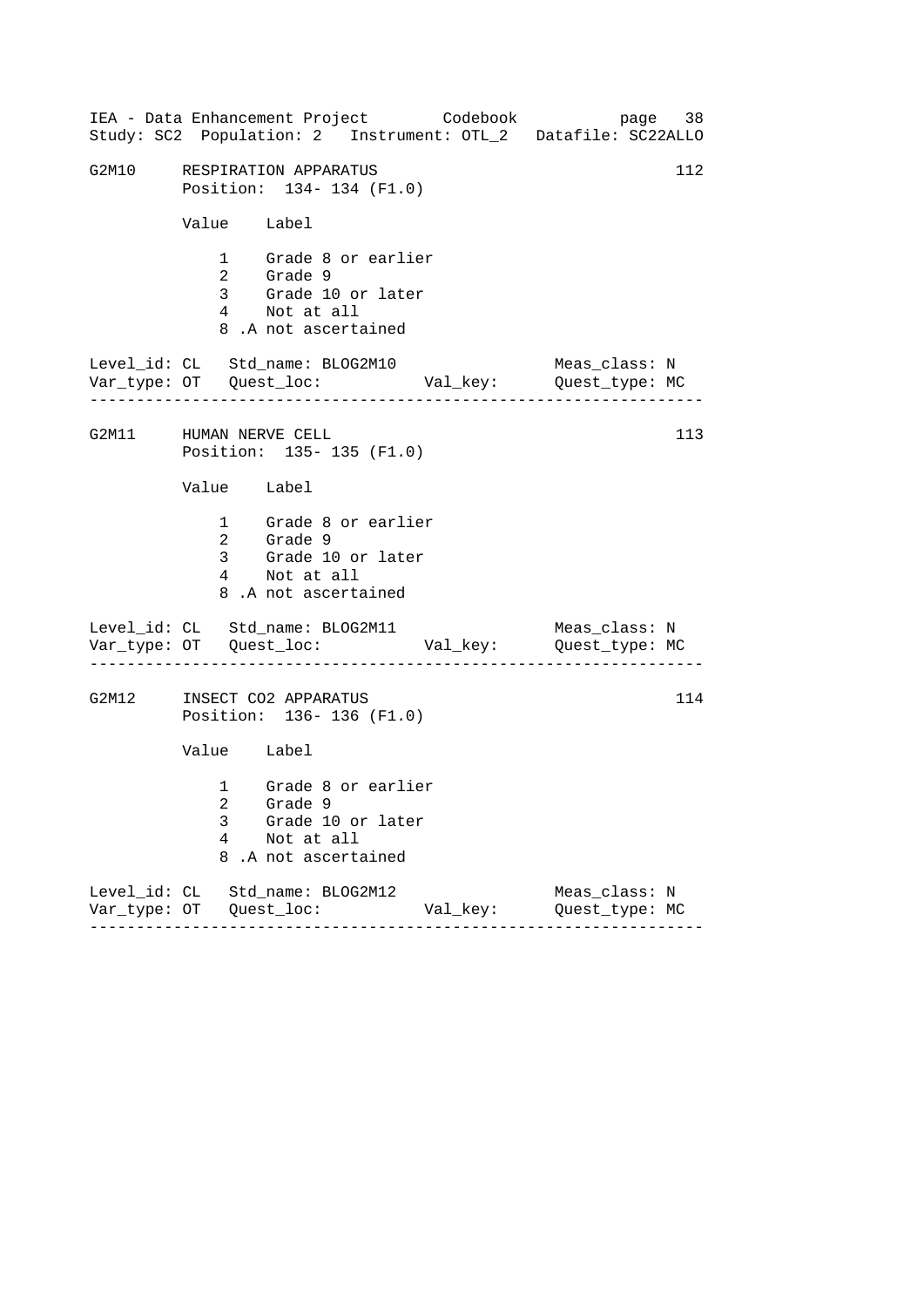```
IEA - Data Enhancement Project        Codebook           page  38
Study: SC2  Population: 2   Instrument: OTL_2   Datafile: SC22ALLO

G2M10     RESPIRATION APPARATUS                                 112
          Position:  134- 134 (F1.0)

          Value    Label

              1    Grade 8 or earlier
              2    Grade 9
              3    Grade 10 or later
              4    Not at all
              8 .A not ascertained

Level_id: CL   Std_name: BLOG2M10                 Meas_class: N
Var_type: OT   Quest_loc:           Val_key:      Quest_type: MC
------------------------------------------------------------------

G2M11     HUMAN NERVE CELL                                      113
          Position:  135- 135 (F1.0)

          Value    Label

              1    Grade 8 or earlier
              2    Grade 9
              3    Grade 10 or later
              4    Not at all
              8 .A not ascertained

Level_id: CL   Std_name: BLOG2M11                 Meas_class: N
Var_type: OT   Quest_loc:           Val_key:      Quest_type: MC
------------------------------------------------------------------

G2M12     INSECT CO2 APPARATUS                                  114
          Position:  136- 136 (F1.0)

          Value    Label

              1    Grade 8 or earlier
              2    Grade 9
              3    Grade 10 or later
              4    Not at all
              8 .A not ascertained

Level_id: CL   Std_name: BLOG2M12                 Meas_class: N
Var_type: OT   Quest_loc:           Val_key:      Quest_type: MC
------------------------------------------------------------------
```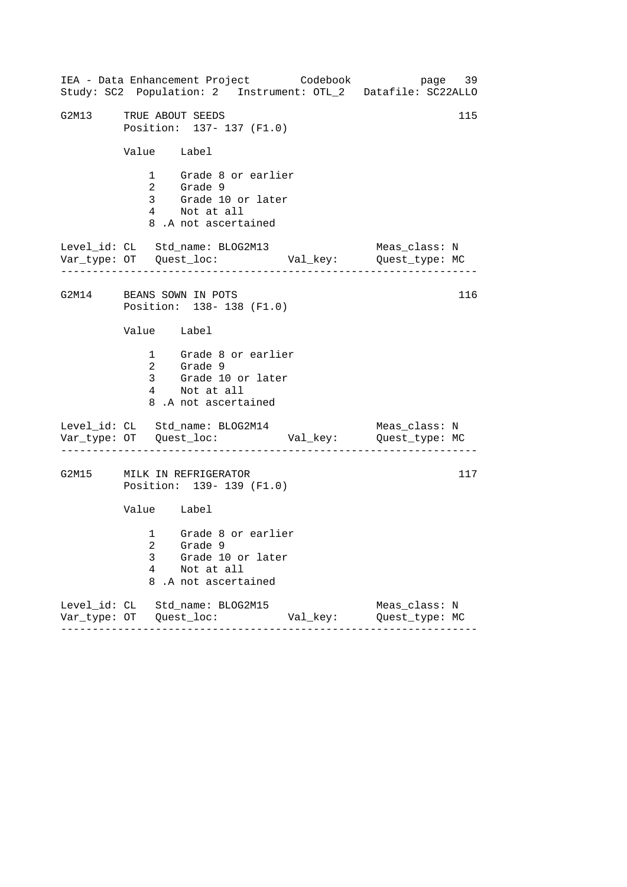G2M13 TRUE ABOUT SEEDS 115
Position: 137- 137 (F1.0)

| Value | Label |
|---|---|
| 1 | Grade 8 or earlier |
| 2 | Grade 9 |
| 3 | Grade 10 or later |
| 4 | Not at all |
| 8 | .A not ascertained |

Level_id: CL Std_name: BLOG2M13 Meas_class: N
Var_type: OT Quest_loc: Val_key: Quest_type: MC

---

G2M14 BEANS SOWN IN POTS 116
Position: 138- 138 (F1.0)

| Value | Label |
|---|---|
| 1 | Grade 8 or earlier |
| 2 | Grade 9 |
| 3 | Grade 10 or later |
| 4 | Not at all |
| 8 | .A not ascertained |

Level_id: CL Std_name: BLOG2M14 Meas_class: N
Var_type: OT Quest_loc: Val_key: Quest_type: MC

---

G2M15 MILK IN REFRIGERATOR 117
Position: 139- 139 (F1.0)

| Value | Label |
|---|---|
| 1 | Grade 8 or earlier |
| 2 | Grade 9 |
| 3 | Grade 10 or later |
| 4 | Not at all |
| 8 | .A not ascertained |

Level_id: CL Std_name: BLOG2M15 Meas_class: N
Var_type: OT Quest_loc: Val_key: Quest_type: MC

---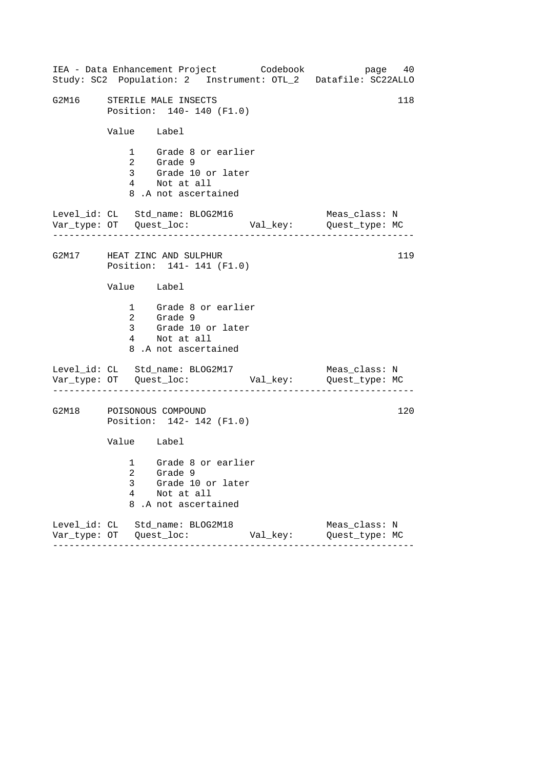G2M16 STERILE MALE INSECTS 118

Position: 140- 140 (F1.0)

| Value | Label |
|---|---|
| 1 | Grade 8 or earlier |
| 2 | Grade 9 |
| 3 | Grade 10 or later |
| 4 | Not at all |
| 8 | .A not ascertained |

Level_id: CL Std_name: BLOG2M16 Meas_class: N
Var_type: OT Quest_loc: Val_key: Quest_type: MC

---

G2M17 HEAT ZINC AND SULPHUR 119

Position: 141- 141 (F1.0)

| Value | Label |
|---|---|
| 1 | Grade 8 or earlier |
| 2 | Grade 9 |
| 3 | Grade 10 or later |
| 4 | Not at all |
| 8 | .A not ascertained |

Level_id: CL Std_name: BLOG2M17 Meas_class: N
Var_type: OT Quest_loc: Val_key: Quest_type: MC

---

G2M18 POISONOUS COMPOUND 120

Position: 142- 142 (F1.0)

| Value | Label |
|---|---|
| 1 | Grade 8 or earlier |
| 2 | Grade 9 |
| 3 | Grade 10 or later |
| 4 | Not at all |
| 8 | .A not ascertained |

Level_id: CL Std_name: BLOG2M18 Meas_class: N
Var_type: OT Quest_loc: Val_key: Quest_type: MC

---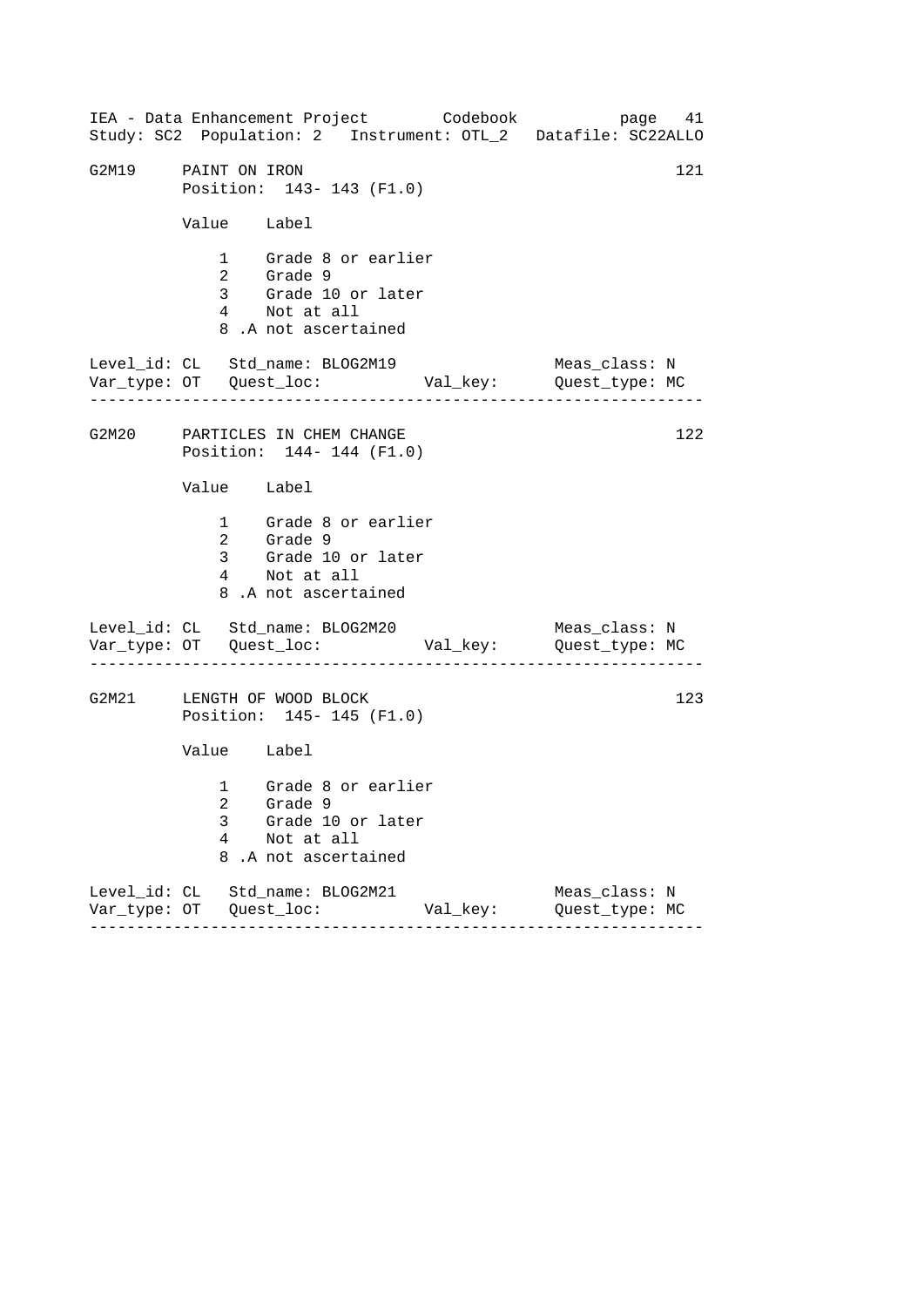G2M19 PAINT ON IRON 121
Position: 143- 143 (F1.0)

| Value | Label |
|---|---|
| 1 | Grade 8 or earlier |
| 2 | Grade 9 |
| 3 | Grade 10 or later |
| 4 | Not at all |
| 8 | .A not ascertained |

Level_id: CL Std_name: BLOG2M19 Meas_class: N
Var_type: OT Quest_loc: Val_key: Quest_type: MC

---

G2M20 PARTICLES IN CHEM CHANGE 122
Position: 144- 144 (F1.0)

| Value | Label |
|---|---|
| 1 | Grade 8 or earlier |
| 2 | Grade 9 |
| 3 | Grade 10 or later |
| 4 | Not at all |
| 8 | .A not ascertained |

Level_id: CL Std_name: BLOG2M20 Meas_class: N
Var_type: OT Quest_loc: Val_key: Quest_type: MC

---

G2M21 LENGTH OF WOOD BLOCK 123
Position: 145- 145 (F1.0)

| Value | Label |
|---|---|
| 1 | Grade 8 or earlier |
| 2 | Grade 9 |
| 3 | Grade 10 or later |
| 4 | Not at all |
| 8 | .A not ascertained |

Level_id: CL Std_name: BLOG2M21 Meas_class: N
Var_type: OT Quest_loc: Val_key: Quest_type: MC

---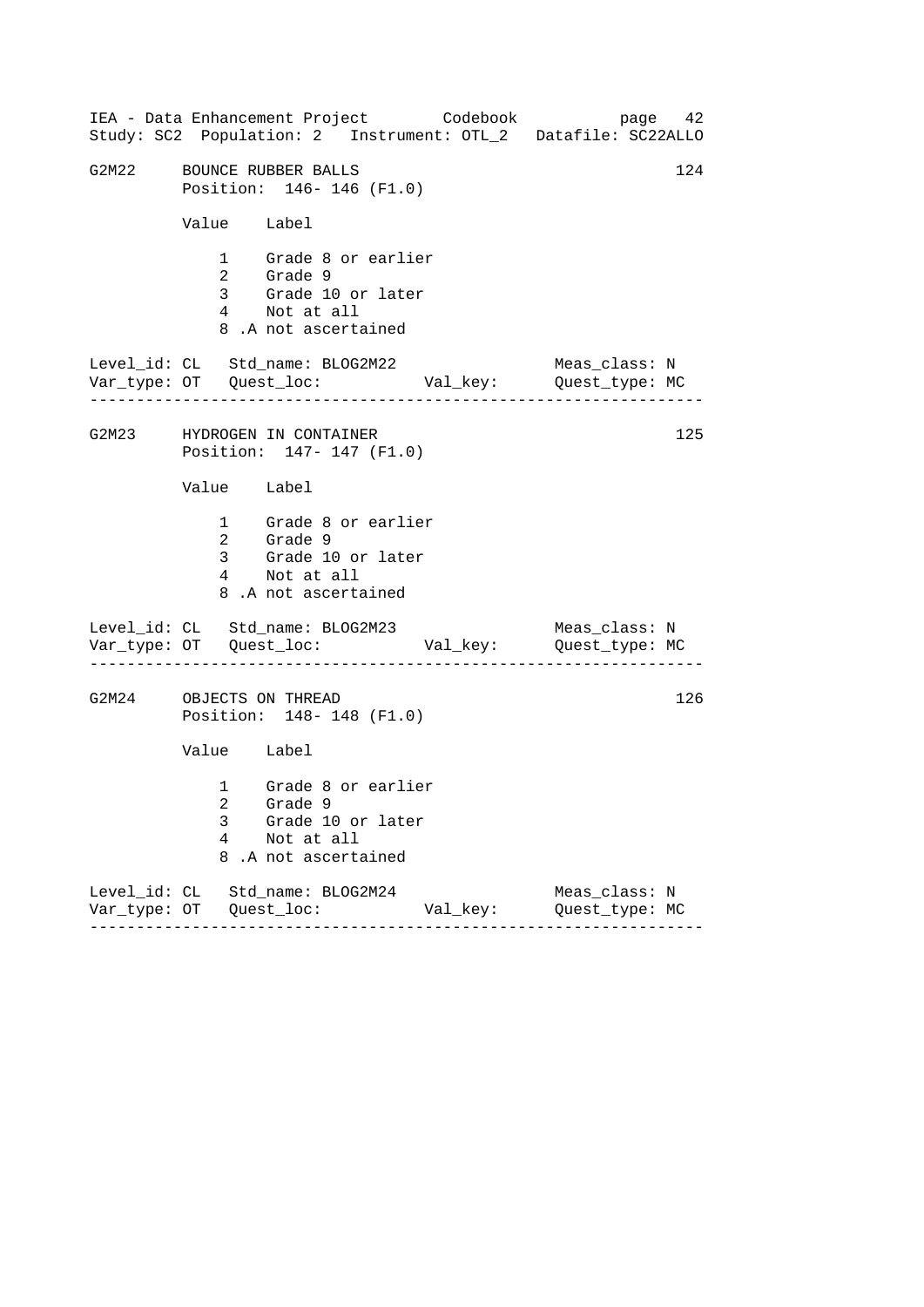IEA - Data Enhancement Project        Codebook           page  42
Study: SC2  Population: 2   Instrument: OTL_2   Datafile: SC22ALLO

```
G2M22     BOUNCE RUBBER BALLS                                    124
          Position:  146- 146 (F1.0)

          Value    Label

              1    Grade 8 or earlier
              2    Grade 9
              3    Grade 10 or later
              4    Not at all
              8 .A not ascertained

Level_id: CL   Std_name: BLOG2M22                 Meas_class: N
Var_type: OT   Quest_loc:           Val_key:      Quest_type: MC
----------------------------------------------------------------

G2M23     HYDROGEN IN CONTAINER                                  125
          Position:  147- 147 (F1.0)

          Value    Label

              1    Grade 8 or earlier
              2    Grade 9
              3    Grade 10 or later
              4    Not at all
              8 .A not ascertained

Level_id: CL   Std_name: BLOG2M23                 Meas_class: N
Var_type: OT   Quest_loc:           Val_key:      Quest_type: MC
----------------------------------------------------------------

G2M24     OBJECTS ON THREAD                                      126
          Position:  148- 148 (F1.0)

          Value    Label

              1    Grade 8 or earlier
              2    Grade 9
              3    Grade 10 or later
              4    Not at all
              8 .A not ascertained

Level_id: CL   Std_name: BLOG2M24                 Meas_class: N
Var_type: OT   Quest_loc:           Val_key:      Quest_type: MC
----------------------------------------------------------------
```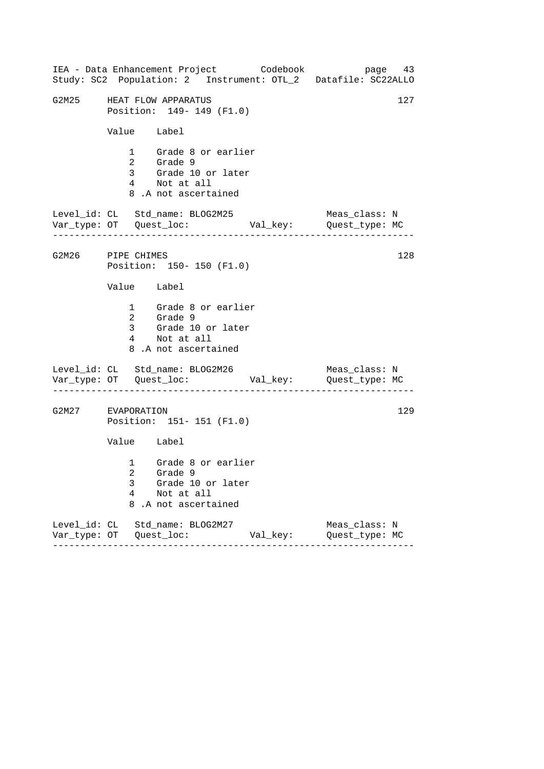G2M25     HEAT FLOW APPARATUS                                       127
          Position:  149- 149 (F1.0)

| Value | Label |
|---|---|
| 1 | Grade 8 or earlier |
| 2 | Grade 9 |
| 3 | Grade 10 or later |
| 4 | Not at all |
| 8 | .A not ascertained |

Level_id: CL   Std_name: BLOG2M25                    Meas_class: N
Var_type: OT   Quest_loc:           Val_key:         Quest_type: MC

---

G2M26     PIPE CHIMES                                               128
          Position:  150- 150 (F1.0)

| Value | Label |
|---|---|
| 1 | Grade 8 or earlier |
| 2 | Grade 9 |
| 3 | Grade 10 or later |
| 4 | Not at all |
| 8 | .A not ascertained |

Level_id: CL   Std_name: BLOG2M26                    Meas_class: N
Var_type: OT   Quest_loc:           Val_key:         Quest_type: MC

---

G2M27     EVAPORATION                                               129
          Position:  151- 151 (F1.0)

| Value | Label |
|---|---|
| 1 | Grade 8 or earlier |
| 2 | Grade 9 |
| 3 | Grade 10 or later |
| 4 | Not at all |
| 8 | .A not ascertained |

Level_id: CL   Std_name: BLOG2M27                    Meas_class: N
Var_type: OT   Quest_loc:           Val_key:         Quest_type: MC

---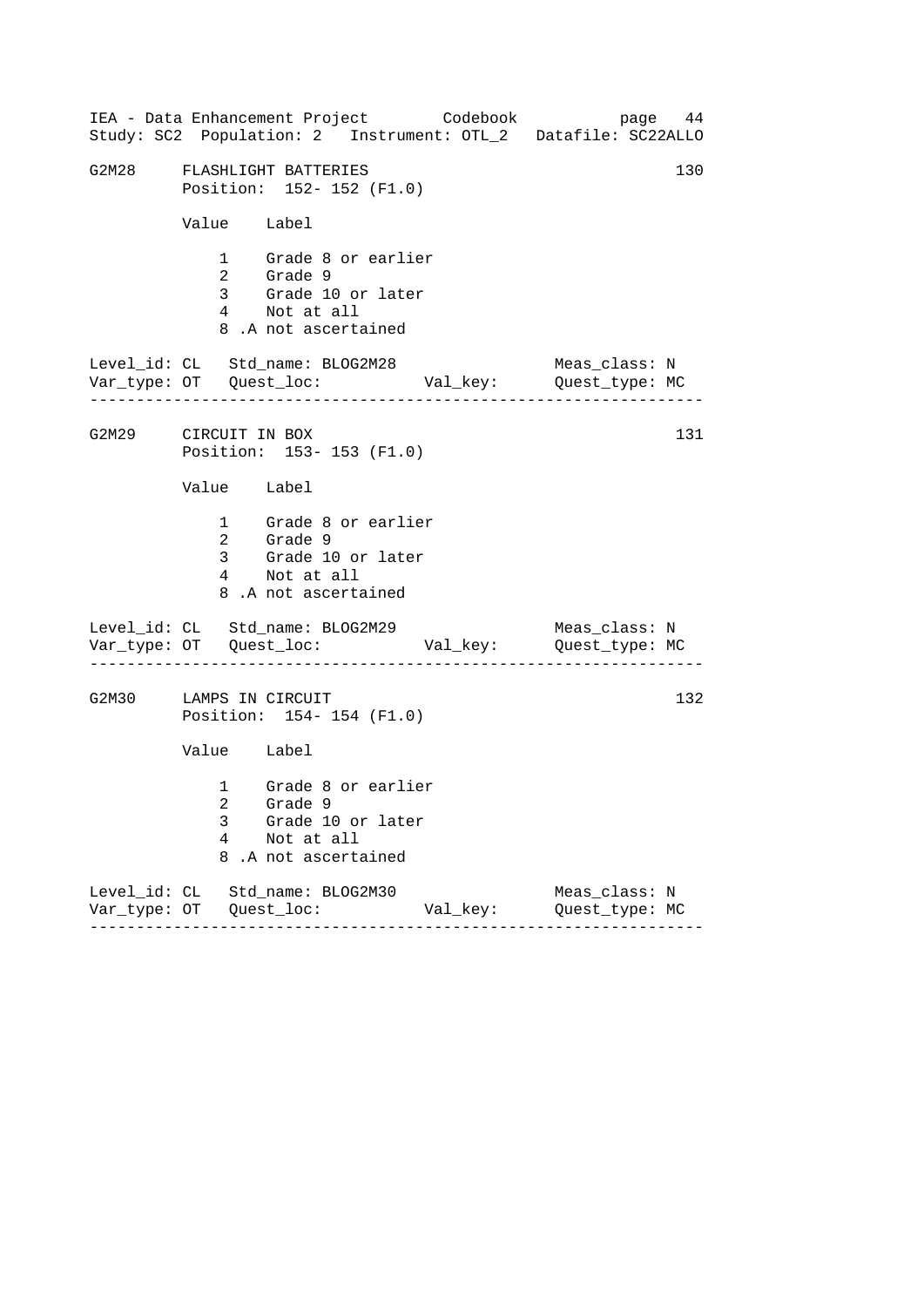G2M28 FLASHLIGHT BATTERIES 130
Position: 152- 152 (F1.0)

| Value | Label |
|---|---|
| 1 | Grade 8 or earlier |
| 2 | Grade 9 |
| 3 | Grade 10 or later |
| 4 | Not at all |
| 8 | .A not ascertained |

Level_id: CL Std_name: BLOG2M28 Meas_class: N
Var_type: OT Quest_loc: Val_key: Quest_type: MC

---

G2M29 CIRCUIT IN BOX 131
Position: 153- 153 (F1.0)

| Value | Label |
|---|---|
| 1 | Grade 8 or earlier |
| 2 | Grade 9 |
| 3 | Grade 10 or later |
| 4 | Not at all |
| 8 | .A not ascertained |

Level_id: CL Std_name: BLOG2M29 Meas_class: N
Var_type: OT Quest_loc: Val_key: Quest_type: MC

---

G2M30 LAMPS IN CIRCUIT 132
Position: 154- 154 (F1.0)

| Value | Label |
|---|---|
| 1 | Grade 8 or earlier |
| 2 | Grade 9 |
| 3 | Grade 10 or later |
| 4 | Not at all |
| 8 | .A not ascertained |

Level_id: CL Std_name: BLOG2M30 Meas_class: N
Var_type: OT Quest_loc: Val_key: Quest_type: MC

---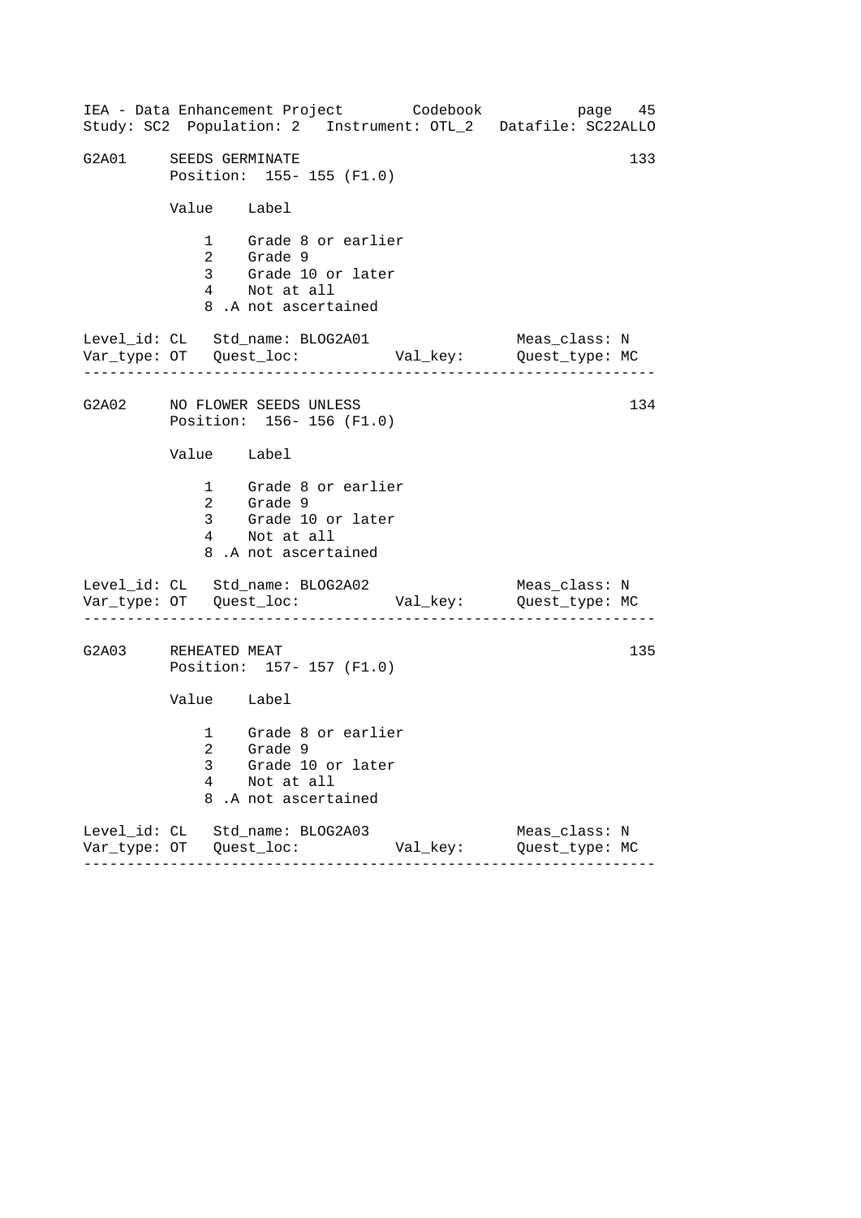G2A01 SEEDS GERMINATE — 133

Position: 155- 155 (F1.0)

| Value | Label |
|---|---|
| 1 | Grade 8 or earlier |
| 2 | Grade 9 |
| 3 | Grade 10 or later |
| 4 | Not at all |
| 8 | .A not ascertained |

Level_id: CL   Std_name: BLOG2A01   Meas_class: N
Var_type: OT   Quest_loc:   Val_key:   Quest_type: MC

---

G2A02 NO FLOWER SEEDS UNLESS — 134

Position: 156- 156 (F1.0)

| Value | Label |
|---|---|
| 1 | Grade 8 or earlier |
| 2 | Grade 9 |
| 3 | Grade 10 or later |
| 4 | Not at all |
| 8 | .A not ascertained |

Level_id: CL   Std_name: BLOG2A02   Meas_class: N
Var_type: OT   Quest_loc:   Val_key:   Quest_type: MC

---

G2A03 REHEATED MEAT — 135

Position: 157- 157 (F1.0)

| Value | Label |
|---|---|
| 1 | Grade 8 or earlier |
| 2 | Grade 9 |
| 3 | Grade 10 or later |
| 4 | Not at all |
| 8 | .A not ascertained |

Level_id: CL   Std_name: BLOG2A03   Meas_class: N
Var_type: OT   Quest_loc:   Val_key:   Quest_type: MC

---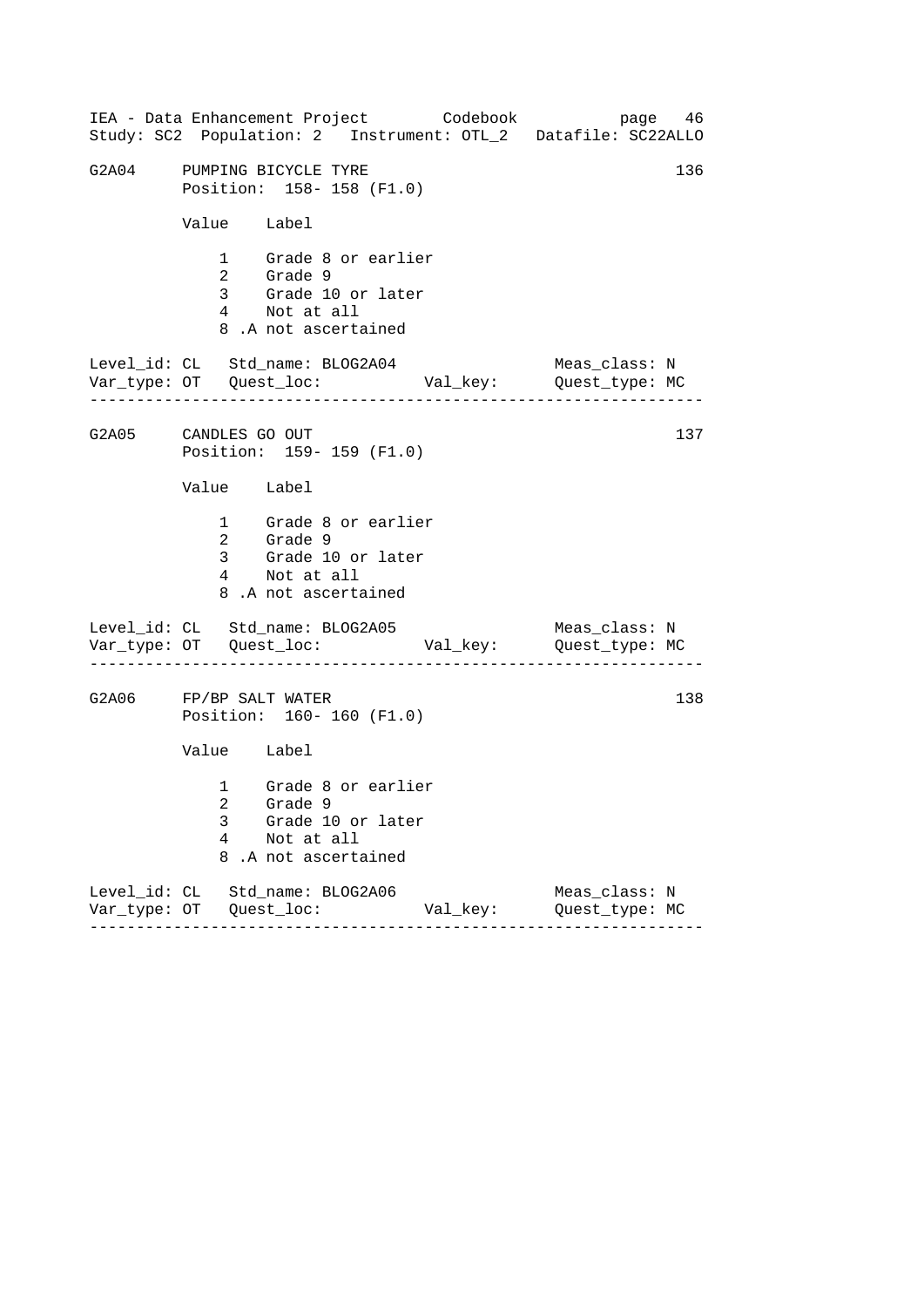IEA - Data Enhancement Project Codebook page 46
Study: SC2 Population: 2 Instrument: OTL_2 Datafile: SC22ALLO

```
G2A04     PUMPING BICYCLE TYRE                                    136
          Position:  158- 158 (F1.0)

          Value    Label

              1    Grade 8 or earlier
              2    Grade 9
              3    Grade 10 or later
              4    Not at all
              8 .A not ascertained

Level_id: CL   Std_name: BLOG2A04                  Meas_class: N
Var_type: OT   Quest_loc:           Val_key:       Quest_type: MC
-----------------------------------------------------------------

G2A05     CANDLES GO OUT                                          137
          Position:  159- 159 (F1.0)

          Value    Label

              1    Grade 8 or earlier
              2    Grade 9
              3    Grade 10 or later
              4    Not at all
              8 .A not ascertained

Level_id: CL   Std_name: BLOG2A05                  Meas_class: N
Var_type: OT   Quest_loc:           Val_key:       Quest_type: MC
-----------------------------------------------------------------

G2A06     FP/BP SALT WATER                                        138
          Position:  160- 160 (F1.0)

          Value    Label

              1    Grade 8 or earlier
              2    Grade 9
              3    Grade 10 or later
              4    Not at all
              8 .A not ascertained

Level_id: CL   Std_name: BLOG2A06                  Meas_class: N
Var_type: OT   Quest_loc:           Val_key:       Quest_type: MC
-----------------------------------------------------------------
```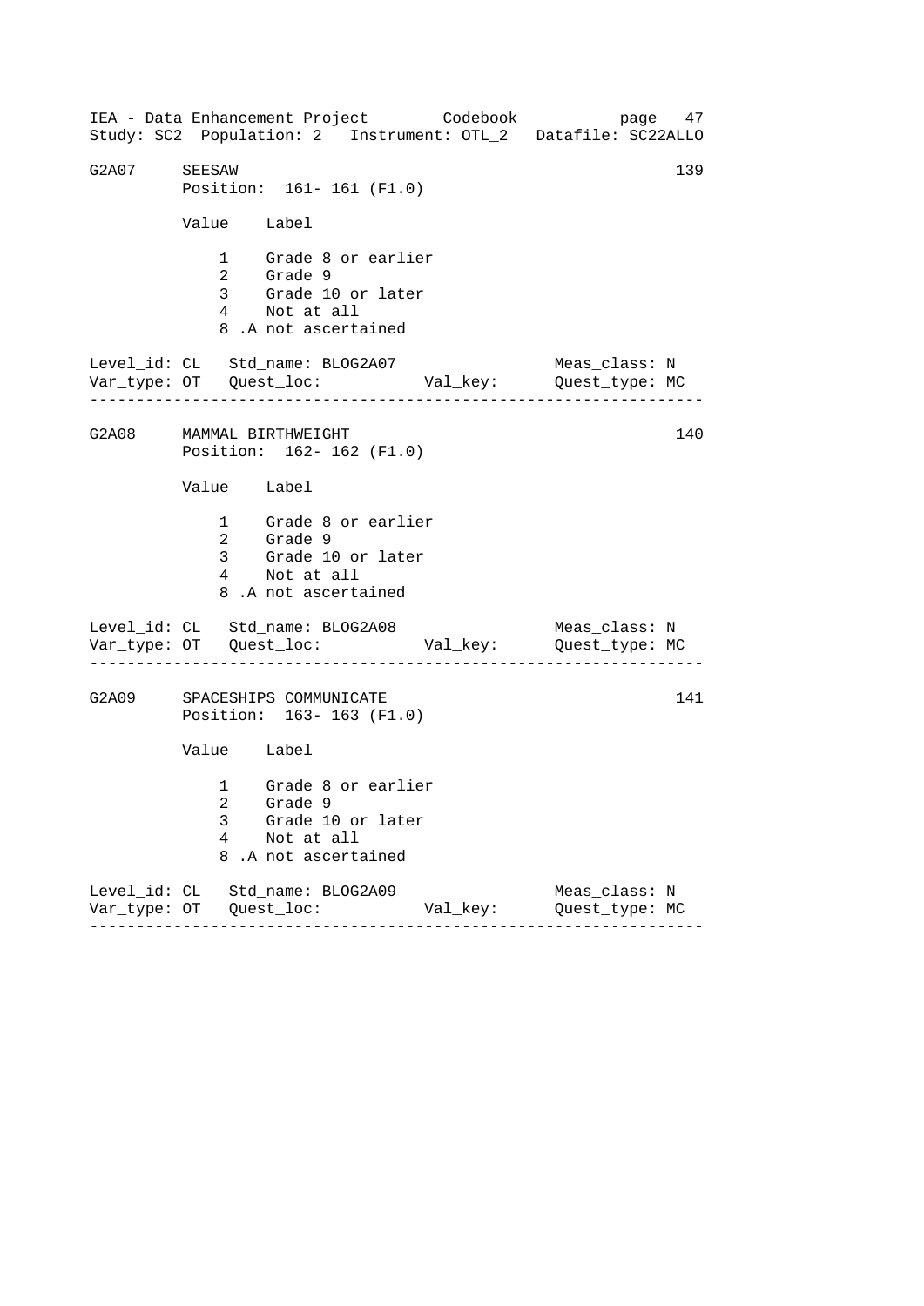IEA - Data Enhancement Project Codebook
Study: SC2 Population: 2 Instrument: OTL_2 Datafile: SC22ALLO

```
G2A07    SEESAW                                                  139
         Position:  161- 161 (F1.0)

         Value    Label

             1    Grade 8 or earlier
             2    Grade 9
             3    Grade 10 or later
             4    Not at all
             8 .A not ascertained

Level_id: CL   Std_name: BLOG2A07                  Meas_class: N
Var_type: OT   Quest_loc:           Val_key:      Quest_type: MC
-----------------------------------------------------------------

G2A08    MAMMAL BIRTHWEIGHT                                      140
         Position:  162- 162 (F1.0)

         Value    Label

             1    Grade 8 or earlier
             2    Grade 9
             3    Grade 10 or later
             4    Not at all
             8 .A not ascertained

Level_id: CL   Std_name: BLOG2A08                  Meas_class: N
Var_type: OT   Quest_loc:           Val_key:      Quest_type: MC
-----------------------------------------------------------------

G2A09    SPACESHIPS COMMUNICATE                                  141
         Position:  163- 163 (F1.0)

         Value    Label

             1    Grade 8 or earlier
             2    Grade 9
             3    Grade 10 or later
             4    Not at all
             8 .A not ascertained

Level_id: CL   Std_name: BLOG2A09                  Meas_class: N
Var_type: OT   Quest_loc:           Val_key:      Quest_type: MC
-----------------------------------------------------------------
```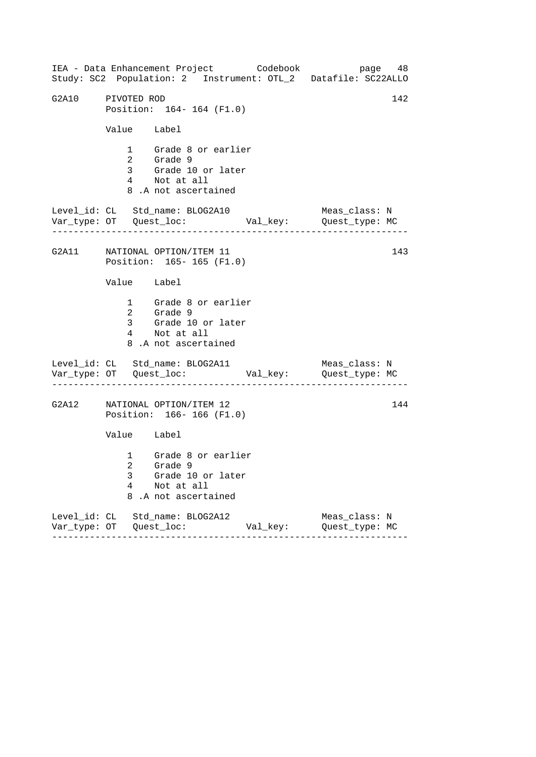G2A10 PIVOTED ROD 142

Position: 164- 164 (F1.0)

| Value | Label |
|---|---|
| 1 | Grade 8 or earlier |
| 2 | Grade 9 |
| 3 | Grade 10 or later |
| 4 | Not at all |
| 8 | .A not ascertained |

Level_id: CL Std_name: BLOG2A10 Meas_class: N
Var_type: OT Quest_loc: Val_key: Quest_type: MC

---

G2A11 NATIONAL OPTION/ITEM 11 143

Position: 165- 165 (F1.0)

| Value | Label |
|---|---|
| 1 | Grade 8 or earlier |
| 2 | Grade 9 |
| 3 | Grade 10 or later |
| 4 | Not at all |
| 8 | .A not ascertained |

Level_id: CL Std_name: BLOG2A11 Meas_class: N
Var_type: OT Quest_loc: Val_key: Quest_type: MC

---

G2A12 NATIONAL OPTION/ITEM 12 144

Position: 166- 166 (F1.0)

| Value | Label |
|---|---|
| 1 | Grade 8 or earlier |
| 2 | Grade 9 |
| 3 | Grade 10 or later |
| 4 | Not at all |
| 8 | .A not ascertained |

Level_id: CL Std_name: BLOG2A12 Meas_class: N
Var_type: OT Quest_loc: Val_key: Quest_type: MC

---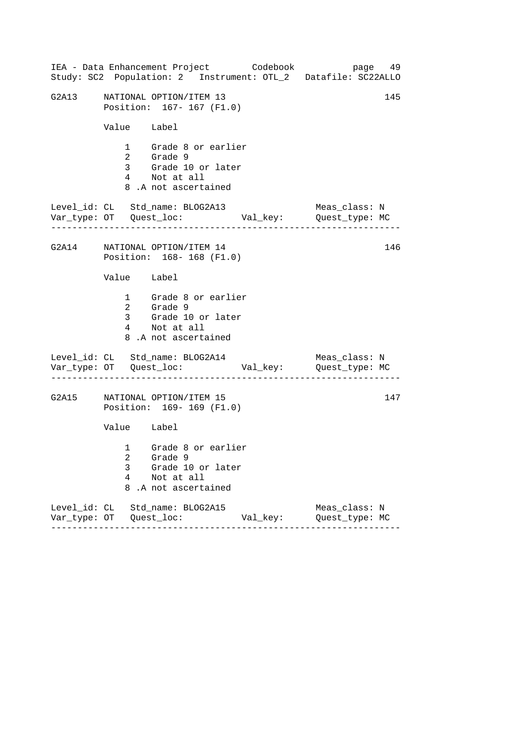```
G2A13     NATIONAL OPTION/ITEM 13                                      145
          Position:  167- 167 (F1.0)

          Value    Label

              1    Grade 8 or earlier
              2    Grade 9
              3    Grade 10 or later
              4    Not at all
              8 .A not ascertained

Level_id: CL   Std_name: BLOG2A13                    Meas_class: N
Var_type: OT   Quest_loc:           Val_key:         Quest_type: MC
----------------------------------------------------------------------

G2A14     NATIONAL OPTION/ITEM 14                                      146
          Position:  168- 168 (F1.0)

          Value    Label

              1    Grade 8 or earlier
              2    Grade 9
              3    Grade 10 or later
              4    Not at all
              8 .A not ascertained

Level_id: CL   Std_name: BLOG2A14                    Meas_class: N
Var_type: OT   Quest_loc:           Val_key:         Quest_type: MC
----------------------------------------------------------------------

G2A15     NATIONAL OPTION/ITEM 15                                      147
          Position:  169- 169 (F1.0)

          Value    Label

              1    Grade 8 or earlier
              2    Grade 9
              3    Grade 10 or later
              4    Not at all
              8 .A not ascertained

Level_id: CL   Std_name: BLOG2A15                    Meas_class: N
Var_type: OT   Quest_loc:           Val_key:         Quest_type: MC
----------------------------------------------------------------------
```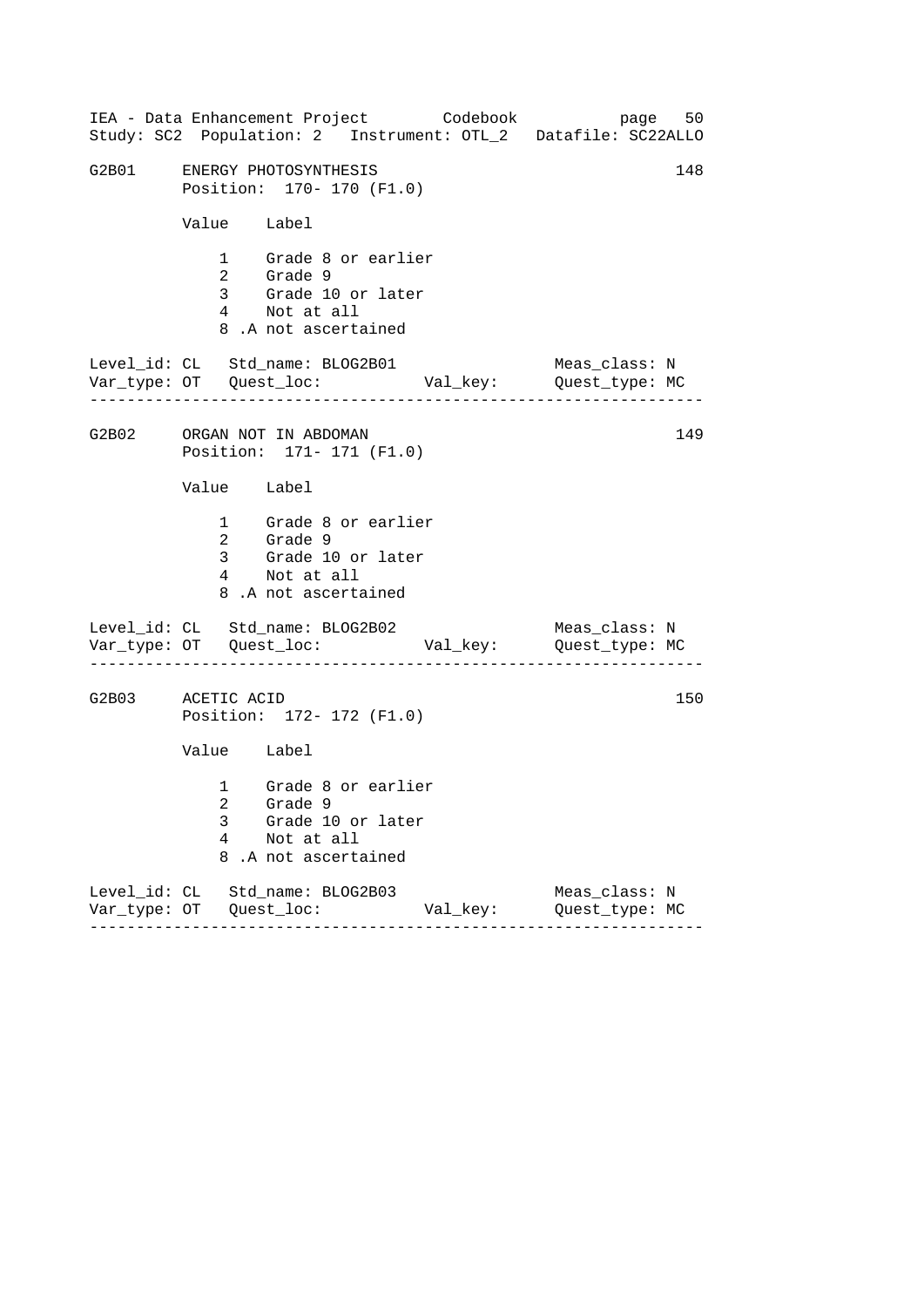G2B01 ENERGY PHOTOSYNTHESIS 148
Position: 170- 170 (F1.0)

| Value | Label |
|---|---|
| 1 | Grade 8 or earlier |
| 2 | Grade 9 |
| 3 | Grade 10 or later |
| 4 | Not at all |
| 8 | .A not ascertained |

Level_id: CL Std_name: BLOG2B01 Meas_class: N
Var_type: OT Quest_loc: Val_key: Quest_type: MC

---

G2B02 ORGAN NOT IN ABDOMAN 149
Position: 171- 171 (F1.0)

| Value | Label |
|---|---|
| 1 | Grade 8 or earlier |
| 2 | Grade 9 |
| 3 | Grade 10 or later |
| 4 | Not at all |
| 8 | .A not ascertained |

Level_id: CL Std_name: BLOG2B02 Meas_class: N
Var_type: OT Quest_loc: Val_key: Quest_type: MC

---

G2B03 ACETIC ACID 150
Position: 172- 172 (F1.0)

| Value | Label |
|---|---|
| 1 | Grade 8 or earlier |
| 2 | Grade 9 |
| 3 | Grade 10 or later |
| 4 | Not at all |
| 8 | .A not ascertained |

Level_id: CL Std_name: BLOG2B03 Meas_class: N
Var_type: OT Quest_loc: Val_key: Quest_type: MC

---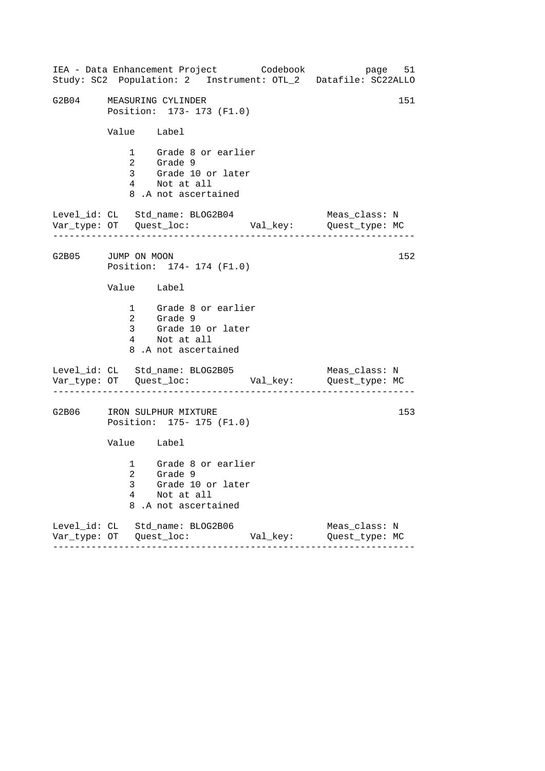## G2B04 MEASURING CYLINDER 151

Position: 173- 173 (F1.0)

| Value | Label |
|---|---|
| 1 | Grade 8 or earlier |
| 2 | Grade 9 |
| 3 | Grade 10 or later |
| 4 | Not at all |
| 8 | .A not ascertained |

Level_id: CL   Std_name: BLOG2B04   Meas_class: N
Var_type: OT   Quest_loc:   Val_key:   Quest_type: MC

---

## G2B05 JUMP ON MOON 152

Position: 174- 174 (F1.0)

| Value | Label |
|---|---|
| 1 | Grade 8 or earlier |
| 2 | Grade 9 |
| 3 | Grade 10 or later |
| 4 | Not at all |
| 8 | .A not ascertained |

Level_id: CL   Std_name: BLOG2B05   Meas_class: N
Var_type: OT   Quest_loc:   Val_key:   Quest_type: MC

---

## G2B06 IRON SULPHUR MIXTURE 153

Position: 175- 175 (F1.0)

| Value | Label |
|---|---|
| 1 | Grade 8 or earlier |
| 2 | Grade 9 |
| 3 | Grade 10 or later |
| 4 | Not at all |
| 8 | .A not ascertained |

Level_id: CL   Std_name: BLOG2B06   Meas_class: N
Var_type: OT   Quest_loc:   Val_key:   Quest_type: MC

---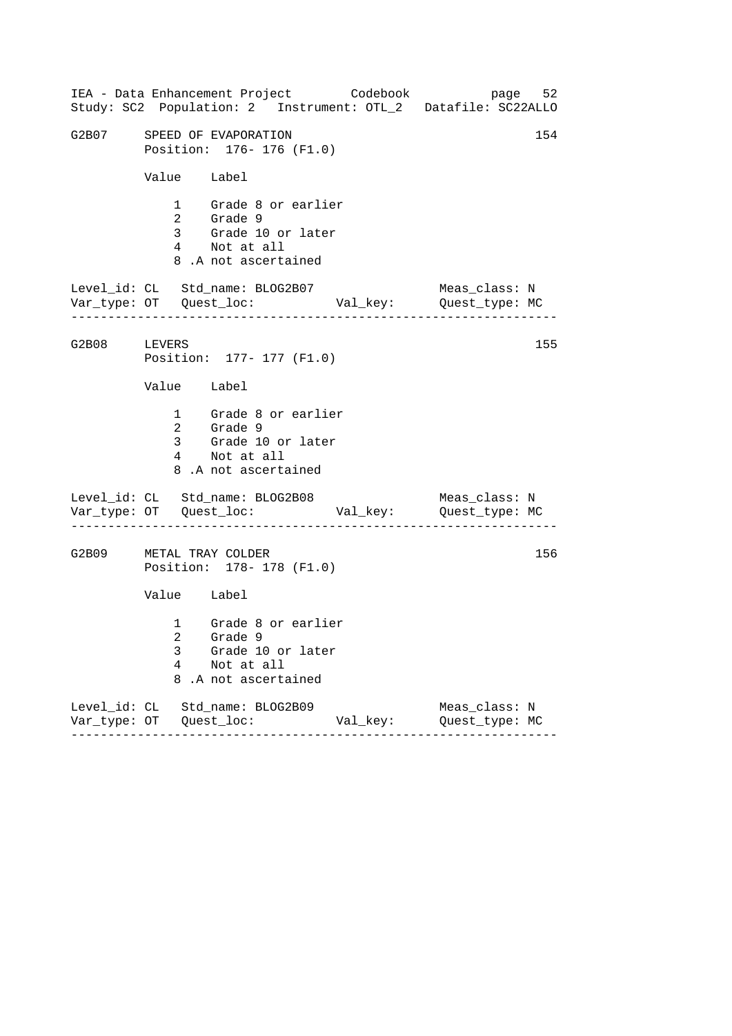## G2B07 SPEED OF EVAPORATION

154

Position: 176- 176 (F1.0)

| Value | Label |
| --- | --- |
| 1 | Grade 8 or earlier |
| 2 | Grade 9 |
| 3 | Grade 10 or later |
| 4 | Not at all |
| 8 | .A not ascertained |

Level_id: CL   Std_name: BLOG2B07   Meas_class: N
Var_type: OT   Quest_loc:   Val_key:   Quest_type: MC

---

## G2B08 LEVERS

155

Position: 177- 177 (F1.0)

| Value | Label |
| --- | --- |
| 1 | Grade 8 or earlier |
| 2 | Grade 9 |
| 3 | Grade 10 or later |
| 4 | Not at all |
| 8 | .A not ascertained |

Level_id: CL   Std_name: BLOG2B08   Meas_class: N
Var_type: OT   Quest_loc:   Val_key:   Quest_type: MC

---

## G2B09 METAL TRAY COLDER

156

Position: 178- 178 (F1.0)

| Value | Label |
| --- | --- |
| 1 | Grade 8 or earlier |
| 2 | Grade 9 |
| 3 | Grade 10 or later |
| 4 | Not at all |
| 8 | .A not ascertained |

Level_id: CL   Std_name: BLOG2B09   Meas_class: N
Var_type: OT   Quest_loc:   Val_key:   Quest_type: MC

---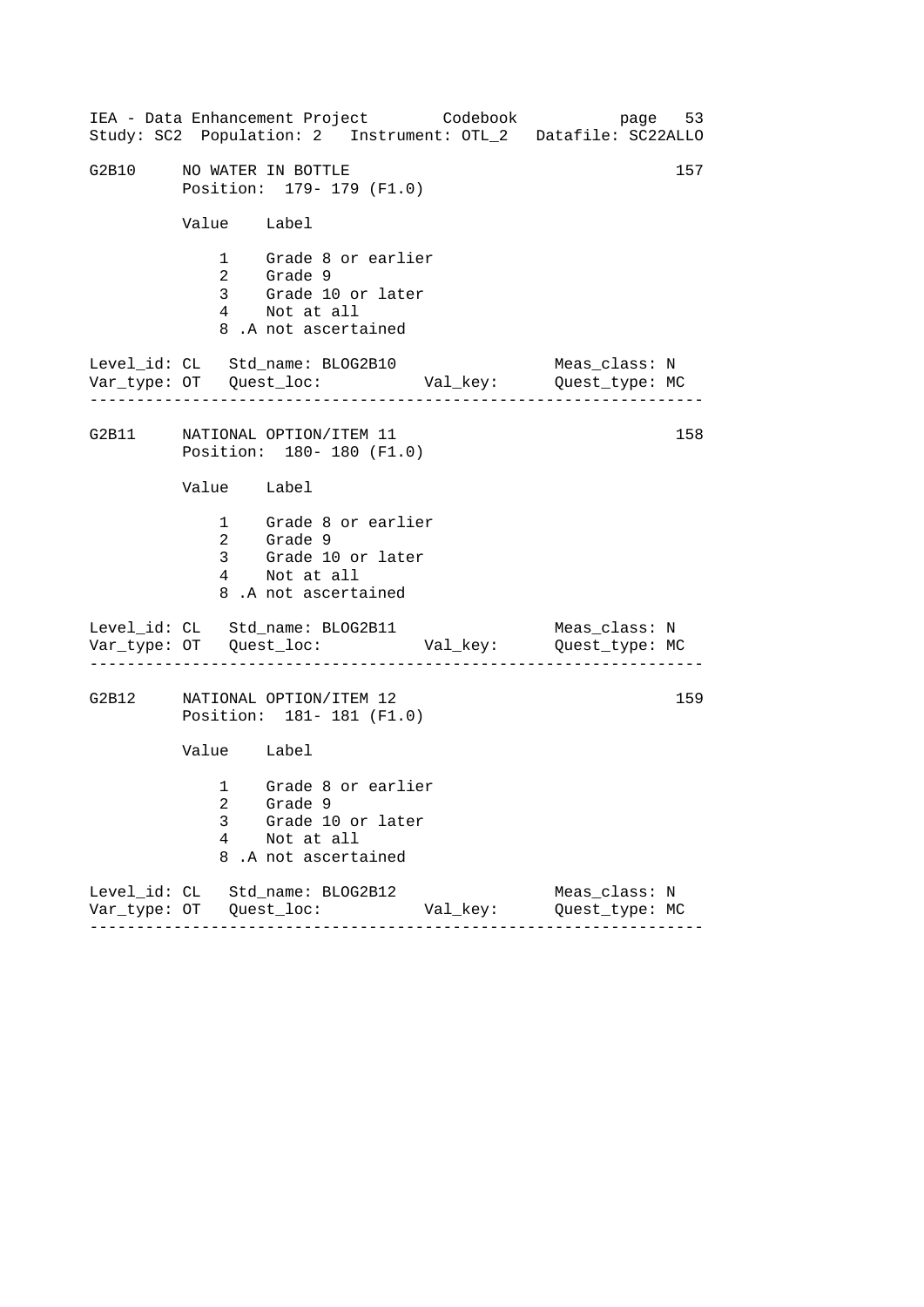G2B10 NO WATER IN BOTTLE 157

Position: 179- 179 (F1.0)

| Value | Label |
|---|---|
| 1 | Grade 8 or earlier |
| 2 | Grade 9 |
| 3 | Grade 10 or later |
| 4 | Not at all |
| 8 | .A not ascertained |

Level_id: CL   Std_name: BLOG2B10   Meas_class: N
Var_type: OT   Quest_loc:   Val_key:   Quest_type: MC

---

G2B11 NATIONAL OPTION/ITEM 11 158

Position: 180- 180 (F1.0)

| Value | Label |
|---|---|
| 1 | Grade 8 or earlier |
| 2 | Grade 9 |
| 3 | Grade 10 or later |
| 4 | Not at all |
| 8 | .A not ascertained |

Level_id: CL   Std_name: BLOG2B11   Meas_class: N
Var_type: OT   Quest_loc:   Val_key:   Quest_type: MC

---

G2B12 NATIONAL OPTION/ITEM 12 159

Position: 181- 181 (F1.0)

| Value | Label |
|---|---|
| 1 | Grade 8 or earlier |
| 2 | Grade 9 |
| 3 | Grade 10 or later |
| 4 | Not at all |
| 8 | .A not ascertained |

Level_id: CL   Std_name: BLOG2B12   Meas_class: N
Var_type: OT   Quest_loc:   Val_key:   Quest_type: MC

---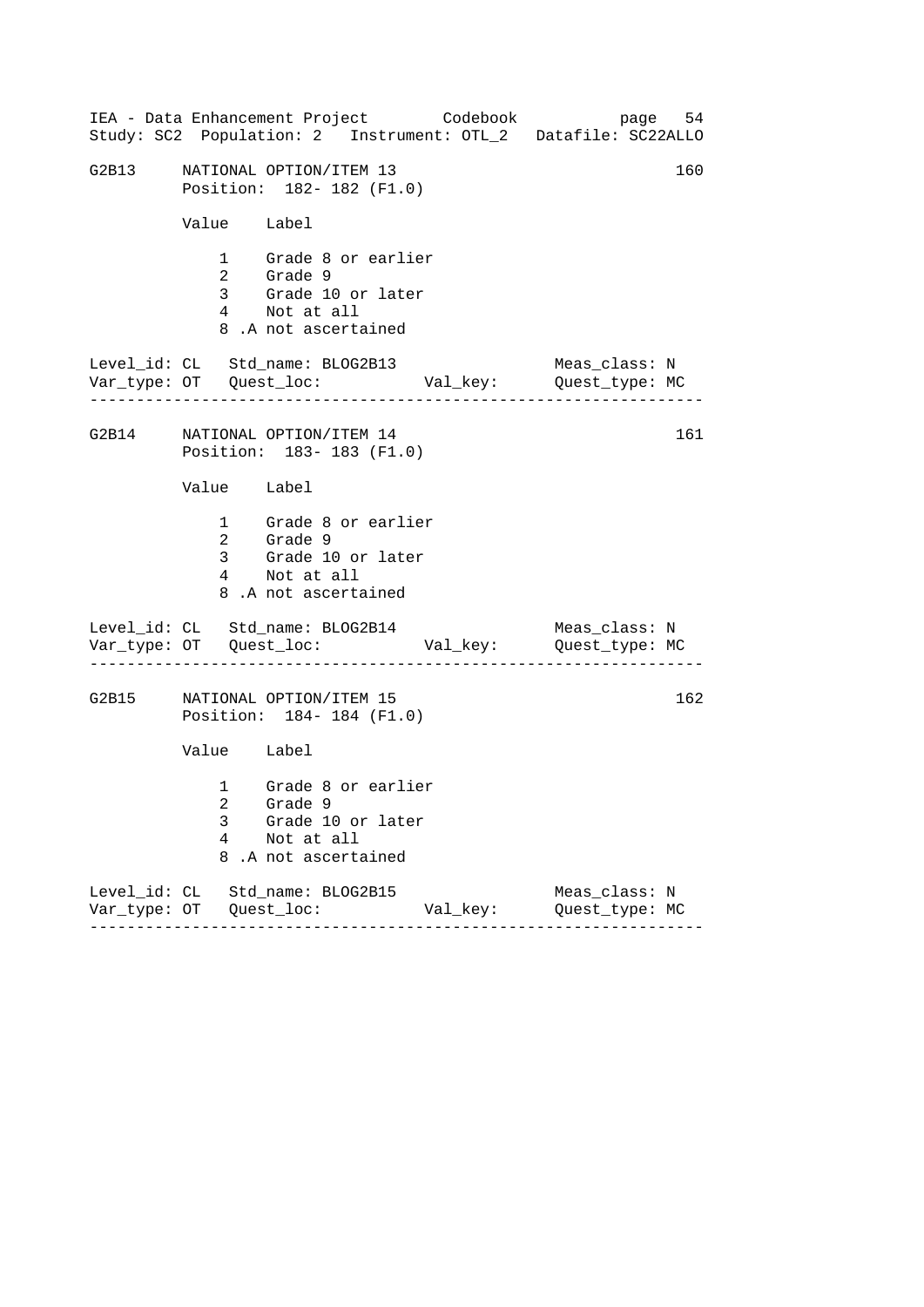G2B13 NATIONAL OPTION/ITEM 13 160
Position: 182- 182 (F1.0)

| Value | Label |
|---|---|
| 1 | Grade 8 or earlier |
| 2 | Grade 9 |
| 3 | Grade 10 or later |
| 4 | Not at all |
| 8 | .A not ascertained |

Level_id: CL Std_name: BLOG2B13 Meas_class: N
Var_type: OT Quest_loc: Val_key: Quest_type: MC

---

G2B14 NATIONAL OPTION/ITEM 14 161
Position: 183- 183 (F1.0)

| Value | Label |
|---|---|
| 1 | Grade 8 or earlier |
| 2 | Grade 9 |
| 3 | Grade 10 or later |
| 4 | Not at all |
| 8 | .A not ascertained |

Level_id: CL Std_name: BLOG2B14 Meas_class: N
Var_type: OT Quest_loc: Val_key: Quest_type: MC

---

G2B15 NATIONAL OPTION/ITEM 15 162
Position: 184- 184 (F1.0)

| Value | Label |
|---|---|
| 1 | Grade 8 or earlier |
| 2 | Grade 9 |
| 3 | Grade 10 or later |
| 4 | Not at all |
| 8 | .A not ascertained |

Level_id: CL Std_name: BLOG2B15 Meas_class: N
Var_type: OT Quest_loc: Val_key: Quest_type: MC

---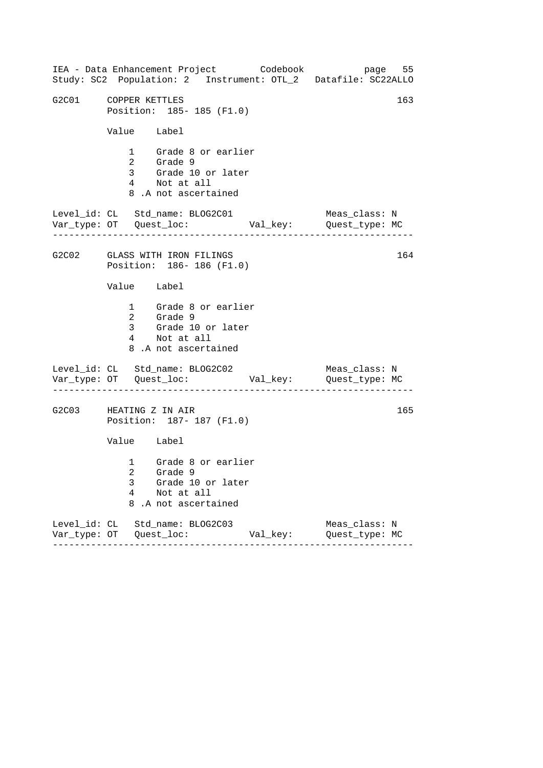IEA - Data Enhancement Project        Codebook           page  55
Study: SC2  Population: 2   Instrument: OTL_2   Datafile: SC22ALLO

```
G2C01     COPPER KETTLES                                          163
          Position:  185- 185 (F1.0)

          Value    Label

              1    Grade 8 or earlier
              2    Grade 9
              3    Grade 10 or later
              4    Not at all
              8 .A not ascertained

Level_id: CL   Std_name: BLOG2C01                  Meas_class: N
Var_type: OT   Quest_loc:           Val_key:      Quest_type: MC
------------------------------------------------------------------

G2C02     GLASS WITH IRON FILINGS                                 164
          Position:  186- 186 (F1.0)

          Value    Label

              1    Grade 8 or earlier
              2    Grade 9
              3    Grade 10 or later
              4    Not at all
              8 .A not ascertained

Level_id: CL   Std_name: BLOG2C02                  Meas_class: N
Var_type: OT   Quest_loc:           Val_key:      Quest_type: MC
------------------------------------------------------------------

G2C03     HEATING Z IN AIR                                        165
          Position:  187- 187 (F1.0)

          Value    Label

              1    Grade 8 or earlier
              2    Grade 9
              3    Grade 10 or later
              4    Not at all
              8 .A not ascertained

Level_id: CL   Std_name: BLOG2C03                  Meas_class: N
Var_type: OT   Quest_loc:           Val_key:      Quest_type: MC
------------------------------------------------------------------
```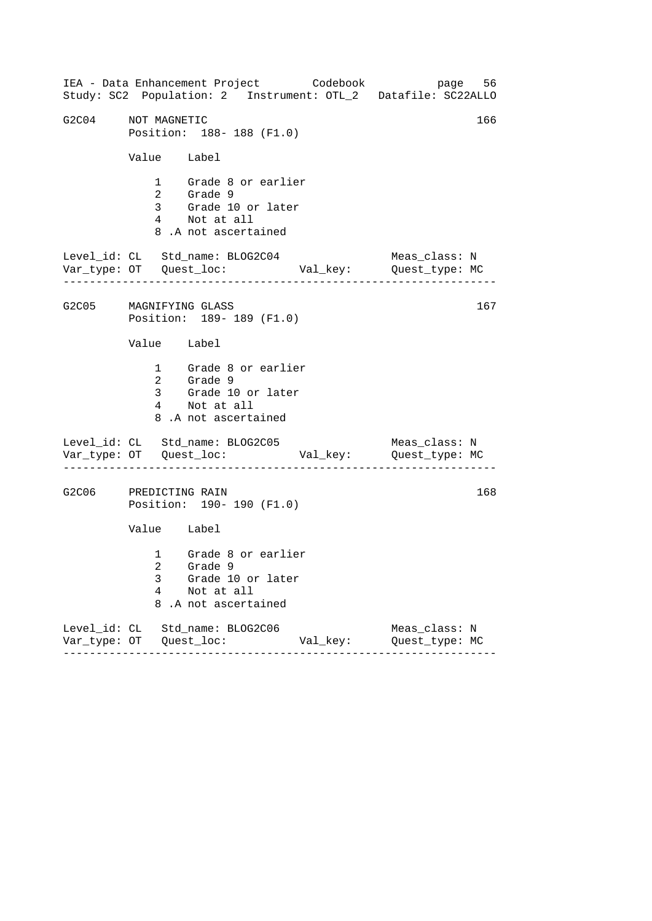IEA - Data Enhancement Project        Codebook
Study: SC2  Population: 2   Instrument: OTL_2   Datafile: SC22ALLO

```
G2C04     NOT MAGNETIC                                              166
          Position:  188- 188 (F1.0)

          Value    Label

              1    Grade 8 or earlier
              2    Grade 9
              3    Grade 10 or later
              4    Not at all
              8 .A not ascertained

Level_id: CL   Std_name: BLOG2C04                   Meas_class: N
Var_type: OT   Quest_loc:           Val_key:        Quest_type: MC
------------------------------------------------------------------

G2C05     MAGNIFYING GLASS                                          167
          Position:  189- 189 (F1.0)

          Value    Label

              1    Grade 8 or earlier
              2    Grade 9
              3    Grade 10 or later
              4    Not at all
              8 .A not ascertained

Level_id: CL   Std_name: BLOG2C05                   Meas_class: N
Var_type: OT   Quest_loc:           Val_key:        Quest_type: MC
------------------------------------------------------------------

G2C06     PREDICTING RAIN                                           168
          Position:  190- 190 (F1.0)

          Value    Label

              1    Grade 8 or earlier
              2    Grade 9
              3    Grade 10 or later
              4    Not at all
              8 .A not ascertained

Level_id: CL   Std_name: BLOG2C06                   Meas_class: N
Var_type: OT   Quest_loc:           Val_key:        Quest_type: MC
------------------------------------------------------------------
```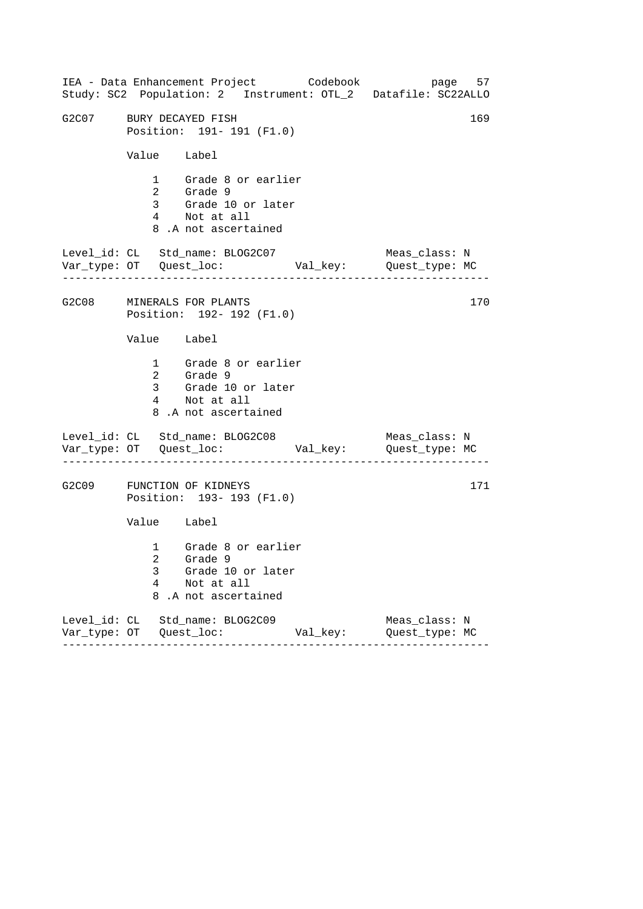G2C07 BURY DECAYED FISH 169
Position: 191- 191 (F1.0)

| Value | Label |
|---|---|
| 1 | Grade 8 or earlier |
| 2 | Grade 9 |
| 3 | Grade 10 or later |
| 4 | Not at all |
| 8 | .A not ascertained |

Level_id: CL Std_name: BLOG2C07 Meas_class: N
Var_type: OT Quest_loc: Val_key: Quest_type: MC

---

G2C08 MINERALS FOR PLANTS 170
Position: 192- 192 (F1.0)

| Value | Label |
|---|---|
| 1 | Grade 8 or earlier |
| 2 | Grade 9 |
| 3 | Grade 10 or later |
| 4 | Not at all |
| 8 | .A not ascertained |

Level_id: CL Std_name: BLOG2C08 Meas_class: N
Var_type: OT Quest_loc: Val_key: Quest_type: MC

---

G2C09 FUNCTION OF KIDNEYS 171
Position: 193- 193 (F1.0)

| Value | Label |
|---|---|
| 1 | Grade 8 or earlier |
| 2 | Grade 9 |
| 3 | Grade 10 or later |
| 4 | Not at all |
| 8 | .A not ascertained |

Level_id: CL Std_name: BLOG2C09 Meas_class: N
Var_type: OT Quest_loc: Val_key: Quest_type: MC

---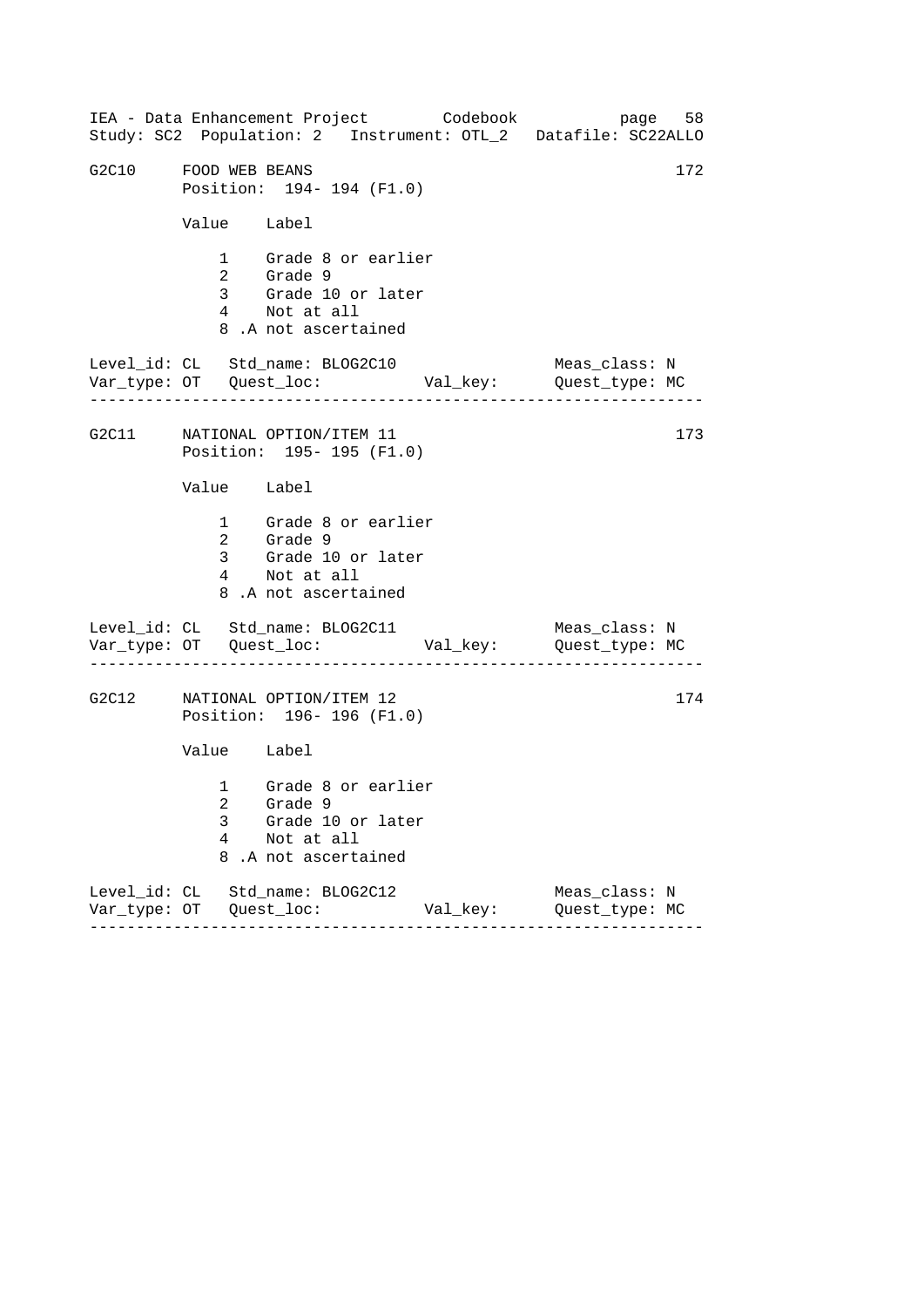G2C10 FOOD WEB BEANS 172
Position: 194- 194 (F1.0)

| Value | Label |
|---|---|
| 1 | Grade 8 or earlier |
| 2 | Grade 9 |
| 3 | Grade 10 or later |
| 4 | Not at all |
| 8 | .A not ascertained |

Level_id: CL Std_name: BLOG2C10 Meas_class: N
Var_type: OT Quest_loc: Val_key: Quest_type: MC

---

G2C11 NATIONAL OPTION/ITEM 11 173
Position: 195- 195 (F1.0)

| Value | Label |
|---|---|
| 1 | Grade 8 or earlier |
| 2 | Grade 9 |
| 3 | Grade 10 or later |
| 4 | Not at all |
| 8 | .A not ascertained |

Level_id: CL Std_name: BLOG2C11 Meas_class: N
Var_type: OT Quest_loc: Val_key: Quest_type: MC

---

G2C12 NATIONAL OPTION/ITEM 12 174
Position: 196- 196 (F1.0)

| Value | Label |
|---|---|
| 1 | Grade 8 or earlier |
| 2 | Grade 9 |
| 3 | Grade 10 or later |
| 4 | Not at all |
| 8 | .A not ascertained |

Level_id: CL Std_name: BLOG2C12 Meas_class: N
Var_type: OT Quest_loc: Val_key: Quest_type: MC

---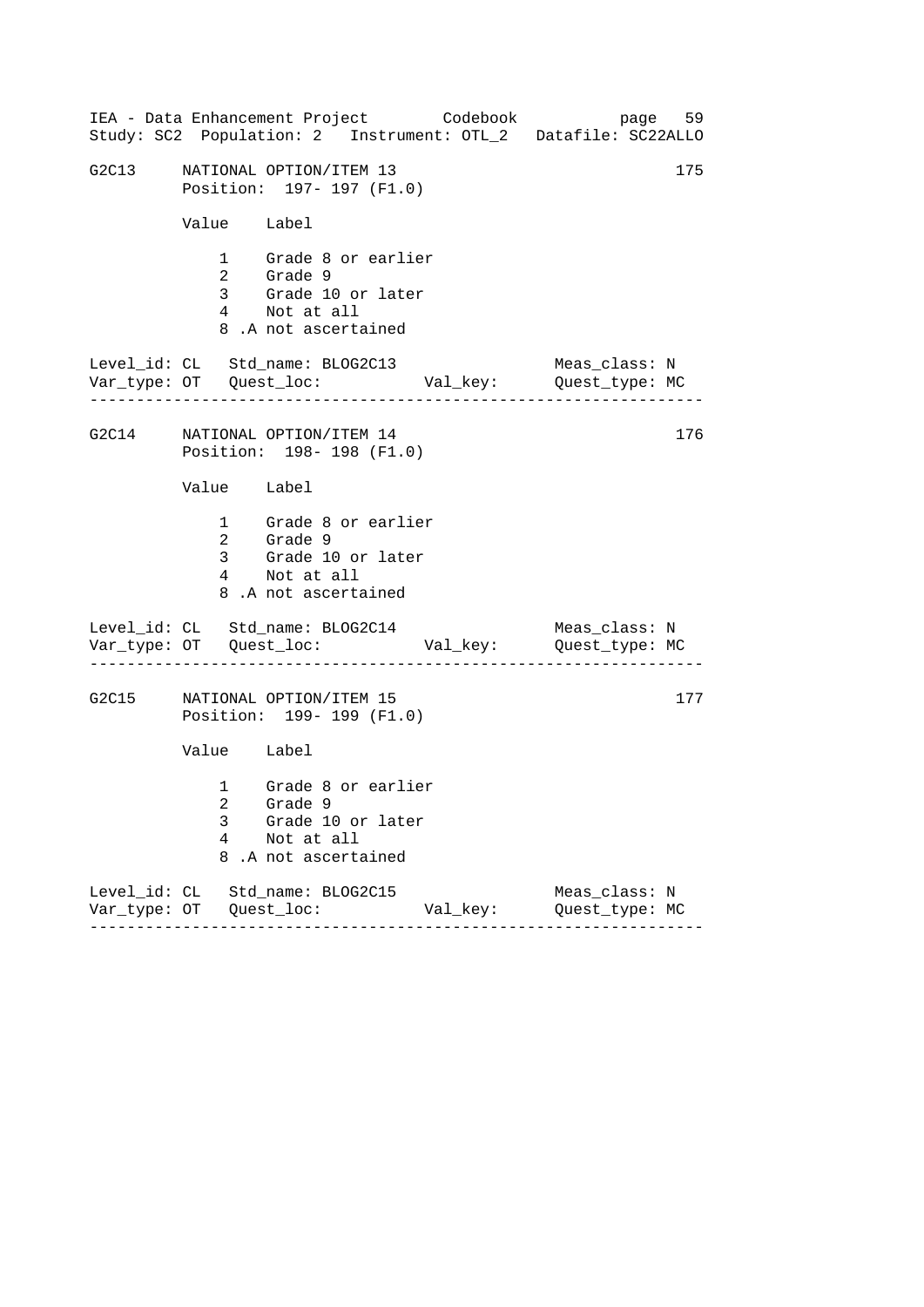G2C13 NATIONAL OPTION/ITEM 13 175
Position: 197- 197 (F1.0)

| Value | Label |
|---|---|
| 1 | Grade 8 or earlier |
| 2 | Grade 9 |
| 3 | Grade 10 or later |
| 4 | Not at all |
| 8 | .A not ascertained |

Level_id: CL Std_name: BLOG2C13 Meas_class: N
Var_type: OT Quest_loc: Val_key: Quest_type: MC

---

G2C14 NATIONAL OPTION/ITEM 14 176
Position: 198- 198 (F1.0)

| Value | Label |
|---|---|
| 1 | Grade 8 or earlier |
| 2 | Grade 9 |
| 3 | Grade 10 or later |
| 4 | Not at all |
| 8 | .A not ascertained |

Level_id: CL Std_name: BLOG2C14 Meas_class: N
Var_type: OT Quest_loc: Val_key: Quest_type: MC

---

G2C15 NATIONAL OPTION/ITEM 15 177
Position: 199- 199 (F1.0)

| Value | Label |
|---|---|
| 1 | Grade 8 or earlier |
| 2 | Grade 9 |
| 3 | Grade 10 or later |
| 4 | Not at all |
| 8 | .A not ascertained |

Level_id: CL Std_name: BLOG2C15 Meas_class: N
Var_type: OT Quest_loc: Val_key: Quest_type: MC

---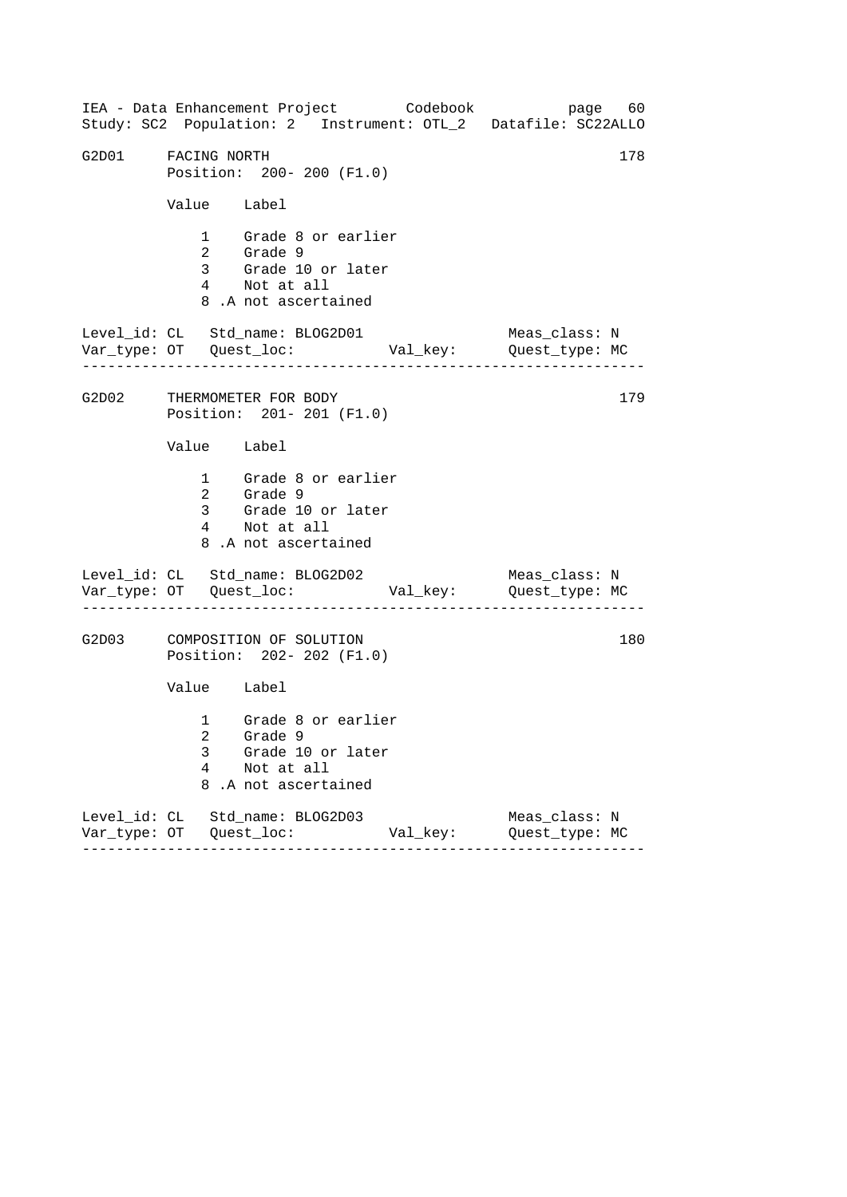IEA - Data Enhancement Project Codebook page 60
Study: SC2 Population: 2 Instrument: OTL_2 Datafile: SC22ALLO

```
G2D01    FACING NORTH                                            178
         Position:  200- 200 (F1.0)

         Value    Label

             1    Grade 8 or earlier
             2    Grade 9
             3    Grade 10 or later
             4    Not at all
             8 .A not ascertained

Level_id: CL   Std_name: BLOG2D01                  Meas_class: N
Var_type: OT   Quest_loc:           Val_key:       Quest_type: MC
-----------------------------------------------------------------

G2D02    THERMOMETER FOR BODY                                    179
         Position:  201- 201 (F1.0)

         Value    Label

             1    Grade 8 or earlier
             2    Grade 9
             3    Grade 10 or later
             4    Not at all
             8 .A not ascertained

Level_id: CL   Std_name: BLOG2D02                  Meas_class: N
Var_type: OT   Quest_loc:           Val_key:       Quest_type: MC
-----------------------------------------------------------------

G2D03    COMPOSITION OF SOLUTION                                 180
         Position:  202- 202 (F1.0)

         Value    Label

             1    Grade 8 or earlier
             2    Grade 9
             3    Grade 10 or later
             4    Not at all
             8 .A not ascertained

Level_id: CL   Std_name: BLOG2D03                  Meas_class: N
Var_type: OT   Quest_loc:           Val_key:       Quest_type: MC
-----------------------------------------------------------------
```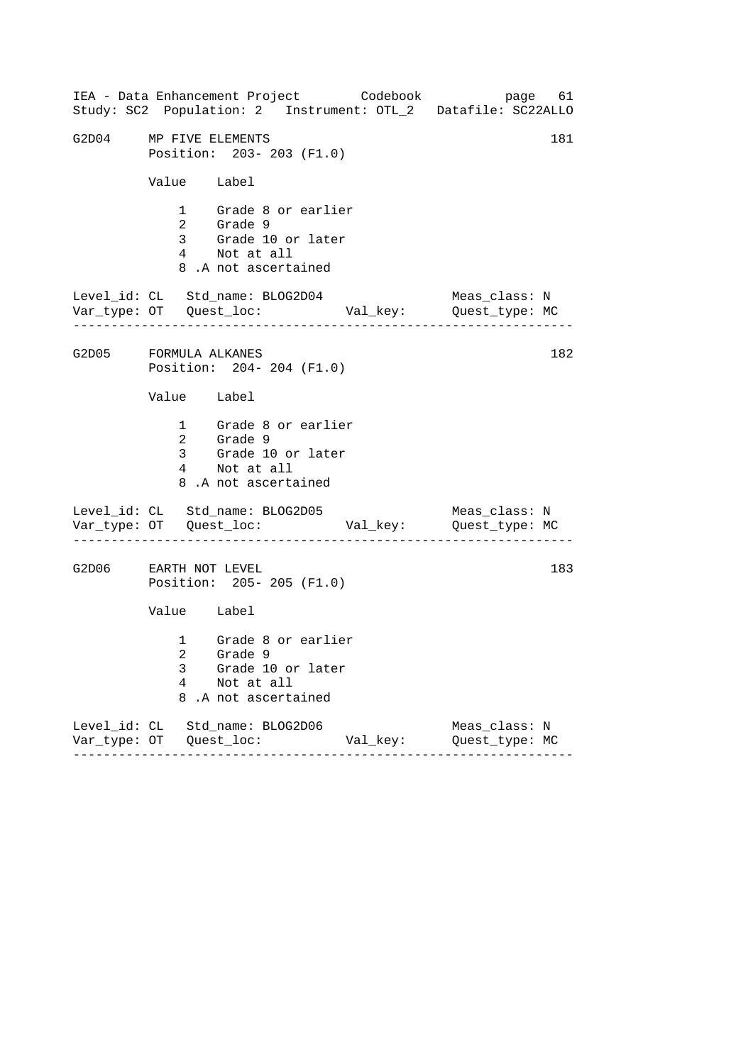IEA - Data Enhancement Project        Codebook           
Study: SC2  Population: 2   Instrument: OTL_2   Datafile: SC22ALLO

```
G2D04     MP FIVE ELEMENTS                                      181
          Position:  203- 203 (F1.0)

          Value    Label

              1    Grade 8 or earlier
              2    Grade 9
              3    Grade 10 or later
              4    Not at all
              8 .A not ascertained

Level_id: CL   Std_name: BLOG2D04                  Meas_class: N
Var_type: OT   Quest_loc:           Val_key:      Quest_type: MC
-----------------------------------------------------------------

G2D05     FORMULA ALKANES                                       182
          Position:  204- 204 (F1.0)

          Value    Label

              1    Grade 8 or earlier
              2    Grade 9
              3    Grade 10 or later
              4    Not at all
              8 .A not ascertained

Level_id: CL   Std_name: BLOG2D05                  Meas_class: N
Var_type: OT   Quest_loc:           Val_key:      Quest_type: MC
-----------------------------------------------------------------

G2D06     EARTH NOT LEVEL                                       183
          Position:  205- 205 (F1.0)

          Value    Label

              1    Grade 8 or earlier
              2    Grade 9
              3    Grade 10 or later
              4    Not at all
              8 .A not ascertained

Level_id: CL   Std_name: BLOG2D06                  Meas_class: N
Var_type: OT   Quest_loc:           Val_key:      Quest_type: MC
-----------------------------------------------------------------
```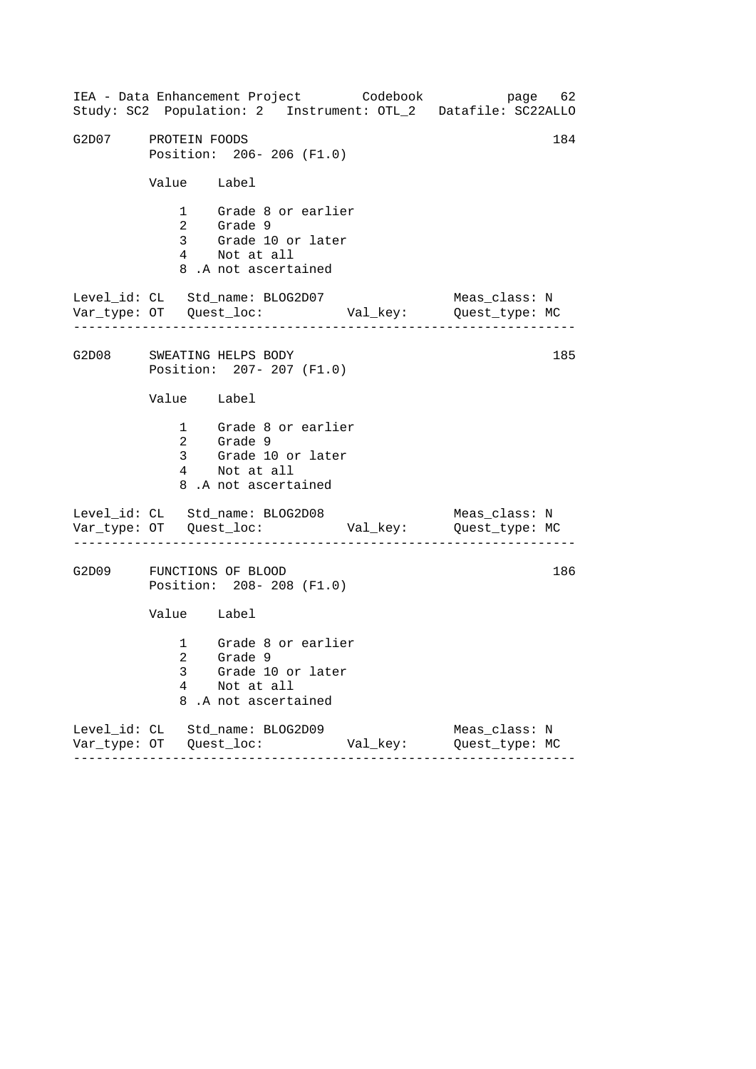## G2D07 PROTEIN FOODS

184

Position: 206- 206 (F1.0)

| Value | Label |
|---|---|
| 1 | Grade 8 or earlier |
| 2 | Grade 9 |
| 3 | Grade 10 or later |
| 4 | Not at all |
| 8 | .A not ascertained |

Level_id: CL   Std_name: BLOG2D07   Meas_class: N
Var_type: OT   Quest_loc:   Val_key:   Quest_type: MC

---

## G2D08 SWEATING HELPS BODY

185

Position: 207- 207 (F1.0)

| Value | Label |
|---|---|
| 1 | Grade 8 or earlier |
| 2 | Grade 9 |
| 3 | Grade 10 or later |
| 4 | Not at all |
| 8 | .A not ascertained |

Level_id: CL   Std_name: BLOG2D08   Meas_class: N
Var_type: OT   Quest_loc:   Val_key:   Quest_type: MC

---

## G2D09 FUNCTIONS OF BLOOD

186

Position: 208- 208 (F1.0)

| Value | Label |
|---|---|
| 1 | Grade 8 or earlier |
| 2 | Grade 9 |
| 3 | Grade 10 or later |
| 4 | Not at all |
| 8 | .A not ascertained |

Level_id: CL   Std_name: BLOG2D09   Meas_class: N
Var_type: OT   Quest_loc:   Val_key:   Quest_type: MC

---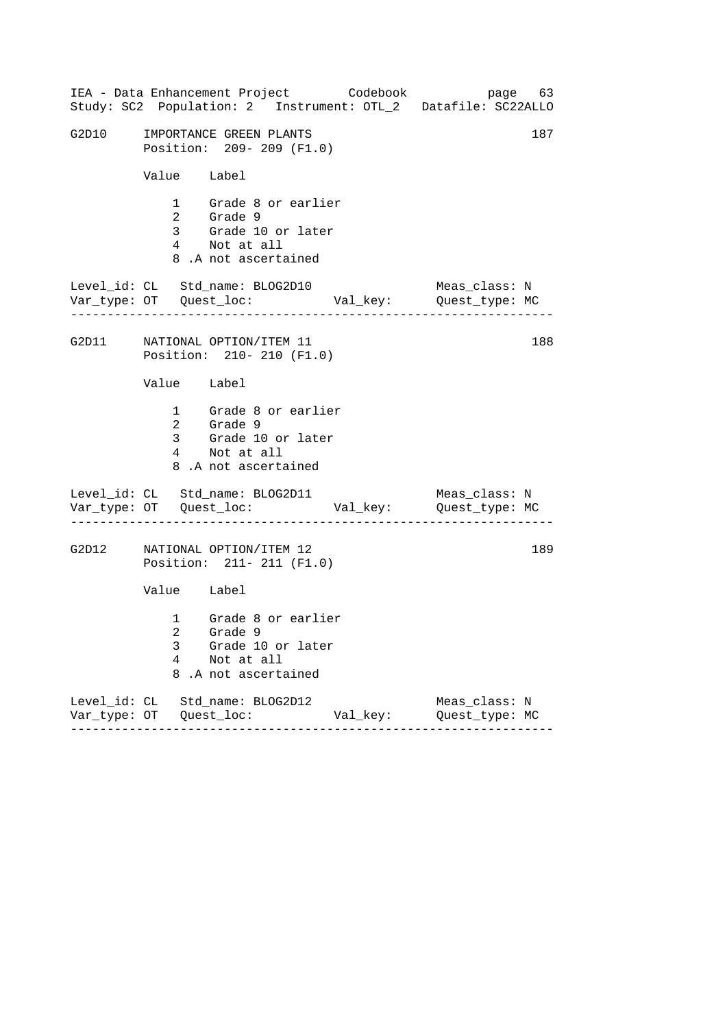G2D10 IMPORTANCE GREEN PLANTS 187

Position: 209- 209 (F1.0)

| Value | Label |
|---|---|
| 1 | Grade 8 or earlier |
| 2 | Grade 9 |
| 3 | Grade 10 or later |
| 4 | Not at all |
| 8 | .A not ascertained |

Level_id: CL Std_name: BLOG2D10 Meas_class: N
Var_type: OT Quest_loc: Val_key: Quest_type: MC

---

G2D11 NATIONAL OPTION/ITEM 11 188

Position: 210- 210 (F1.0)

| Value | Label |
|---|---|
| 1 | Grade 8 or earlier |
| 2 | Grade 9 |
| 3 | Grade 10 or later |
| 4 | Not at all |
| 8 | .A not ascertained |

Level_id: CL Std_name: BLOG2D11 Meas_class: N
Var_type: OT Quest_loc: Val_key: Quest_type: MC

---

G2D12 NATIONAL OPTION/ITEM 12 189

Position: 211- 211 (F1.0)

| Value | Label |
|---|---|
| 1 | Grade 8 or earlier |
| 2 | Grade 9 |
| 3 | Grade 10 or later |
| 4 | Not at all |
| 8 | .A not ascertained |

Level_id: CL Std_name: BLOG2D12 Meas_class: N
Var_type: OT Quest_loc: Val_key: Quest_type: MC

---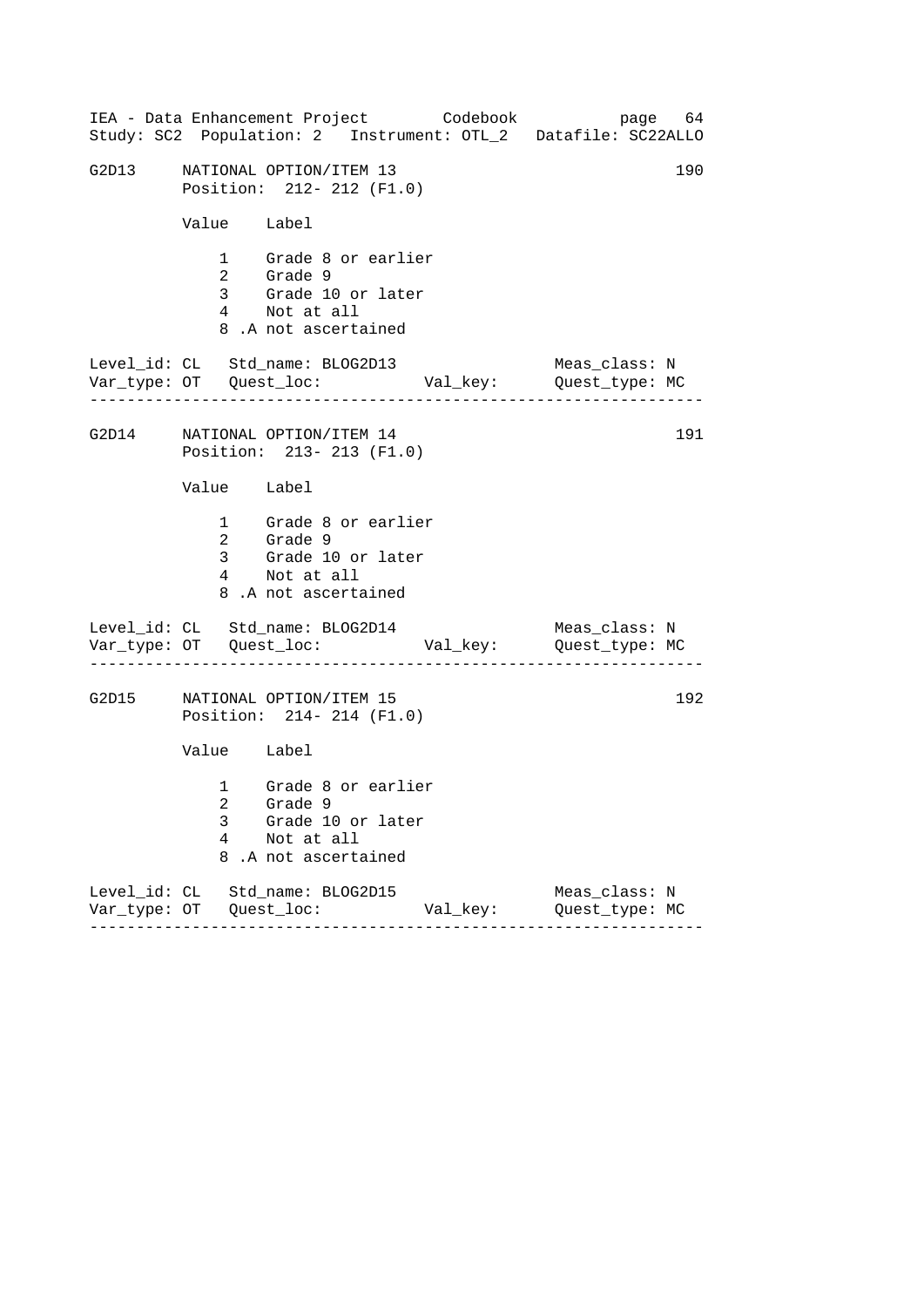G2D13 NATIONAL OPTION/ITEM 13 190
Position: 212- 212 (F1.0)

| Value | Label |
|---|---|
| 1 | Grade 8 or earlier |
| 2 | Grade 9 |
| 3 | Grade 10 or later |
| 4 | Not at all |
| 8 | .A not ascertained |

Level_id: CL Std_name: BLOG2D13 Meas_class: N
Var_type: OT Quest_loc: Val_key: Quest_type: MC

---

G2D14 NATIONAL OPTION/ITEM 14 191
Position: 213- 213 (F1.0)

| Value | Label |
|---|---|
| 1 | Grade 8 or earlier |
| 2 | Grade 9 |
| 3 | Grade 10 or later |
| 4 | Not at all |
| 8 | .A not ascertained |

Level_id: CL Std_name: BLOG2D14 Meas_class: N
Var_type: OT Quest_loc: Val_key: Quest_type: MC

---

G2D15 NATIONAL OPTION/ITEM 15 192
Position: 214- 214 (F1.0)

| Value | Label |
|---|---|
| 1 | Grade 8 or earlier |
| 2 | Grade 9 |
| 3 | Grade 10 or later |
| 4 | Not at all |
| 8 | .A not ascertained |

Level_id: CL Std_name: BLOG2D15 Meas_class: N
Var_type: OT Quest_loc: Val_key: Quest_type: MC

---